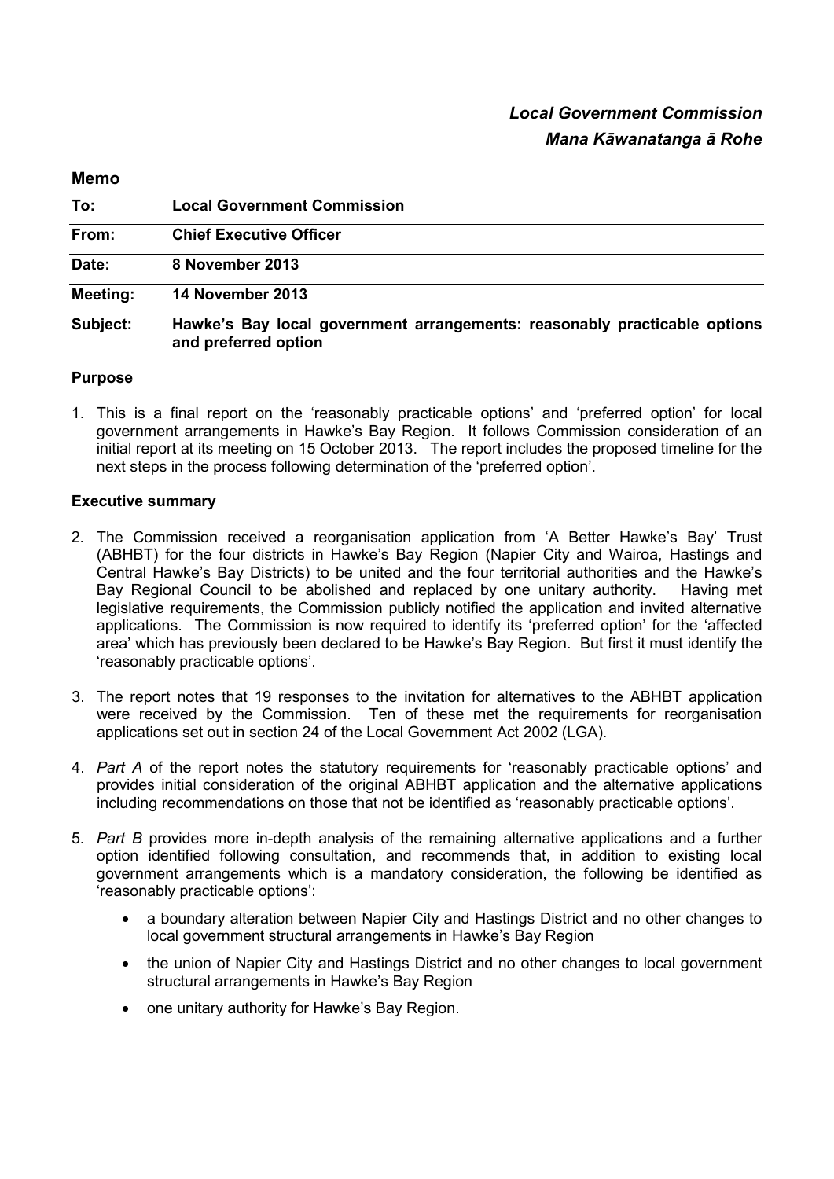*Local Government Commission*
*Mana Kāwanatanga ā Rohe*

## Memo

| | |
|---|---|
| **To:** | **Local Government Commission** |
| **From:** | **Chief Executive Officer** |
| **Date:** | **8 November 2013** |
| **Meeting:** | **14 November 2013** |
| **Subject:** | **Hawke's Bay local government arrangements: reasonably practicable options and preferred option** |

### Purpose

1. This is a final report on the 'reasonably practicable options' and 'preferred option' for local government arrangements in Hawke's Bay Region. It follows Commission consideration of an initial report at its meeting on 15 October 2013. The report includes the proposed timeline for the next steps in the process following determination of the 'preferred option'.

### Executive summary

2. The Commission received a reorganisation application from 'A Better Hawke's Bay' Trust (ABHBT) for the four districts in Hawke's Bay Region (Napier City and Wairoa, Hastings and Central Hawke's Bay Districts) to be united and the four territorial authorities and the Hawke's Bay Regional Council to be abolished and replaced by one unitary authority. Having met legislative requirements, the Commission publicly notified the application and invited alternative applications. The Commission is now required to identify its 'preferred option' for the 'affected area' which has previously been declared to be Hawke's Bay Region. But first it must identify the 'reasonably practicable options'.

3. The report notes that 19 responses to the invitation for alternatives to the ABHBT application were received by the Commission. Ten of these met the requirements for reorganisation applications set out in section 24 of the Local Government Act 2002 (LGA).

4. *Part A* of the report notes the statutory requirements for 'reasonably practicable options' and provides initial consideration of the original ABHBT application and the alternative applications including recommendations on those that not be identified as 'reasonably practicable options'.

5. *Part B* provides more in-depth analysis of the remaining alternative applications and a further option identified following consultation, and recommends that, in addition to existing local government arrangements which is a mandatory consideration, the following be identified as 'reasonably practicable options':

   - a boundary alteration between Napier City and Hastings District and no other changes to local government structural arrangements in Hawke's Bay Region
   - the union of Napier City and Hastings District and no other changes to local government structural arrangements in Hawke's Bay Region
   - one unitary authority for Hawke's Bay Region.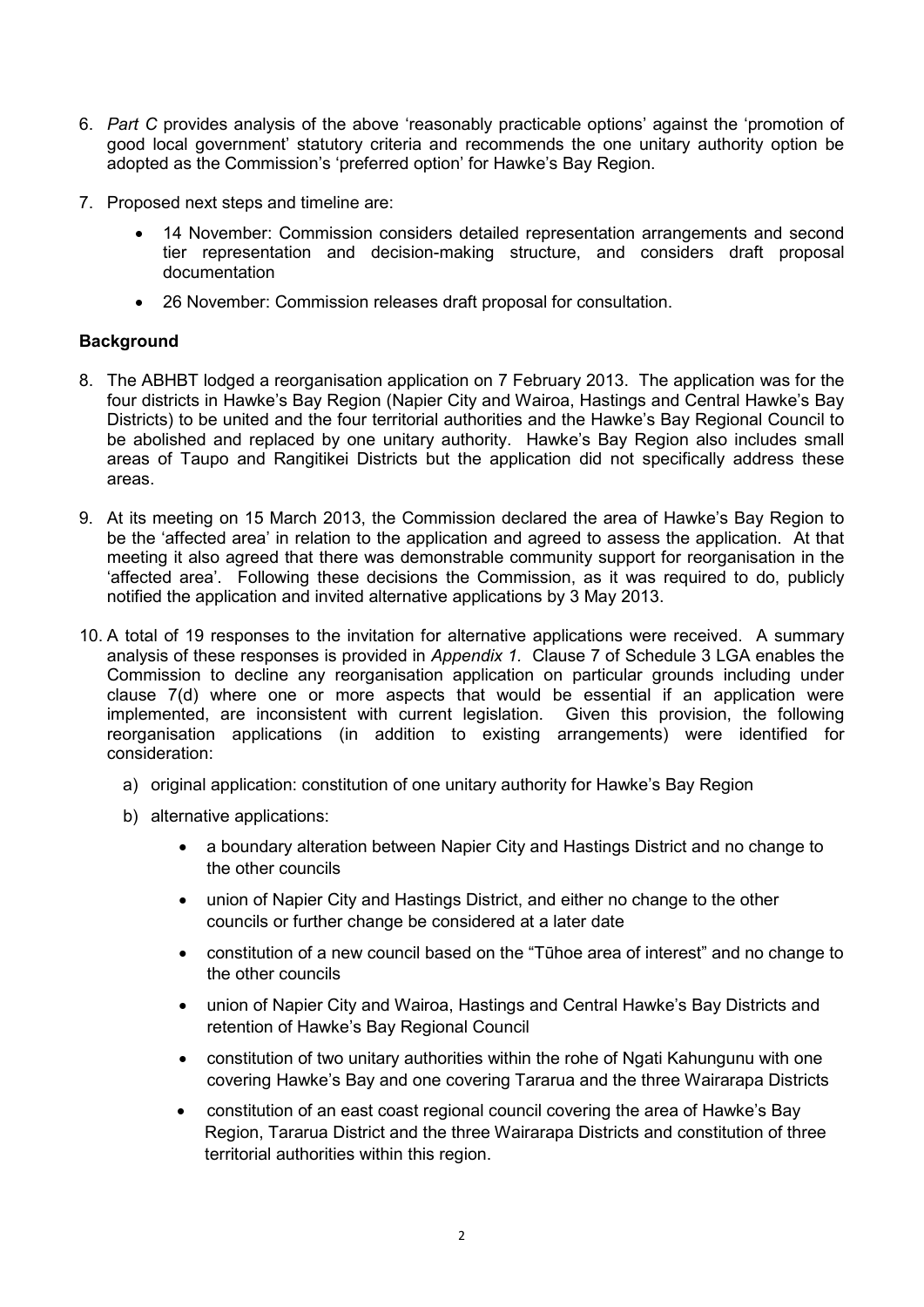6. *Part C* provides analysis of the above 'reasonably practicable options' against the 'promotion of good local government' statutory criteria and recommends the one unitary authority option be adopted as the Commission's 'preferred option' for Hawke's Bay Region.

7. Proposed next steps and timeline are:

   - 14 November: Commission considers detailed representation arrangements and second tier representation and decision-making structure, and considers draft proposal documentation
   - 26 November: Commission releases draft proposal for consultation.

## Background

8. The ABHBT lodged a reorganisation application on 7 February 2013. The application was for the four districts in Hawke's Bay Region (Napier City and Wairoa, Hastings and Central Hawke's Bay Districts) to be united and the four territorial authorities and the Hawke's Bay Regional Council to be abolished and replaced by one unitary authority. Hawke's Bay Region also includes small areas of Taupo and Rangitikei Districts but the application did not specifically address these areas.

9. At its meeting on 15 March 2013, the Commission declared the area of Hawke's Bay Region to be the 'affected area' in relation to the application and agreed to assess the application. At that meeting it also agreed that there was demonstrable community support for reorganisation in the 'affected area'. Following these decisions the Commission, as it was required to do, publicly notified the application and invited alternative applications by 3 May 2013.

10. A total of 19 responses to the invitation for alternative applications were received. A summary analysis of these responses is provided in *Appendix 1*. Clause 7 of Schedule 3 LGA enables the Commission to decline any reorganisation application on particular grounds including under clause 7(d) where one or more aspects that would be essential if an application were implemented, are inconsistent with current legislation. Given this provision, the following reorganisation applications (in addition to existing arrangements) were identified for consideration:

    a) original application: constitution of one unitary authority for Hawke's Bay Region

    b) alternative applications:

       - a boundary alteration between Napier City and Hastings District and no change to the other councils
       - union of Napier City and Hastings District, and either no change to the other councils or further change be considered at a later date
       - constitution of a new council based on the "Tūhoe area of interest" and no change to the other councils
       - union of Napier City and Wairoa, Hastings and Central Hawke's Bay Districts and retention of Hawke's Bay Regional Council
       - constitution of two unitary authorities within the rohe of Ngati Kahungunu with one covering Hawke's Bay and one covering Tararua and the three Wairarapa Districts
       - constitution of an east coast regional council covering the area of Hawke's Bay Region, Tararua District and the three Wairarapa Districts and constitution of three territorial authorities within this region.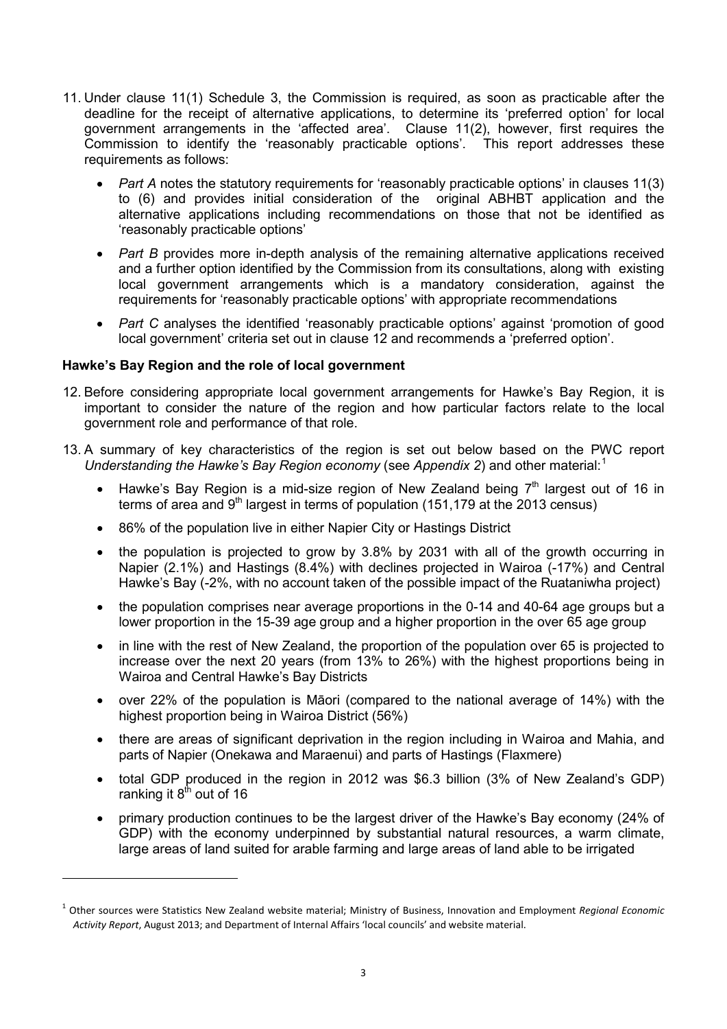11. Under clause 11(1) Schedule 3, the Commission is required, as soon as practicable after the deadline for the receipt of alternative applications, to determine its 'preferred option' for local government arrangements in the 'affected area'. Clause 11(2), however, first requires the Commission to identify the 'reasonably practicable options'. This report addresses these requirements as follows:

    - *Part A* notes the statutory requirements for 'reasonably practicable options' in clauses 11(3) to (6) and provides initial consideration of the original ABHBT application and the alternative applications including recommendations on those that not be identified as 'reasonably practicable options'
    - *Part B* provides more in-depth analysis of the remaining alternative applications received and a further option identified by the Commission from its consultations, along with existing local government arrangements which is a mandatory consideration, against the requirements for 'reasonably practicable options' with appropriate recommendations
    - *Part C* analyses the identified 'reasonably practicable options' against 'promotion of good local government' criteria set out in clause 12 and recommends a 'preferred option'.

**Hawke's Bay Region and the role of local government**

12. Before considering appropriate local government arrangements for Hawke's Bay Region, it is important to consider the nature of the region and how particular factors relate to the local government role and performance of that role.

13. A summary of key characteristics of the region is set out below based on the PWC report *Understanding the Hawke's Bay Region economy* (see *Appendix 2*) and other material:[1]

    - Hawke's Bay Region is a mid-size region of New Zealand being 7th largest out of 16 in terms of area and 9th largest in terms of population (151,179 at the 2013 census)
    - 86% of the population live in either Napier City or Hastings District
    - the population is projected to grow by 3.8% by 2031 with all of the growth occurring in Napier (2.1%) and Hastings (8.4%) with declines projected in Wairoa (-17%) and Central Hawke's Bay (-2%, with no account taken of the possible impact of the Ruataniwha project)
    - the population comprises near average proportions in the 0-14 and 40-64 age groups but a lower proportion in the 15-39 age group and a higher proportion in the over 65 age group
    - in line with the rest of New Zealand, the proportion of the population over 65 is projected to increase over the next 20 years (from 13% to 26%) with the highest proportions being in Wairoa and Central Hawke's Bay Districts
    - over 22% of the population is Māori (compared to the national average of 14%) with the highest proportion being in Wairoa District (56%)
    - there are areas of significant deprivation in the region including in Wairoa and Mahia, and parts of Napier (Onekawa and Maraenui) and parts of Hastings (Flaxmere)
    - total GDP produced in the region in 2012 was $6.3 billion (3% of New Zealand's GDP) ranking it 8th out of 16
    - primary production continues to be the largest driver of the Hawke's Bay economy (24% of GDP) with the economy underpinned by substantial natural resources, a warm climate, large areas of land suited for arable farming and large areas of land able to be irrigated

---

[1] Other sources were Statistics New Zealand website material; Ministry of Business, Innovation and Employment *Regional Economic Activity Report*, August 2013; and Department of Internal Affairs 'local councils' and website material.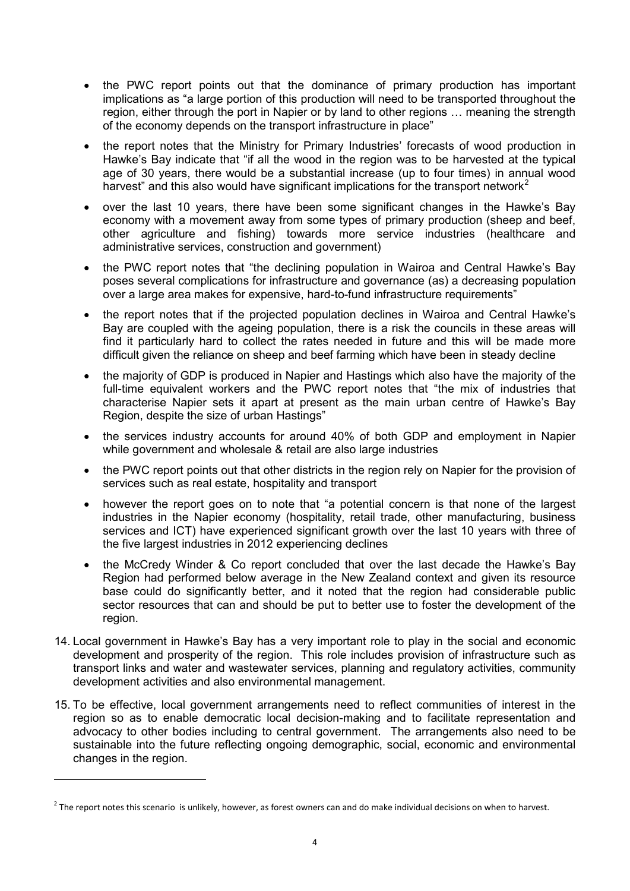- the PWC report points out that the dominance of primary production has important implications as "a large portion of this production will need to be transported throughout the region, either through the port in Napier or by land to other regions … meaning the strength of the economy depends on the transport infrastructure in place"
- the report notes that the Ministry for Primary Industries' forecasts of wood production in Hawke's Bay indicate that "if all the wood in the region was to be harvested at the typical age of 30 years, there would be a substantial increase (up to four times) in annual wood harvest" and this also would have significant implications for the transport network[2]
- over the last 10 years, there have been some significant changes in the Hawke's Bay economy with a movement away from some types of primary production (sheep and beef, other agriculture and fishing) towards more service industries (healthcare and administrative services, construction and government)
- the PWC report notes that "the declining population in Wairoa and Central Hawke's Bay poses several complications for infrastructure and governance (as) a decreasing population over a large area makes for expensive, hard-to-fund infrastructure requirements"
- the report notes that if the projected population declines in Wairoa and Central Hawke's Bay are coupled with the ageing population, there is a risk the councils in these areas will find it particularly hard to collect the rates needed in future and this will be made more difficult given the reliance on sheep and beef farming which have been in steady decline
- the majority of GDP is produced in Napier and Hastings which also have the majority of the full-time equivalent workers and the PWC report notes that "the mix of industries that characterise Napier sets it apart at present as the main urban centre of Hawke's Bay Region, despite the size of urban Hastings"
- the services industry accounts for around 40% of both GDP and employment in Napier while government and wholesale & retail are also large industries
- the PWC report points out that other districts in the region rely on Napier for the provision of services such as real estate, hospitality and transport
- however the report goes on to note that "a potential concern is that none of the largest industries in the Napier economy (hospitality, retail trade, other manufacturing, business services and ICT) have experienced significant growth over the last 10 years with three of the five largest industries in 2012 experiencing declines
- the McCredy Winder & Co report concluded that over the last decade the Hawke's Bay Region had performed below average in the New Zealand context and given its resource base could do significantly better, and it noted that the region had considerable public sector resources that can and should be put to better use to foster the development of the region.

14. Local government in Hawke's Bay has a very important role to play in the social and economic development and prosperity of the region. This role includes provision of infrastructure such as transport links and water and wastewater services, planning and regulatory activities, community development activities and also environmental management.

15. To be effective, local government arrangements need to reflect communities of interest in the region so as to enable democratic local decision-making and to facilitate representation and advocacy to other bodies including to central government. The arrangements also need to be sustainable into the future reflecting ongoing demographic, social, economic and environmental changes in the region.

---

[2] The report notes this scenario is unlikely, however, as forest owners can and do make individual decisions on when to harvest.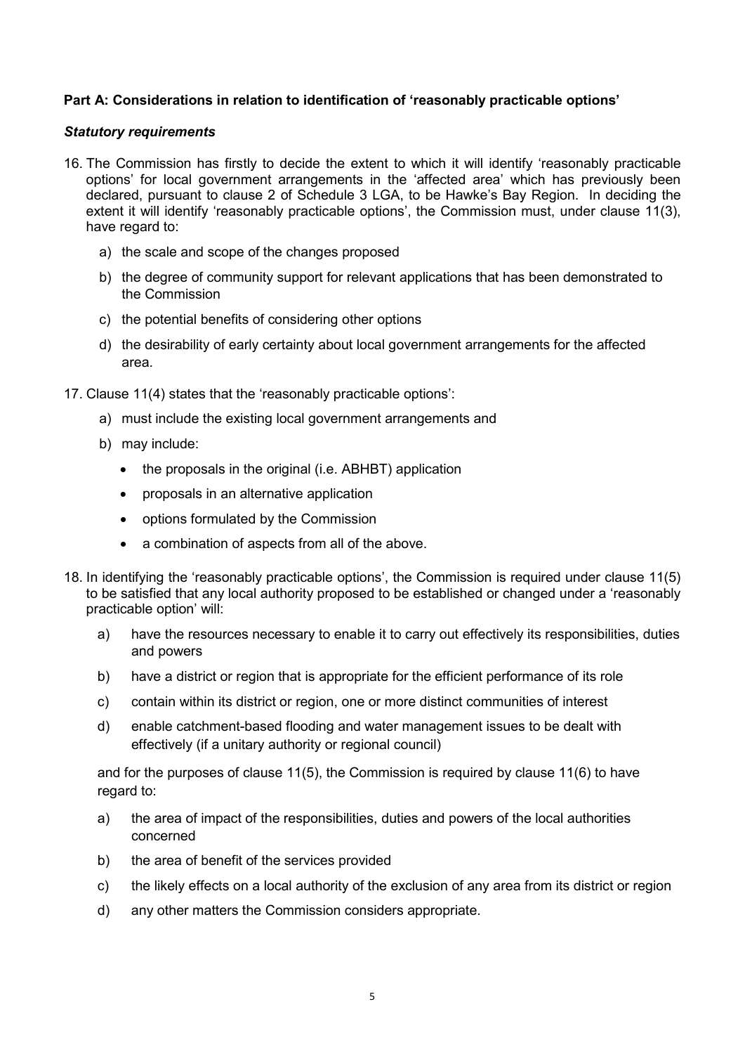**Part A: Considerations in relation to identification of 'reasonably practicable options'**

***Statutory requirements***

16. The Commission has firstly to decide the extent to which it will identify 'reasonably practicable options' for local government arrangements in the 'affected area' which has previously been declared, pursuant to clause 2 of Schedule 3 LGA, to be Hawke's Bay Region. In deciding the extent it will identify 'reasonably practicable options', the Commission must, under clause 11(3), have regard to:

    a) the scale and scope of the changes proposed
    b) the degree of community support for relevant applications that has been demonstrated to the Commission
    c) the potential benefits of considering other options
    d) the desirability of early certainty about local government arrangements for the affected area.

17. Clause 11(4) states that the 'reasonably practicable options':

    a) must include the existing local government arrangements and
    b) may include:
        - the proposals in the original (i.e. ABHBT) application
        - proposals in an alternative application
        - options formulated by the Commission
        - a combination of aspects from all of the above.

18. In identifying the 'reasonably practicable options', the Commission is required under clause 11(5) to be satisfied that any local authority proposed to be established or changed under a 'reasonably practicable option' will:

    a) have the resources necessary to enable it to carry out effectively its responsibilities, duties and powers
    b) have a district or region that is appropriate for the efficient performance of its role
    c) contain within its district or region, one or more distinct communities of interest
    d) enable catchment-based flooding and water management issues to be dealt with effectively (if a unitary authority or regional council)

    and for the purposes of clause 11(5), the Commission is required by clause 11(6) to have regard to:

    a) the area of impact of the responsibilities, duties and powers of the local authorities concerned
    b) the area of benefit of the services provided
    c) the likely effects on a local authority of the exclusion of any area from its district or region
    d) any other matters the Commission considers appropriate.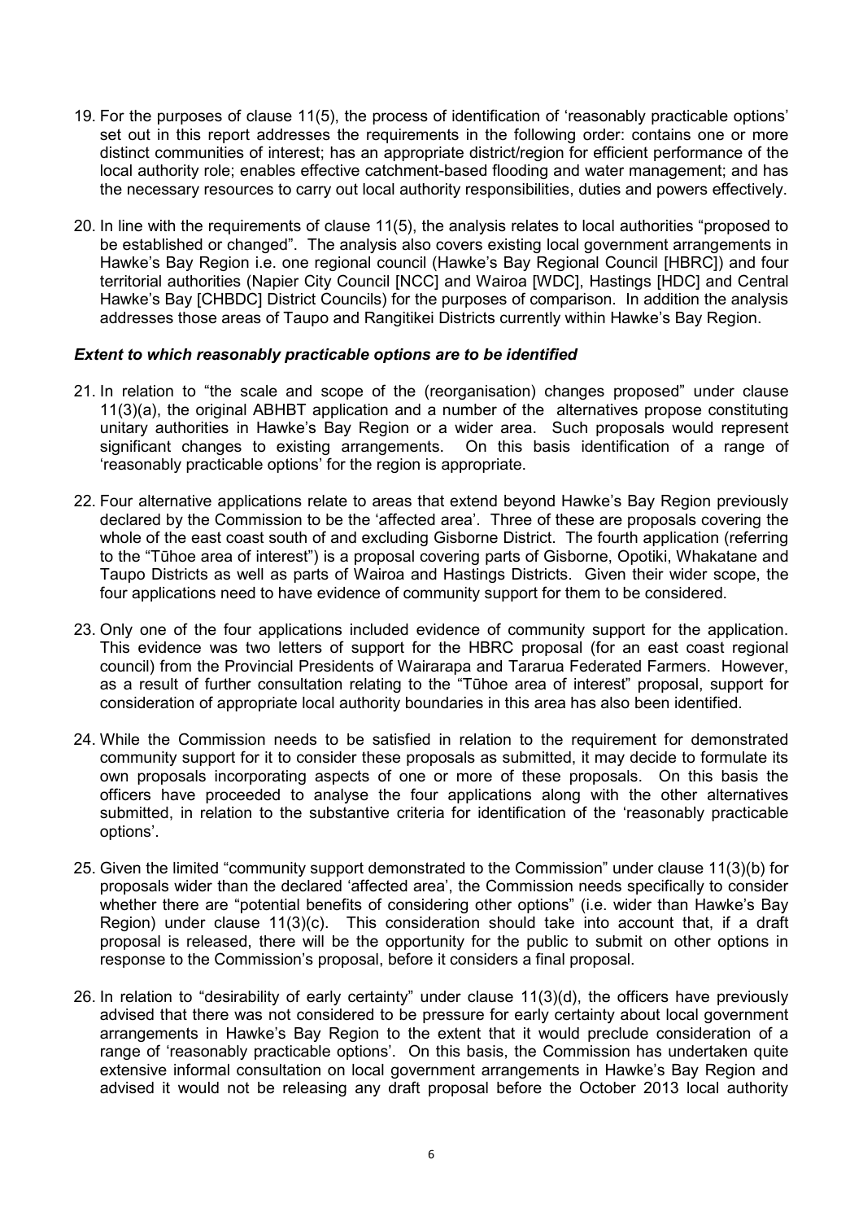19. For the purposes of clause 11(5), the process of identification of 'reasonably practicable options' set out in this report addresses the requirements in the following order: contains one or more distinct communities of interest; has an appropriate district/region for efficient performance of the local authority role; enables effective catchment-based flooding and water management; and has the necessary resources to carry out local authority responsibilities, duties and powers effectively.

20. In line with the requirements of clause 11(5), the analysis relates to local authorities "proposed to be established or changed". The analysis also covers existing local government arrangements in Hawke's Bay Region i.e. one regional council (Hawke's Bay Regional Council [HBRC]) and four territorial authorities (Napier City Council [NCC] and Wairoa [WDC], Hastings [HDC] and Central Hawke's Bay [CHBDC] District Councils) for the purposes of comparison. In addition the analysis addresses those areas of Taupo and Rangitikei Districts currently within Hawke's Bay Region.

### *Extent to which reasonably practicable options are to be identified*

21. In relation to "the scale and scope of the (reorganisation) changes proposed" under clause 11(3)(a), the original ABHBT application and a number of the alternatives propose constituting unitary authorities in Hawke's Bay Region or a wider area. Such proposals would represent significant changes to existing arrangements. On this basis identification of a range of 'reasonably practicable options' for the region is appropriate.

22. Four alternative applications relate to areas that extend beyond Hawke's Bay Region previously declared by the Commission to be the 'affected area'. Three of these are proposals covering the whole of the east coast south of and excluding Gisborne District. The fourth application (referring to the "Tūhoe area of interest") is a proposal covering parts of Gisborne, Opotiki, Whakatane and Taupo Districts as well as parts of Wairoa and Hastings Districts. Given their wider scope, the four applications need to have evidence of community support for them to be considered.

23. Only one of the four applications included evidence of community support for the application. This evidence was two letters of support for the HBRC proposal (for an east coast regional council) from the Provincial Presidents of Wairarapa and Tararua Federated Farmers. However, as a result of further consultation relating to the "Tūhoe area of interest" proposal, support for consideration of appropriate local authority boundaries in this area has also been identified.

24. While the Commission needs to be satisfied in relation to the requirement for demonstrated community support for it to consider these proposals as submitted, it may decide to formulate its own proposals incorporating aspects of one or more of these proposals. On this basis the officers have proceeded to analyse the four applications along with the other alternatives submitted, in relation to the substantive criteria for identification of the 'reasonably practicable options'.

25. Given the limited "community support demonstrated to the Commission" under clause 11(3)(b) for proposals wider than the declared 'affected area', the Commission needs specifically to consider whether there are "potential benefits of considering other options" (i.e. wider than Hawke's Bay Region) under clause 11(3)(c). This consideration should take into account that, if a draft proposal is released, there will be the opportunity for the public to submit on other options in response to the Commission's proposal, before it considers a final proposal.

26. In relation to "desirability of early certainty" under clause 11(3)(d), the officers have previously advised that there was not considered to be pressure for early certainty about local government arrangements in Hawke's Bay Region to the extent that it would preclude consideration of a range of 'reasonably practicable options'. On this basis, the Commission has undertaken quite extensive informal consultation on local government arrangements in Hawke's Bay Region and advised it would not be releasing any draft proposal before the October 2013 local authority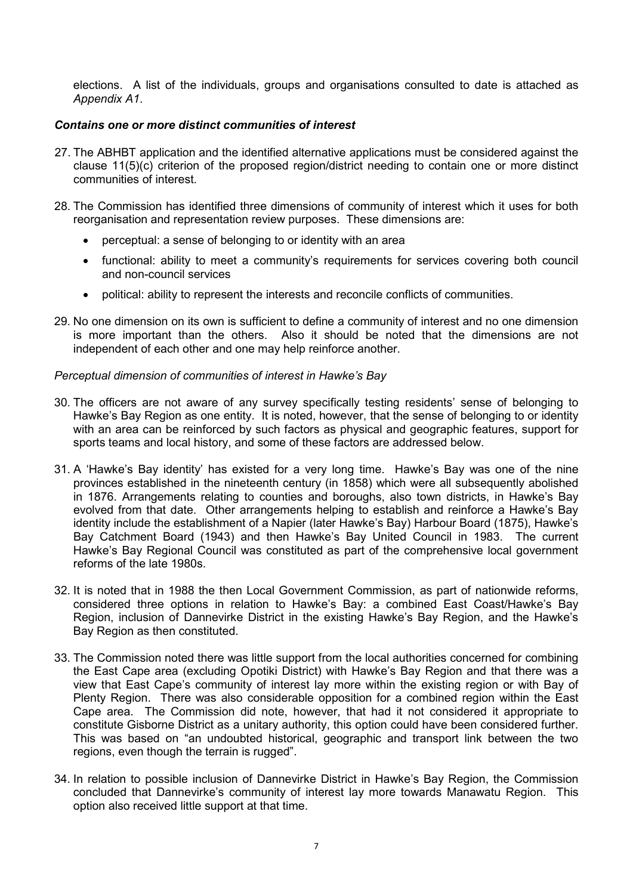elections. A list of the individuals, groups and organisations consulted to date is attached as *Appendix A1*.

### *Contains one or more distinct communities of interest*

27. The ABHBT application and the identified alternative applications must be considered against the clause 11(5)(c) criterion of the proposed region/district needing to contain one or more distinct communities of interest.

28. The Commission has identified three dimensions of community of interest which it uses for both reorganisation and representation review purposes. These dimensions are:

    - perceptual: a sense of belonging to or identity with an area
    - functional: ability to meet a community's requirements for services covering both council and non-council services
    - political: ability to represent the interests and reconcile conflicts of communities.

29. No one dimension on its own is sufficient to define a community of interest and no one dimension is more important than the others. Also it should be noted that the dimensions are not independent of each other and one may help reinforce another.

*Perceptual dimension of communities of interest in Hawke's Bay*

30. The officers are not aware of any survey specifically testing residents' sense of belonging to Hawke's Bay Region as one entity. It is noted, however, that the sense of belonging to or identity with an area can be reinforced by such factors as physical and geographic features, support for sports teams and local history, and some of these factors are addressed below.

31. A 'Hawke's Bay identity' has existed for a very long time. Hawke's Bay was one of the nine provinces established in the nineteenth century (in 1858) which were all subsequently abolished in 1876. Arrangements relating to counties and boroughs, also town districts, in Hawke's Bay evolved from that date. Other arrangements helping to establish and reinforce a Hawke's Bay identity include the establishment of a Napier (later Hawke's Bay) Harbour Board (1875), Hawke's Bay Catchment Board (1943) and then Hawke's Bay United Council in 1983. The current Hawke's Bay Regional Council was constituted as part of the comprehensive local government reforms of the late 1980s.

32. It is noted that in 1988 the then Local Government Commission, as part of nationwide reforms, considered three options in relation to Hawke's Bay: a combined East Coast/Hawke's Bay Region, inclusion of Dannevirke District in the existing Hawke's Bay Region, and the Hawke's Bay Region as then constituted.

33. The Commission noted there was little support from the local authorities concerned for combining the East Cape area (excluding Opotiki District) with Hawke's Bay Region and that there was a view that East Cape's community of interest lay more within the existing region or with Bay of Plenty Region. There was also considerable opposition for a combined region within the East Cape area. The Commission did note, however, that had it not considered it appropriate to constitute Gisborne District as a unitary authority, this option could have been considered further. This was based on "an undoubted historical, geographic and transport link between the two regions, even though the terrain is rugged".

34. In relation to possible inclusion of Dannevirke District in Hawke's Bay Region, the Commission concluded that Dannevirke's community of interest lay more towards Manawatu Region. This option also received little support at that time.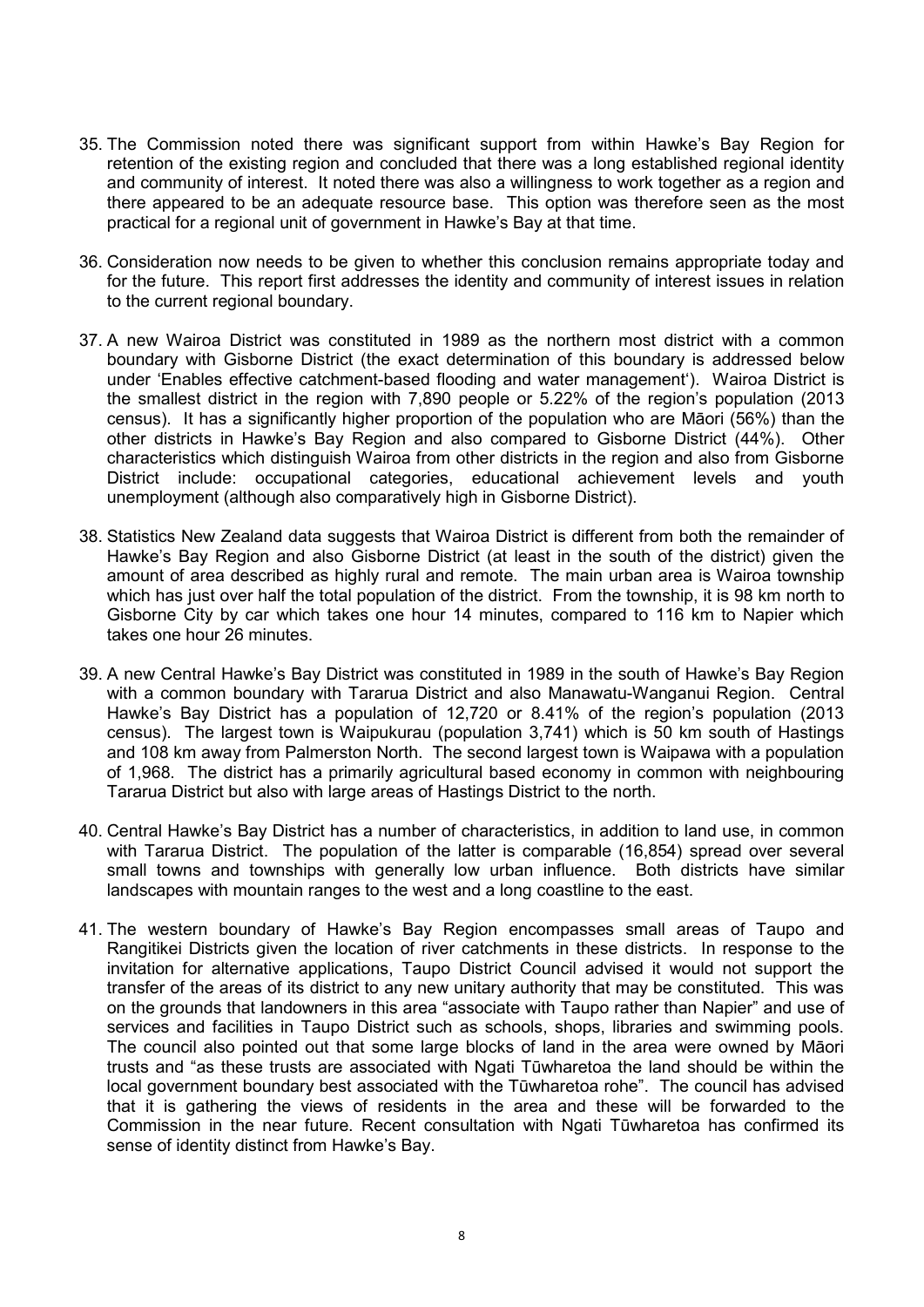35. The Commission noted there was significant support from within Hawke's Bay Region for retention of the existing region and concluded that there was a long established regional identity and community of interest. It noted there was also a willingness to work together as a region and there appeared to be an adequate resource base. This option was therefore seen as the most practical for a regional unit of government in Hawke's Bay at that time.

36. Consideration now needs to be given to whether this conclusion remains appropriate today and for the future. This report first addresses the identity and community of interest issues in relation to the current regional boundary.

37. A new Wairoa District was constituted in 1989 as the northern most district with a common boundary with Gisborne District (the exact determination of this boundary is addressed below under 'Enables effective catchment-based flooding and water management'). Wairoa District is the smallest district in the region with 7,890 people or 5.22% of the region's population (2013 census). It has a significantly higher proportion of the population who are Māori (56%) than the other districts in Hawke's Bay Region and also compared to Gisborne District (44%). Other characteristics which distinguish Wairoa from other districts in the region and also from Gisborne District include: occupational categories, educational achievement levels and youth unemployment (although also comparatively high in Gisborne District).

38. Statistics New Zealand data suggests that Wairoa District is different from both the remainder of Hawke's Bay Region and also Gisborne District (at least in the south of the district) given the amount of area described as highly rural and remote. The main urban area is Wairoa township which has just over half the total population of the district. From the township, it is 98 km north to Gisborne City by car which takes one hour 14 minutes, compared to 116 km to Napier which takes one hour 26 minutes.

39. A new Central Hawke's Bay District was constituted in 1989 in the south of Hawke's Bay Region with a common boundary with Tararua District and also Manawatu-Wanganui Region. Central Hawke's Bay District has a population of 12,720 or 8.41% of the region's population (2013 census). The largest town is Waipukurau (population 3,741) which is 50 km south of Hastings and 108 km away from Palmerston North. The second largest town is Waipawa with a population of 1,968. The district has a primarily agricultural based economy in common with neighbouring Tararua District but also with large areas of Hastings District to the north.

40. Central Hawke's Bay District has a number of characteristics, in addition to land use, in common with Tararua District. The population of the latter is comparable (16,854) spread over several small towns and townships with generally low urban influence. Both districts have similar landscapes with mountain ranges to the west and a long coastline to the east.

41. The western boundary of Hawke's Bay Region encompasses small areas of Taupo and Rangitikei Districts given the location of river catchments in these districts. In response to the invitation for alternative applications, Taupo District Council advised it would not support the transfer of the areas of its district to any new unitary authority that may be constituted. This was on the grounds that landowners in this area "associate with Taupo rather than Napier" and use of services and facilities in Taupo District such as schools, shops, libraries and swimming pools. The council also pointed out that some large blocks of land in the area were owned by Māori trusts and "as these trusts are associated with Ngati Tūwharetoa the land should be within the local government boundary best associated with the Tūwharetoa rohe". The council has advised that it is gathering the views of residents in the area and these will be forwarded to the Commission in the near future. Recent consultation with Ngati Tūwharetoa has confirmed its sense of identity distinct from Hawke's Bay.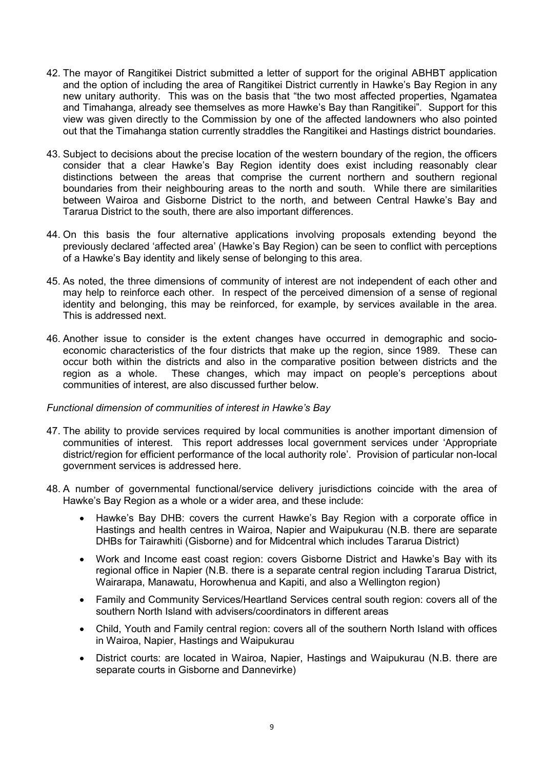42. The mayor of Rangitikei District submitted a letter of support for the original ABHBT application and the option of including the area of Rangitikei District currently in Hawke's Bay Region in any new unitary authority. This was on the basis that "the two most affected properties, Ngamatea and Timahanga, already see themselves as more Hawke's Bay than Rangitikei". Support for this view was given directly to the Commission by one of the affected landowners who also pointed out that the Timahanga station currently straddles the Rangitikei and Hastings district boundaries.

43. Subject to decisions about the precise location of the western boundary of the region, the officers consider that a clear Hawke's Bay Region identity does exist including reasonably clear distinctions between the areas that comprise the current northern and southern regional boundaries from their neighbouring areas to the north and south. While there are similarities between Wairoa and Gisborne District to the north, and between Central Hawke's Bay and Tararua District to the south, there are also important differences.

44. On this basis the four alternative applications involving proposals extending beyond the previously declared 'affected area' (Hawke's Bay Region) can be seen to conflict with perceptions of a Hawke's Bay identity and likely sense of belonging to this area.

45. As noted, the three dimensions of community of interest are not independent of each other and may help to reinforce each other. In respect of the perceived dimension of a sense of regional identity and belonging, this may be reinforced, for example, by services available in the area. This is addressed next.

46. Another issue to consider is the extent changes have occurred in demographic and socio-economic characteristics of the four districts that make up the region, since 1989. These can occur both within the districts and also in the comparative position between districts and the region as a whole. These changes, which may impact on people's perceptions about communities of interest, are also discussed further below.

*Functional dimension of communities of interest in Hawke's Bay*

47. The ability to provide services required by local communities is another important dimension of communities of interest. This report addresses local government services under 'Appropriate district/region for efficient performance of the local authority role'. Provision of particular non-local government services is addressed here.

48. A number of governmental functional/service delivery jurisdictions coincide with the area of Hawke's Bay Region as a whole or a wider area, and these include:

    - Hawke's Bay DHB: covers the current Hawke's Bay Region with a corporate office in Hastings and health centres in Wairoa, Napier and Waipukurau (N.B. there are separate DHBs for Tairawhiti (Gisborne) and for Midcentral which includes Tararua District)
    - Work and Income east coast region: covers Gisborne District and Hawke's Bay with its regional office in Napier (N.B. there is a separate central region including Tararua District, Wairarapa, Manawatu, Horowhenua and Kapiti, and also a Wellington region)
    - Family and Community Services/Heartland Services central south region: covers all of the southern North Island with advisers/coordinators in different areas
    - Child, Youth and Family central region: covers all of the southern North Island with offices in Wairoa, Napier, Hastings and Waipukurau
    - District courts: are located in Wairoa, Napier, Hastings and Waipukurau (N.B. there are separate courts in Gisborne and Dannevirke)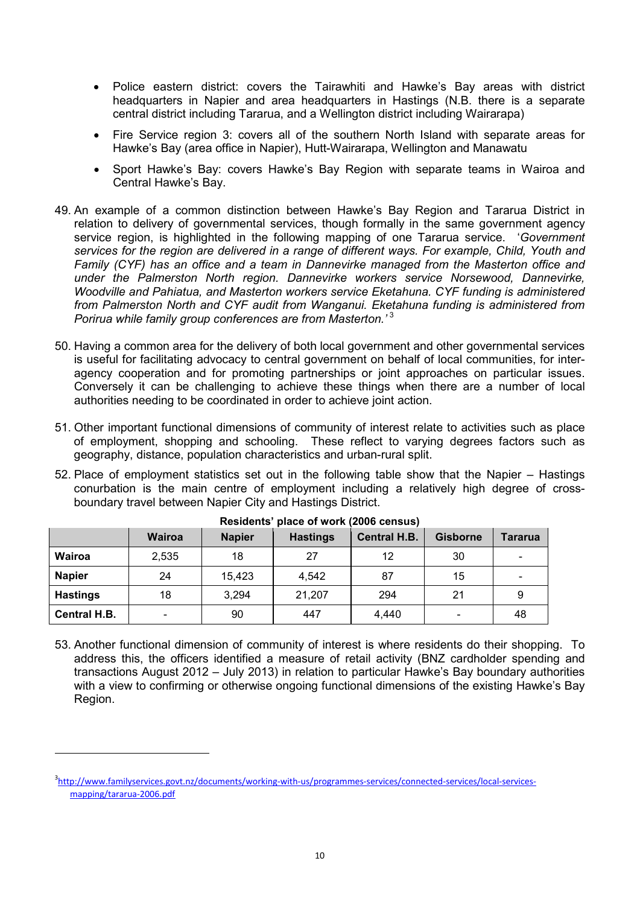- Police eastern district: covers the Tairawhiti and Hawke's Bay areas with district headquarters in Napier and area headquarters in Hastings (N.B. there is a separate central district including Tararua, and a Wellington district including Wairarapa)
- Fire Service region 3: covers all of the southern North Island with separate areas for Hawke's Bay (area office in Napier), Hutt-Wairarapa, Wellington and Manawatu
- Sport Hawke's Bay: covers Hawke's Bay Region with separate teams in Wairoa and Central Hawke's Bay.

49. An example of a common distinction between Hawke's Bay Region and Tararua District in relation to delivery of governmental services, though formally in the same government agency service region, is highlighted in the following mapping of one Tararua service. '*Government services for the region are delivered in a range of different ways. For example, Child, Youth and Family (CYF) has an office and a team in Dannevirke managed from the Masterton office and under the Palmerston North region. Dannevirke workers service Norsewood, Dannevirke, Woodville and Pahiatua, and Masterton workers service Eketahuna. CYF funding is administered from Palmerston North and CYF audit from Wanganui. Eketahuna funding is administered from Porirua while family group conferences are from Masterton.'*[3]

50. Having a common area for the delivery of both local government and other governmental services is useful for facilitating advocacy to central government on behalf of local communities, for inter-agency cooperation and for promoting partnerships or joint approaches on particular issues. Conversely it can be challenging to achieve these things when there are a number of local authorities needing to be coordinated in order to achieve joint action.

51. Other important functional dimensions of community of interest relate to activities such as place of employment, shopping and schooling. These reflect to varying degrees factors such as geography, distance, population characteristics and urban-rural split.

52. Place of employment statistics set out in the following table show that the Napier – Hastings conurbation is the main centre of employment including a relatively high degree of cross-boundary travel between Napier City and Hastings District.

**Residents' place of work (2006 census)**

| | Wairoa | Napier | Hastings | Central H.B. | Gisborne | Tararua |
|---|---|---|---|---|---|---|
| **Wairoa** | 2,535 | 18 | 27 | 12 | 30 | - |
| **Napier** | 24 | 15,423 | 4,542 | 87 | 15 | - |
| **Hastings** | 18 | 3,294 | 21,207 | 294 | 21 | 9 |
| **Central H.B.** | - | 90 | 447 | 4,440 | - | 48 |

53. Another functional dimension of community of interest is where residents do their shopping. To address this, the officers identified a measure of retail activity (BNZ cardholder spending and transactions August 2012 – July 2013) in relation to particular Hawke's Bay boundary authorities with a view to confirming or otherwise ongoing functional dimensions of the existing Hawke's Bay Region.

---

[3] http://www.familyservices.govt.nz/documents/working-with-us/programmes-services/connected-services/local-services-mapping/tararua-2006.pdf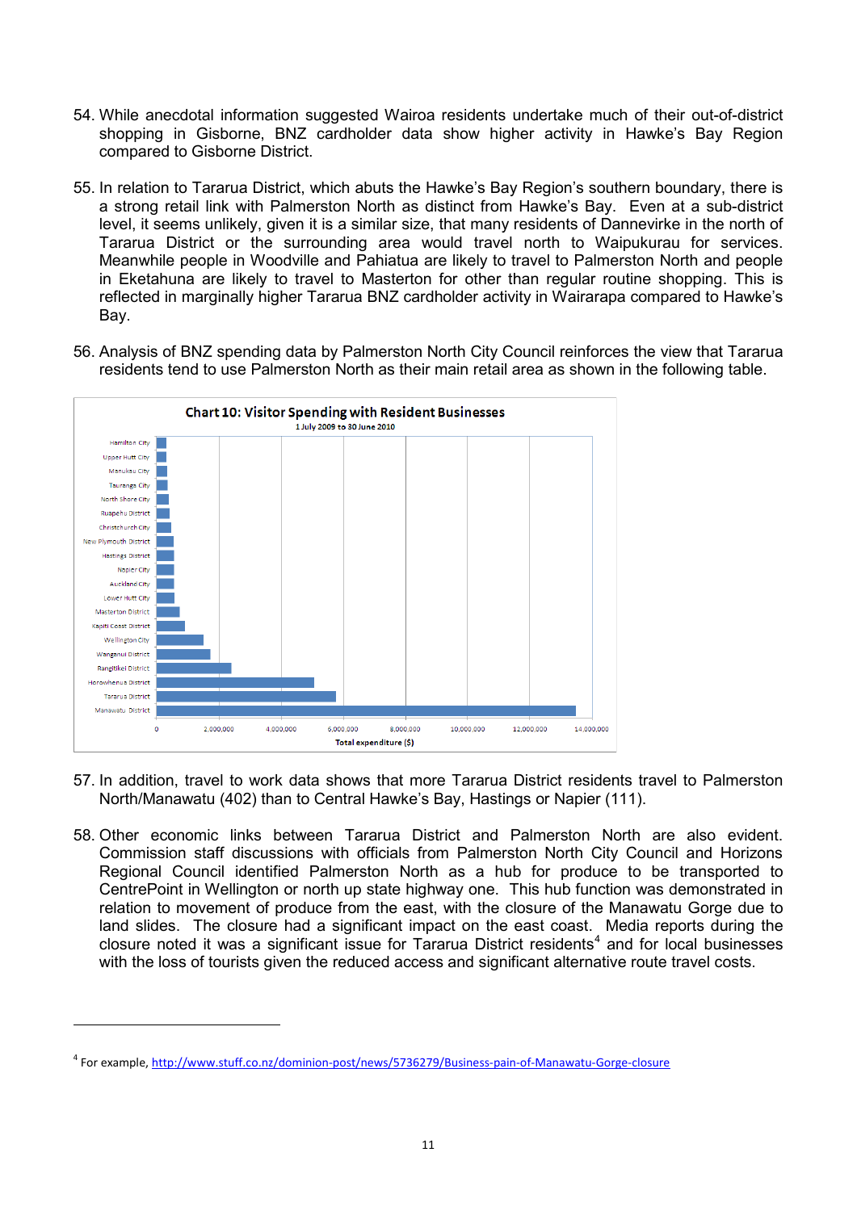54. While anecdotal information suggested Wairoa residents undertake much of their out-of-district shopping in Gisborne, BNZ cardholder data show higher activity in Hawke's Bay Region compared to Gisborne District.

55. In relation to Tararua District, which abuts the Hawke's Bay Region's southern boundary, there is a strong retail link with Palmerston North as distinct from Hawke's Bay. Even at a sub-district level, it seems unlikely, given it is a similar size, that many residents of Dannevirke in the north of Tararua District or the surrounding area would travel north to Waipukurau for services. Meanwhile people in Woodville and Pahiatua are likely to travel to Palmerston North and people in Eketahuna are likely to travel to Masterton for other than regular routine shopping. This is reflected in marginally higher Tararua BNZ cardholder activity in Wairarapa compared to Hawke's Bay.

56. Analysis of BNZ spending data by Palmerston North City Council reinforces the view that Tararua residents tend to use Palmerston North as their main retail area as shown in the following table.

**Chart 10: Visitor Spending with Resident Businesses**
1 July 2009 to 30 June 2010

Hamilton City, Upper Hutt City, Manukau City, Tauranga City, North Shore City, Ruapehu District, Christchurch City, New Plymouth District, Hastings District, Napier City, Auckland City, Lower Hutt City, Masterton District, Kapiti Coast District, Wellington City, Wanganui District, Rangitikei District, Horowhenua District, Tararua District, Manawatu District

0 | 2,000,000 | 4,000,000 | 6,000,000 | 8,000,000 | 10,000,000 | 12,000,000 | 14,000,000

Total expenditure ($)

57. In addition, travel to work data shows that more Tararua District residents travel to Palmerston North/Manawatu (402) than to Central Hawke's Bay, Hastings or Napier (111).

58. Other economic links between Tararua District and Palmerston North are also evident. Commission staff discussions with officials from Palmerston North City Council and Horizons Regional Council identified Palmerston North as a hub for produce to be transported to CentrePoint in Wellington or north up state highway one. This hub function was demonstrated in relation to movement of produce from the east, with the closure of the Manawatu Gorge due to land slides. The closure had a significant impact on the east coast. Media reports during the closure noted it was a significant issue for Tararua District residents[4] and for local businesses with the loss of tourists given the reduced access and significant alternative route travel costs.

[4] For example, http://www.stuff.co.nz/dominion-post/news/5736279/Business-pain-of-Manawatu-Gorge-closure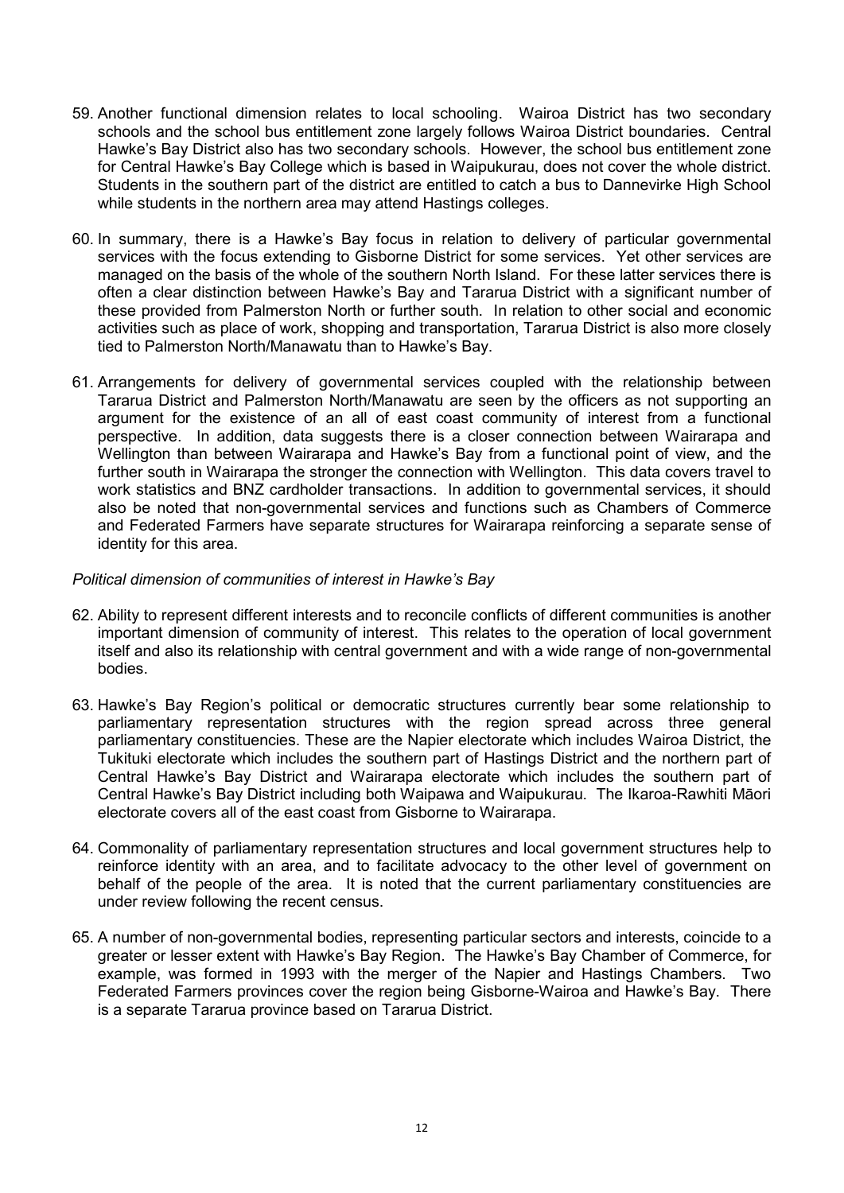59. Another functional dimension relates to local schooling. Wairoa District has two secondary schools and the school bus entitlement zone largely follows Wairoa District boundaries. Central Hawke's Bay District also has two secondary schools. However, the school bus entitlement zone for Central Hawke's Bay College which is based in Waipukurau, does not cover the whole district. Students in the southern part of the district are entitled to catch a bus to Dannevirke High School while students in the northern area may attend Hastings colleges.

60. In summary, there is a Hawke's Bay focus in relation to delivery of particular governmental services with the focus extending to Gisborne District for some services. Yet other services are managed on the basis of the whole of the southern North Island. For these latter services there is often a clear distinction between Hawke's Bay and Tararua District with a significant number of these provided from Palmerston North or further south. In relation to other social and economic activities such as place of work, shopping and transportation, Tararua District is also more closely tied to Palmerston North/Manawatu than to Hawke's Bay.

61. Arrangements for delivery of governmental services coupled with the relationship between Tararua District and Palmerston North/Manawatu are seen by the officers as not supporting an argument for the existence of an all of east coast community of interest from a functional perspective. In addition, data suggests there is a closer connection between Wairarapa and Wellington than between Wairarapa and Hawke's Bay from a functional point of view, and the further south in Wairarapa the stronger the connection with Wellington. This data covers travel to work statistics and BNZ cardholder transactions. In addition to governmental services, it should also be noted that non-governmental services and functions such as Chambers of Commerce and Federated Farmers have separate structures for Wairarapa reinforcing a separate sense of identity for this area.

*Political dimension of communities of interest in Hawke's Bay*

62. Ability to represent different interests and to reconcile conflicts of different communities is another important dimension of community of interest. This relates to the operation of local government itself and also its relationship with central government and with a wide range of non-governmental bodies.

63. Hawke's Bay Region's political or democratic structures currently bear some relationship to parliamentary representation structures with the region spread across three general parliamentary constituencies. These are the Napier electorate which includes Wairoa District, the Tukituki electorate which includes the southern part of Hastings District and the northern part of Central Hawke's Bay District and Wairarapa electorate which includes the southern part of Central Hawke's Bay District including both Waipawa and Waipukurau. The Ikaroa-Rawhiti Māori electorate covers all of the east coast from Gisborne to Wairarapa.

64. Commonality of parliamentary representation structures and local government structures help to reinforce identity with an area, and to facilitate advocacy to the other level of government on behalf of the people of the area. It is noted that the current parliamentary constituencies are under review following the recent census.

65. A number of non-governmental bodies, representing particular sectors and interests, coincide to a greater or lesser extent with Hawke's Bay Region. The Hawke's Bay Chamber of Commerce, for example, was formed in 1993 with the merger of the Napier and Hastings Chambers. Two Federated Farmers provinces cover the region being Gisborne-Wairoa and Hawke's Bay. There is a separate Tararua province based on Tararua District.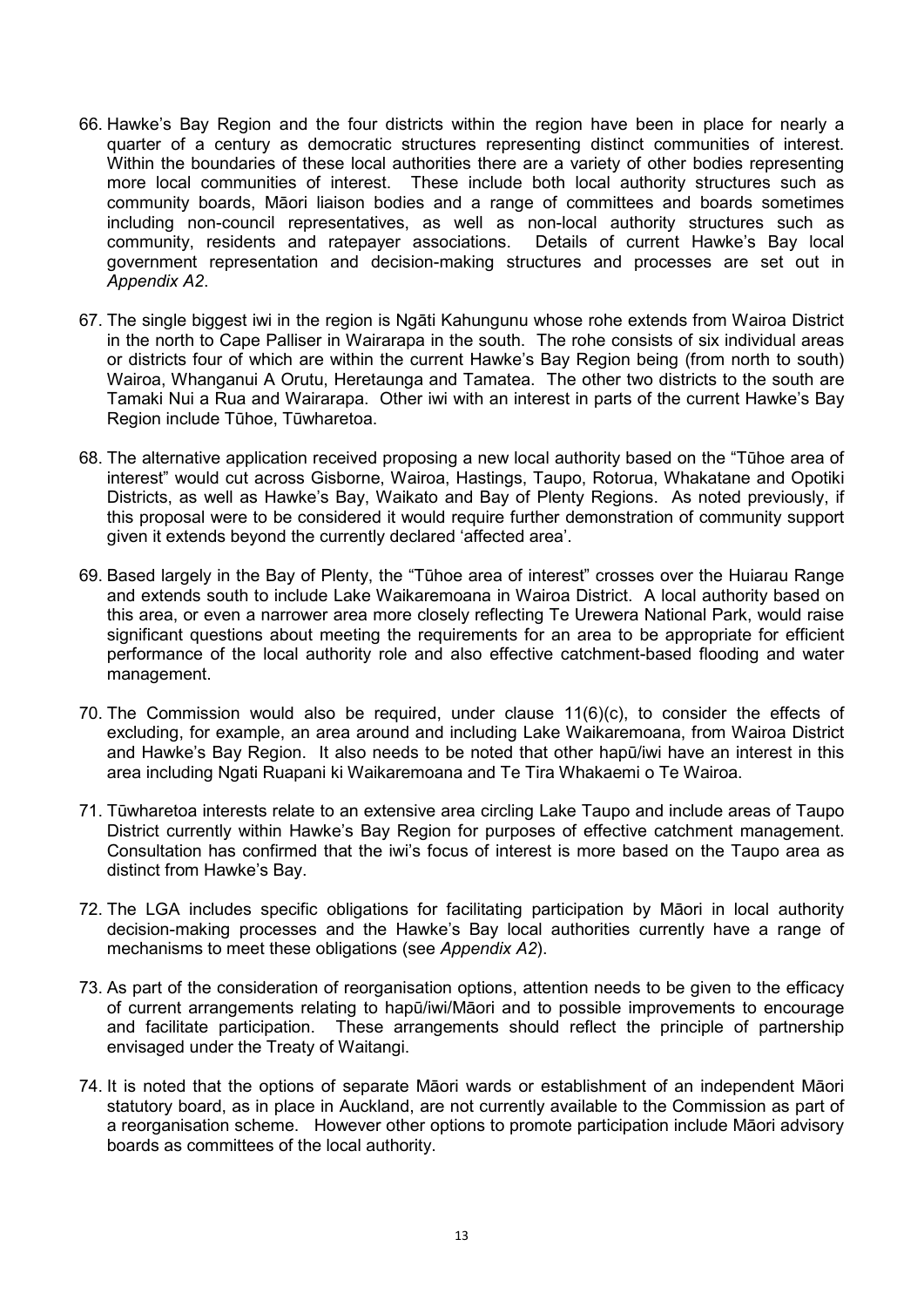66. Hawke's Bay Region and the four districts within the region have been in place for nearly a quarter of a century as democratic structures representing distinct communities of interest. Within the boundaries of these local authorities there are a variety of other bodies representing more local communities of interest. These include both local authority structures such as community boards, Māori liaison bodies and a range of committees and boards sometimes including non-council representatives, as well as non-local authority structures such as community, residents and ratepayer associations. Details of current Hawke's Bay local government representation and decision-making structures and processes are set out in *Appendix A2*.

67. The single biggest iwi in the region is Ngāti Kahungunu whose rohe extends from Wairoa District in the north to Cape Palliser in Wairarapa in the south. The rohe consists of six individual areas or districts four of which are within the current Hawke's Bay Region being (from north to south) Wairoa, Whanganui A Orutu, Heretaunga and Tamatea. The other two districts to the south are Tamaki Nui a Rua and Wairarapa. Other iwi with an interest in parts of the current Hawke's Bay Region include Tūhoe, Tūwharetoa.

68. The alternative application received proposing a new local authority based on the "Tūhoe area of interest" would cut across Gisborne, Wairoa, Hastings, Taupo, Rotorua, Whakatane and Opotiki Districts, as well as Hawke's Bay, Waikato and Bay of Plenty Regions. As noted previously, if this proposal were to be considered it would require further demonstration of community support given it extends beyond the currently declared 'affected area'.

69. Based largely in the Bay of Plenty, the "Tūhoe area of interest" crosses over the Huiarau Range and extends south to include Lake Waikaremoana in Wairoa District. A local authority based on this area, or even a narrower area more closely reflecting Te Urewera National Park, would raise significant questions about meeting the requirements for an area to be appropriate for efficient performance of the local authority role and also effective catchment-based flooding and water management.

70. The Commission would also be required, under clause 11(6)(c), to consider the effects of excluding, for example, an area around and including Lake Waikaremoana, from Wairoa District and Hawke's Bay Region. It also needs to be noted that other hapū/iwi have an interest in this area including Ngati Ruapani ki Waikaremoana and Te Tira Whakaemi o Te Wairoa.

71. Tūwharetoa interests relate to an extensive area circling Lake Taupo and include areas of Taupo District currently within Hawke's Bay Region for purposes of effective catchment management. Consultation has confirmed that the iwi's focus of interest is more based on the Taupo area as distinct from Hawke's Bay.

72. The LGA includes specific obligations for facilitating participation by Māori in local authority decision-making processes and the Hawke's Bay local authorities currently have a range of mechanisms to meet these obligations (see *Appendix A2*).

73. As part of the consideration of reorganisation options, attention needs to be given to the efficacy of current arrangements relating to hapū/iwi/Māori and to possible improvements to encourage and facilitate participation. These arrangements should reflect the principle of partnership envisaged under the Treaty of Waitangi.

74. It is noted that the options of separate Māori wards or establishment of an independent Māori statutory board, as in place in Auckland, are not currently available to the Commission as part of a reorganisation scheme. However other options to promote participation include Māori advisory boards as committees of the local authority.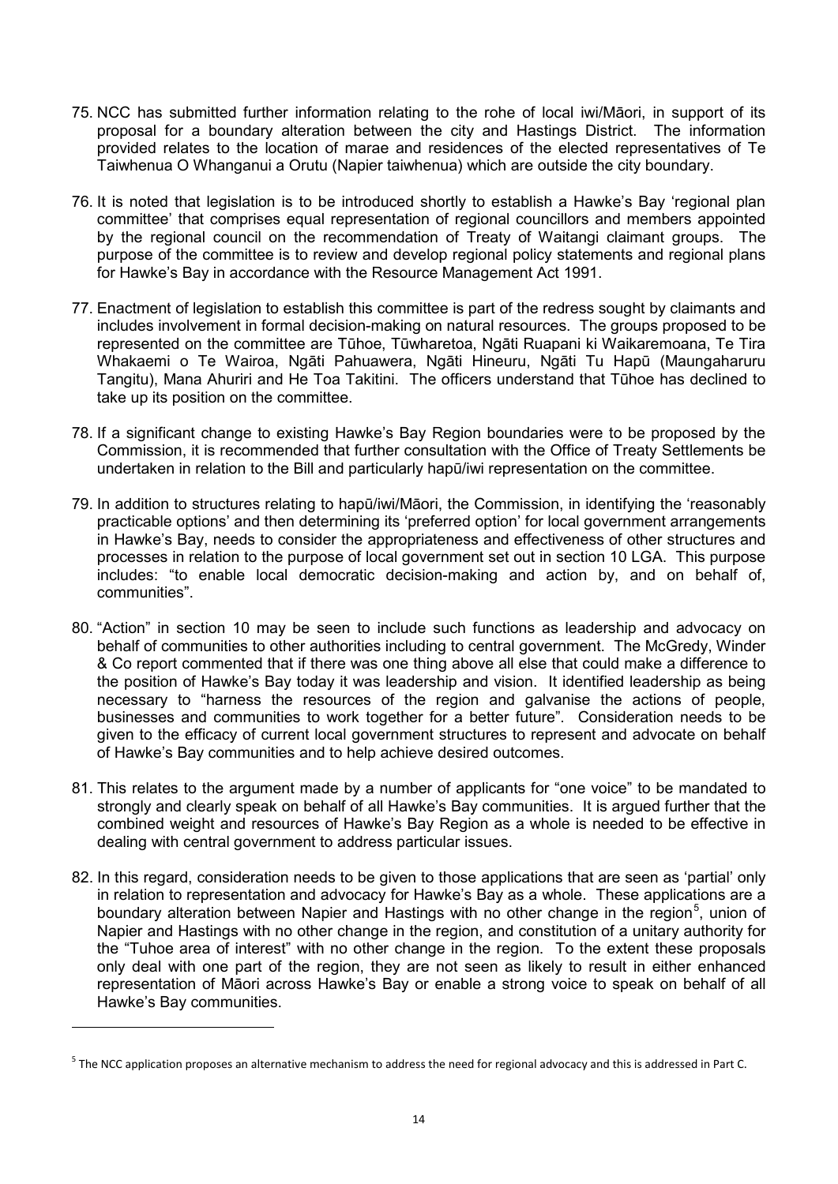75. NCC has submitted further information relating to the rohe of local iwi/Māori, in support of its proposal for a boundary alteration between the city and Hastings District. The information provided relates to the location of marae and residences of the elected representatives of Te Taiwhenua O Whanganui a Orutu (Napier taiwhenua) which are outside the city boundary.

76. It is noted that legislation is to be introduced shortly to establish a Hawke's Bay 'regional plan committee' that comprises equal representation of regional councillors and members appointed by the regional council on the recommendation of Treaty of Waitangi claimant groups. The purpose of the committee is to review and develop regional policy statements and regional plans for Hawke's Bay in accordance with the Resource Management Act 1991.

77. Enactment of legislation to establish this committee is part of the redress sought by claimants and includes involvement in formal decision-making on natural resources. The groups proposed to be represented on the committee are Tūhoe, Tūwharetoa, Ngāti Ruapani ki Waikaremoana, Te Tira Whakaemi o Te Wairoa, Ngāti Pahuawera, Ngāti Hineuru, Ngāti Tu Hapū (Maungaharuru Tangitu), Mana Ahuriri and He Toa Takitini. The officers understand that Tūhoe has declined to take up its position on the committee.

78. If a significant change to existing Hawke's Bay Region boundaries were to be proposed by the Commission, it is recommended that further consultation with the Office of Treaty Settlements be undertaken in relation to the Bill and particularly hapū/iwi representation on the committee.

79. In addition to structures relating to hapū/iwi/Māori, the Commission, in identifying the 'reasonably practicable options' and then determining its 'preferred option' for local government arrangements in Hawke's Bay, needs to consider the appropriateness and effectiveness of other structures and processes in relation to the purpose of local government set out in section 10 LGA. This purpose includes: "to enable local democratic decision-making and action by, and on behalf of, communities".

80. "Action" in section 10 may be seen to include such functions as leadership and advocacy on behalf of communities to other authorities including to central government. The McGredy, Winder & Co report commented that if there was one thing above all else that could make a difference to the position of Hawke's Bay today it was leadership and vision. It identified leadership as being necessary to "harness the resources of the region and galvanise the actions of people, businesses and communities to work together for a better future". Consideration needs to be given to the efficacy of current local government structures to represent and advocate on behalf of Hawke's Bay communities and to help achieve desired outcomes.

81. This relates to the argument made by a number of applicants for "one voice" to be mandated to strongly and clearly speak on behalf of all Hawke's Bay communities. It is argued further that the combined weight and resources of Hawke's Bay Region as a whole is needed to be effective in dealing with central government to address particular issues.

82. In this regard, consideration needs to be given to those applications that are seen as 'partial' only in relation to representation and advocacy for Hawke's Bay as a whole. These applications are a boundary alteration between Napier and Hastings with no other change in the region[5], union of Napier and Hastings with no other change in the region, and constitution of a unitary authority for the "Tuhoe area of interest" with no other change in the region. To the extent these proposals only deal with one part of the region, they are not seen as likely to result in either enhanced representation of Māori across Hawke's Bay or enable a strong voice to speak on behalf of all Hawke's Bay communities.

---

[5] The NCC application proposes an alternative mechanism to address the need for regional advocacy and this is addressed in Part C.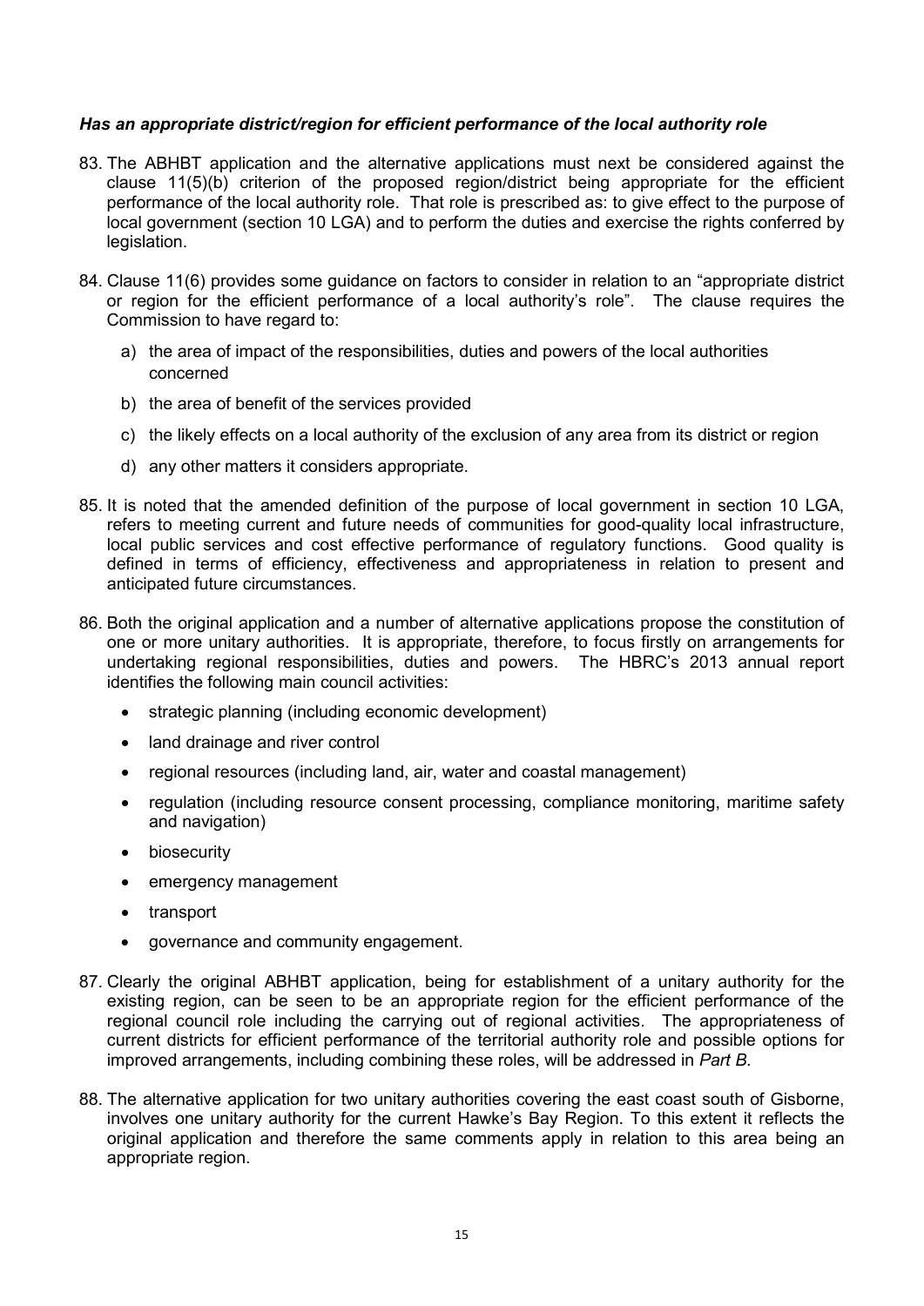### *Has an appropriate district/region for efficient performance of the local authority role*

83. The ABHBT application and the alternative applications must next be considered against the clause 11(5)(b) criterion of the proposed region/district being appropriate for the efficient performance of the local authority role. That role is prescribed as: to give effect to the purpose of local government (section 10 LGA) and to perform the duties and exercise the rights conferred by legislation.

84. Clause 11(6) provides some guidance on factors to consider in relation to an "appropriate district or region for the efficient performance of a local authority's role". The clause requires the Commission to have regard to:

    a) the area of impact of the responsibilities, duties and powers of the local authorities concerned

    b) the area of benefit of the services provided

    c) the likely effects on a local authority of the exclusion of any area from its district or region

    d) any other matters it considers appropriate.

85. It is noted that the amended definition of the purpose of local government in section 10 LGA, refers to meeting current and future needs of communities for good-quality local infrastructure, local public services and cost effective performance of regulatory functions. Good quality is defined in terms of efficiency, effectiveness and appropriateness in relation to present and anticipated future circumstances.

86. Both the original application and a number of alternative applications propose the constitution of one or more unitary authorities. It is appropriate, therefore, to focus firstly on arrangements for undertaking regional responsibilities, duties and powers. The HBRC's 2013 annual report identifies the following main council activities:

    - strategic planning (including economic development)
    - land drainage and river control
    - regional resources (including land, air, water and coastal management)
    - regulation (including resource consent processing, compliance monitoring, maritime safety and navigation)
    - biosecurity
    - emergency management
    - transport
    - governance and community engagement.

87. Clearly the original ABHBT application, being for establishment of a unitary authority for the existing region, can be seen to be an appropriate region for the efficient performance of the regional council role including the carrying out of regional activities. The appropriateness of current districts for efficient performance of the territorial authority role and possible options for improved arrangements, including combining these roles, will be addressed in *Part B*.

88. The alternative application for two unitary authorities covering the east coast south of Gisborne, involves one unitary authority for the current Hawke's Bay Region. To this extent it reflects the original application and therefore the same comments apply in relation to this area being an appropriate region.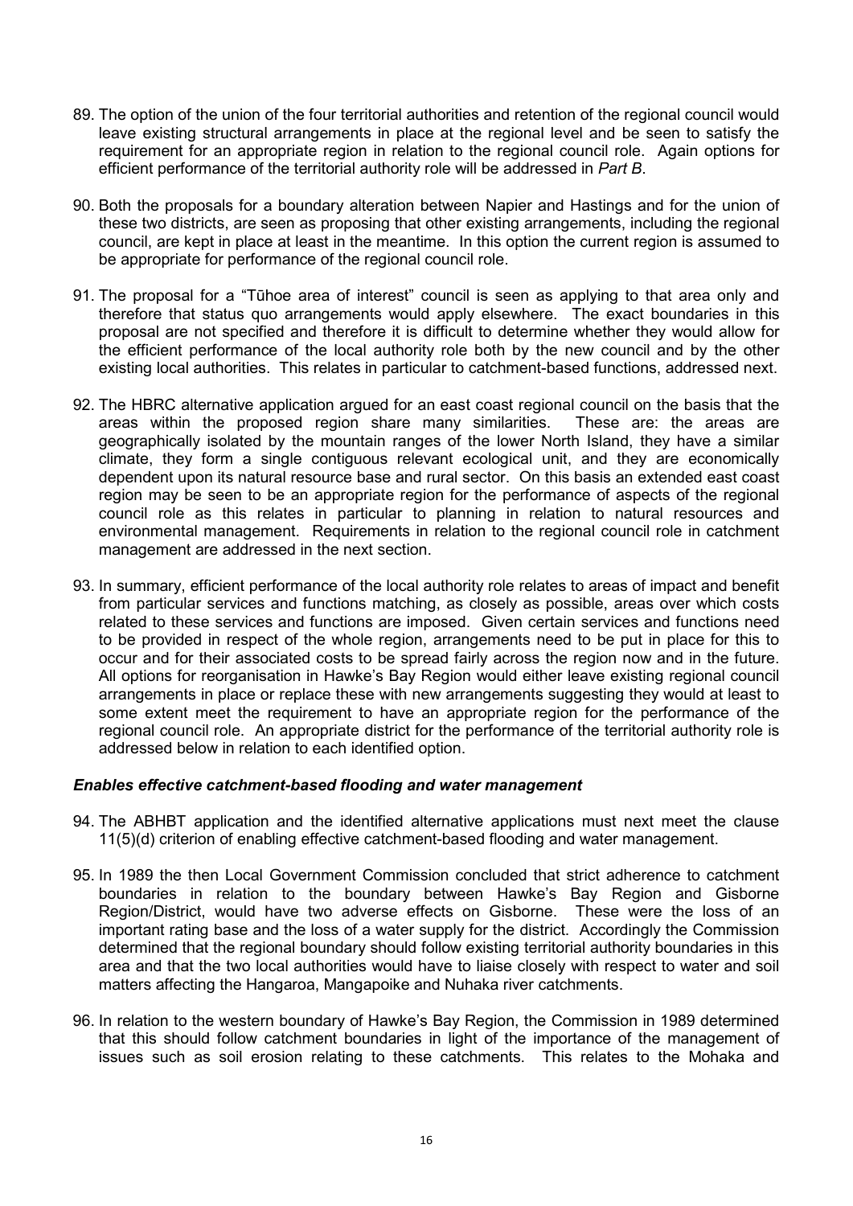89. The option of the union of the four territorial authorities and retention of the regional council would leave existing structural arrangements in place at the regional level and be seen to satisfy the requirement for an appropriate region in relation to the regional council role. Again options for efficient performance of the territorial authority role will be addressed in *Part B*.

90. Both the proposals for a boundary alteration between Napier and Hastings and for the union of these two districts, are seen as proposing that other existing arrangements, including the regional council, are kept in place at least in the meantime. In this option the current region is assumed to be appropriate for performance of the regional council role.

91. The proposal for a "Tūhoe area of interest" council is seen as applying to that area only and therefore that status quo arrangements would apply elsewhere. The exact boundaries in this proposal are not specified and therefore it is difficult to determine whether they would allow for the efficient performance of the local authority role both by the new council and by the other existing local authorities. This relates in particular to catchment-based functions, addressed next.

92. The HBRC alternative application argued for an east coast regional council on the basis that the areas within the proposed region share many similarities. These are: the areas are geographically isolated by the mountain ranges of the lower North Island, they have a similar climate, they form a single contiguous relevant ecological unit, and they are economically dependent upon its natural resource base and rural sector. On this basis an extended east coast region may be seen to be an appropriate region for the performance of aspects of the regional council role as this relates in particular to planning in relation to natural resources and environmental management. Requirements in relation to the regional council role in catchment management are addressed in the next section.

93. In summary, efficient performance of the local authority role relates to areas of impact and benefit from particular services and functions matching, as closely as possible, areas over which costs related to these services and functions are imposed. Given certain services and functions need to be provided in respect of the whole region, arrangements need to be put in place for this to occur and for their associated costs to be spread fairly across the region now and in the future. All options for reorganisation in Hawke's Bay Region would either leave existing regional council arrangements in place or replace these with new arrangements suggesting they would at least to some extent meet the requirement to have an appropriate region for the performance of the regional council role. An appropriate district for the performance of the territorial authority role is addressed below in relation to each identified option.

### *Enables effective catchment-based flooding and water management*

94. The ABHBT application and the identified alternative applications must next meet the clause 11(5)(d) criterion of enabling effective catchment-based flooding and water management.

95. In 1989 the then Local Government Commission concluded that strict adherence to catchment boundaries in relation to the boundary between Hawke's Bay Region and Gisborne Region/District, would have two adverse effects on Gisborne. These were the loss of an important rating base and the loss of a water supply for the district. Accordingly the Commission determined that the regional boundary should follow existing territorial authority boundaries in this area and that the two local authorities would have to liaise closely with respect to water and soil matters affecting the Hangaroa, Mangapoike and Nuhaka river catchments.

96. In relation to the western boundary of Hawke's Bay Region, the Commission in 1989 determined that this should follow catchment boundaries in light of the importance of the management of issues such as soil erosion relating to these catchments. This relates to the Mohaka and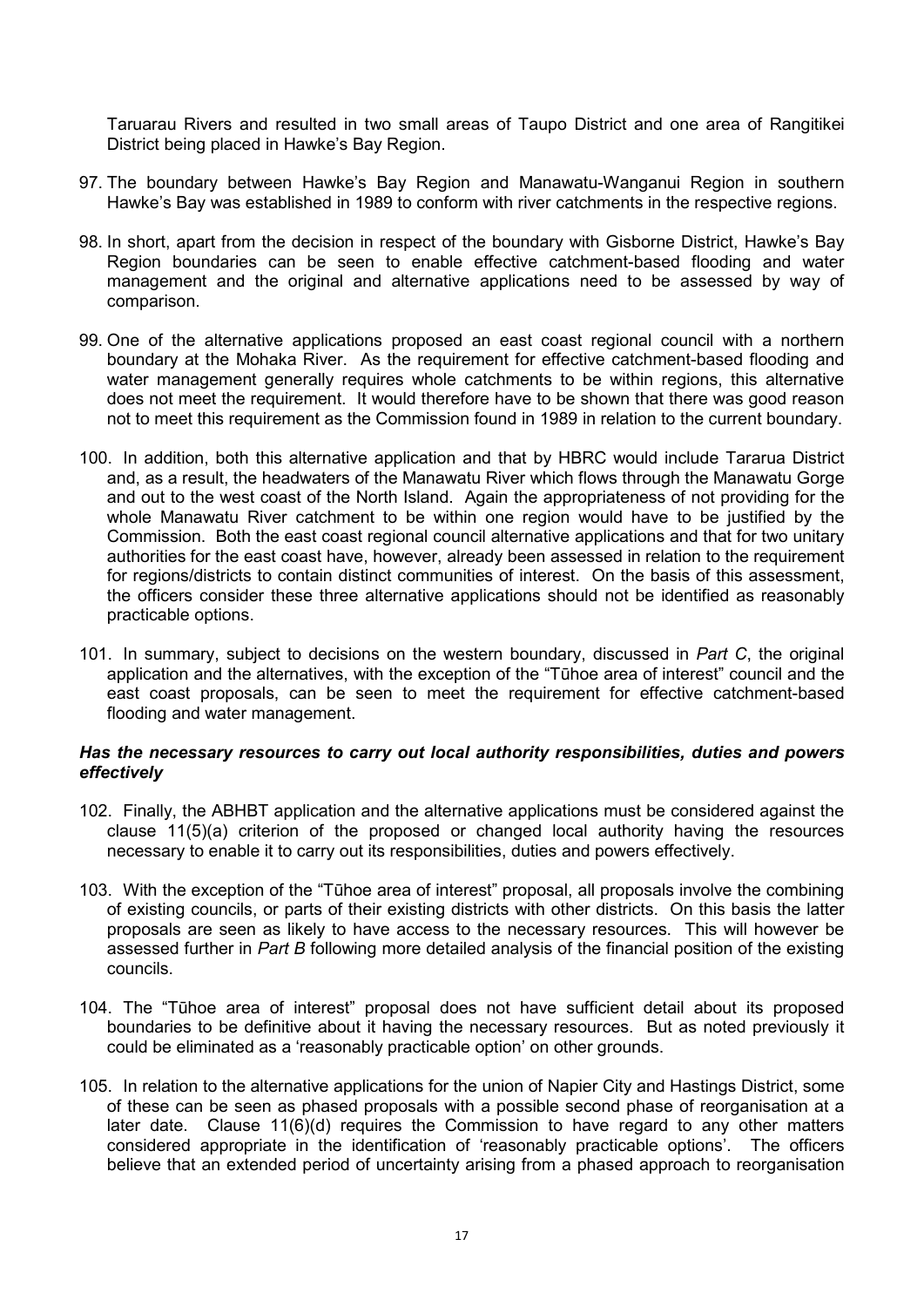Taruarau Rivers and resulted in two small areas of Taupo District and one area of Rangitikei District being placed in Hawke's Bay Region.

97. The boundary between Hawke's Bay Region and Manawatu-Wanganui Region in southern Hawke's Bay was established in 1989 to conform with river catchments in the respective regions.

98. In short, apart from the decision in respect of the boundary with Gisborne District, Hawke's Bay Region boundaries can be seen to enable effective catchment-based flooding and water management and the original and alternative applications need to be assessed by way of comparison.

99. One of the alternative applications proposed an east coast regional council with a northern boundary at the Mohaka River. As the requirement for effective catchment-based flooding and water management generally requires whole catchments to be within regions, this alternative does not meet the requirement. It would therefore have to be shown that there was good reason not to meet this requirement as the Commission found in 1989 in relation to the current boundary.

100. In addition, both this alternative application and that by HBRC would include Tararua District and, as a result, the headwaters of the Manawatu River which flows through the Manawatu Gorge and out to the west coast of the North Island. Again the appropriateness of not providing for the whole Manawatu River catchment to be within one region would have to be justified by the Commission. Both the east coast regional council alternative applications and that for two unitary authorities for the east coast have, however, already been assessed in relation to the requirement for regions/districts to contain distinct communities of interest. On the basis of this assessment, the officers consider these three alternative applications should not be identified as reasonably practicable options.

101. In summary, subject to decisions on the western boundary, discussed in *Part C*, the original application and the alternatives, with the exception of the "Tūhoe area of interest" council and the east coast proposals, can be seen to meet the requirement for effective catchment-based flooding and water management.

### *Has the necessary resources to carry out local authority responsibilities, duties and powers effectively*

102. Finally, the ABHBT application and the alternative applications must be considered against the clause 11(5)(a) criterion of the proposed or changed local authority having the resources necessary to enable it to carry out its responsibilities, duties and powers effectively.

103. With the exception of the "Tūhoe area of interest" proposal, all proposals involve the combining of existing councils, or parts of their existing districts with other districts. On this basis the latter proposals are seen as likely to have access to the necessary resources. This will however be assessed further in *Part B* following more detailed analysis of the financial position of the existing councils.

104. The "Tūhoe area of interest" proposal does not have sufficient detail about its proposed boundaries to be definitive about it having the necessary resources. But as noted previously it could be eliminated as a 'reasonably practicable option' on other grounds.

105. In relation to the alternative applications for the union of Napier City and Hastings District, some of these can be seen as phased proposals with a possible second phase of reorganisation at a later date. Clause 11(6)(d) requires the Commission to have regard to any other matters considered appropriate in the identification of 'reasonably practicable options'. The officers believe that an extended period of uncertainty arising from a phased approach to reorganisation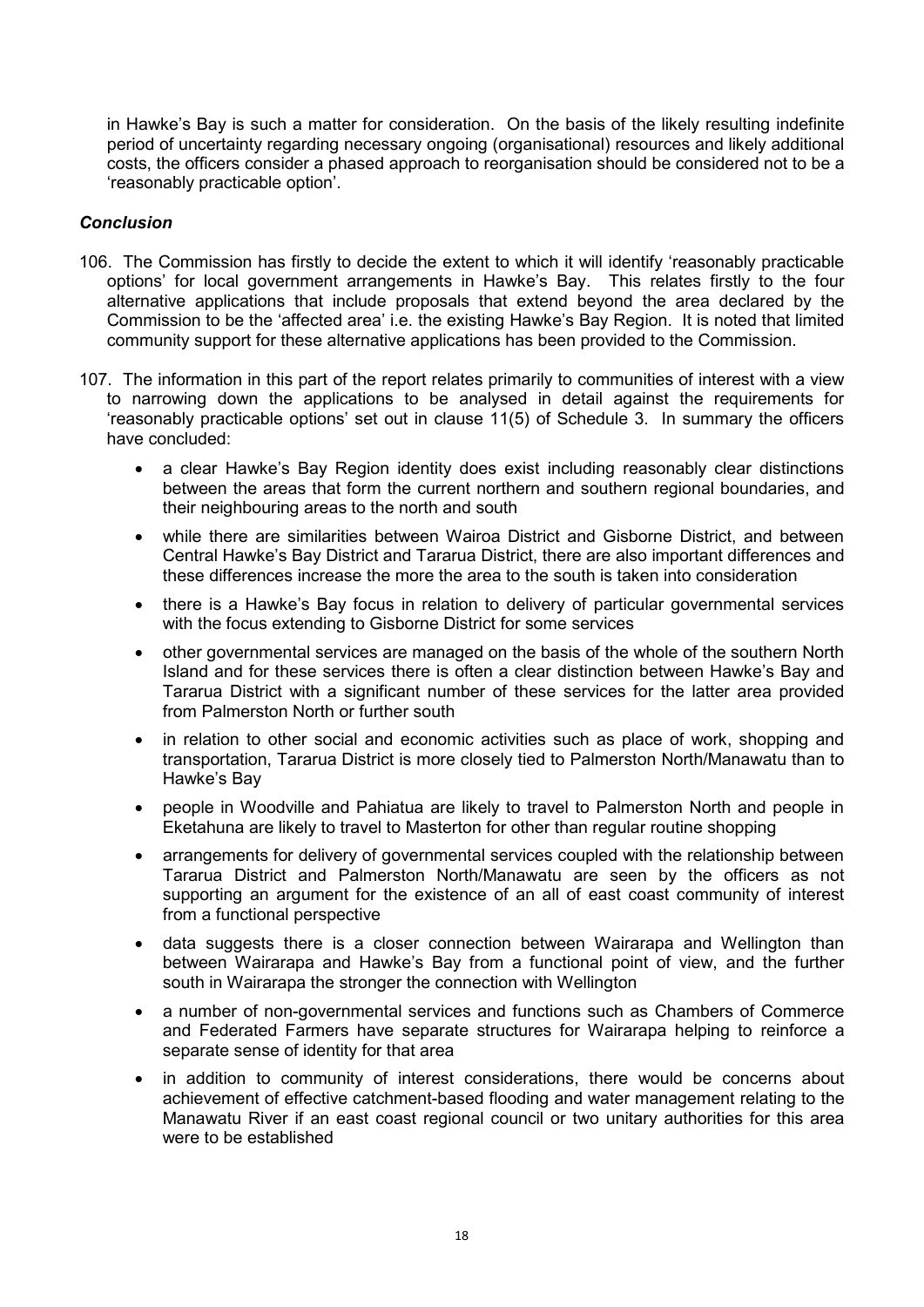in Hawke's Bay is such a matter for consideration. On the basis of the likely resulting indefinite period of uncertainty regarding necessary ongoing (organisational) resources and likely additional costs, the officers consider a phased approach to reorganisation should be considered not to be a 'reasonably practicable option'.

### *Conclusion*

106. The Commission has firstly to decide the extent to which it will identify 'reasonably practicable options' for local government arrangements in Hawke's Bay. This relates firstly to the four alternative applications that include proposals that extend beyond the area declared by the Commission to be the 'affected area' i.e. the existing Hawke's Bay Region. It is noted that limited community support for these alternative applications has been provided to the Commission.

107. The information in this part of the report relates primarily to communities of interest with a view to narrowing down the applications to be analysed in detail against the requirements for 'reasonably practicable options' set out in clause 11(5) of Schedule 3. In summary the officers have concluded:

- a clear Hawke's Bay Region identity does exist including reasonably clear distinctions between the areas that form the current northern and southern regional boundaries, and their neighbouring areas to the north and south
- while there are similarities between Wairoa District and Gisborne District, and between Central Hawke's Bay District and Tararua District, there are also important differences and these differences increase the more the area to the south is taken into consideration
- there is a Hawke's Bay focus in relation to delivery of particular governmental services with the focus extending to Gisborne District for some services
- other governmental services are managed on the basis of the whole of the southern North Island and for these services there is often a clear distinction between Hawke's Bay and Tararua District with a significant number of these services for the latter area provided from Palmerston North or further south
- in relation to other social and economic activities such as place of work, shopping and transportation, Tararua District is more closely tied to Palmerston North/Manawatu than to Hawke's Bay
- people in Woodville and Pahiatua are likely to travel to Palmerston North and people in Eketahuna are likely to travel to Masterton for other than regular routine shopping
- arrangements for delivery of governmental services coupled with the relationship between Tararua District and Palmerston North/Manawatu are seen by the officers as not supporting an argument for the existence of an all of east coast community of interest from a functional perspective
- data suggests there is a closer connection between Wairarapa and Wellington than between Wairarapa and Hawke's Bay from a functional point of view, and the further south in Wairarapa the stronger the connection with Wellington
- a number of non-governmental services and functions such as Chambers of Commerce and Federated Farmers have separate structures for Wairarapa helping to reinforce a separate sense of identity for that area
- in addition to community of interest considerations, there would be concerns about achievement of effective catchment-based flooding and water management relating to the Manawatu River if an east coast regional council or two unitary authorities for this area were to be established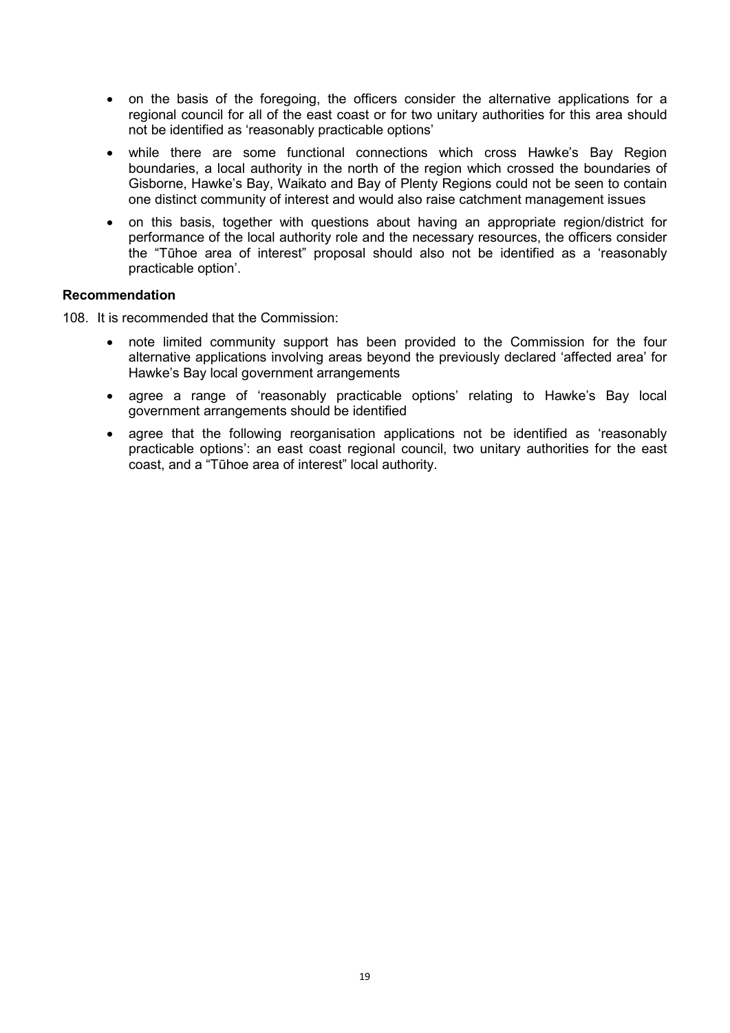- on the basis of the foregoing, the officers consider the alternative applications for a regional council for all of the east coast or for two unitary authorities for this area should not be identified as 'reasonably practicable options'
- while there are some functional connections which cross Hawke's Bay Region boundaries, a local authority in the north of the region which crossed the boundaries of Gisborne, Hawke's Bay, Waikato and Bay of Plenty Regions could not be seen to contain one distinct community of interest and would also raise catchment management issues
- on this basis, together with questions about having an appropriate region/district for performance of the local authority role and the necessary resources, the officers consider the "Tūhoe area of interest" proposal should also not be identified as a 'reasonably practicable option'.

**Recommendation**

108. It is recommended that the Commission:

- note limited community support has been provided to the Commission for the four alternative applications involving areas beyond the previously declared 'affected area' for Hawke's Bay local government arrangements
- agree a range of 'reasonably practicable options' relating to Hawke's Bay local government arrangements should be identified
- agree that the following reorganisation applications not be identified as 'reasonably practicable options': an east coast regional council, two unitary authorities for the east coast, and a "Tūhoe area of interest" local authority.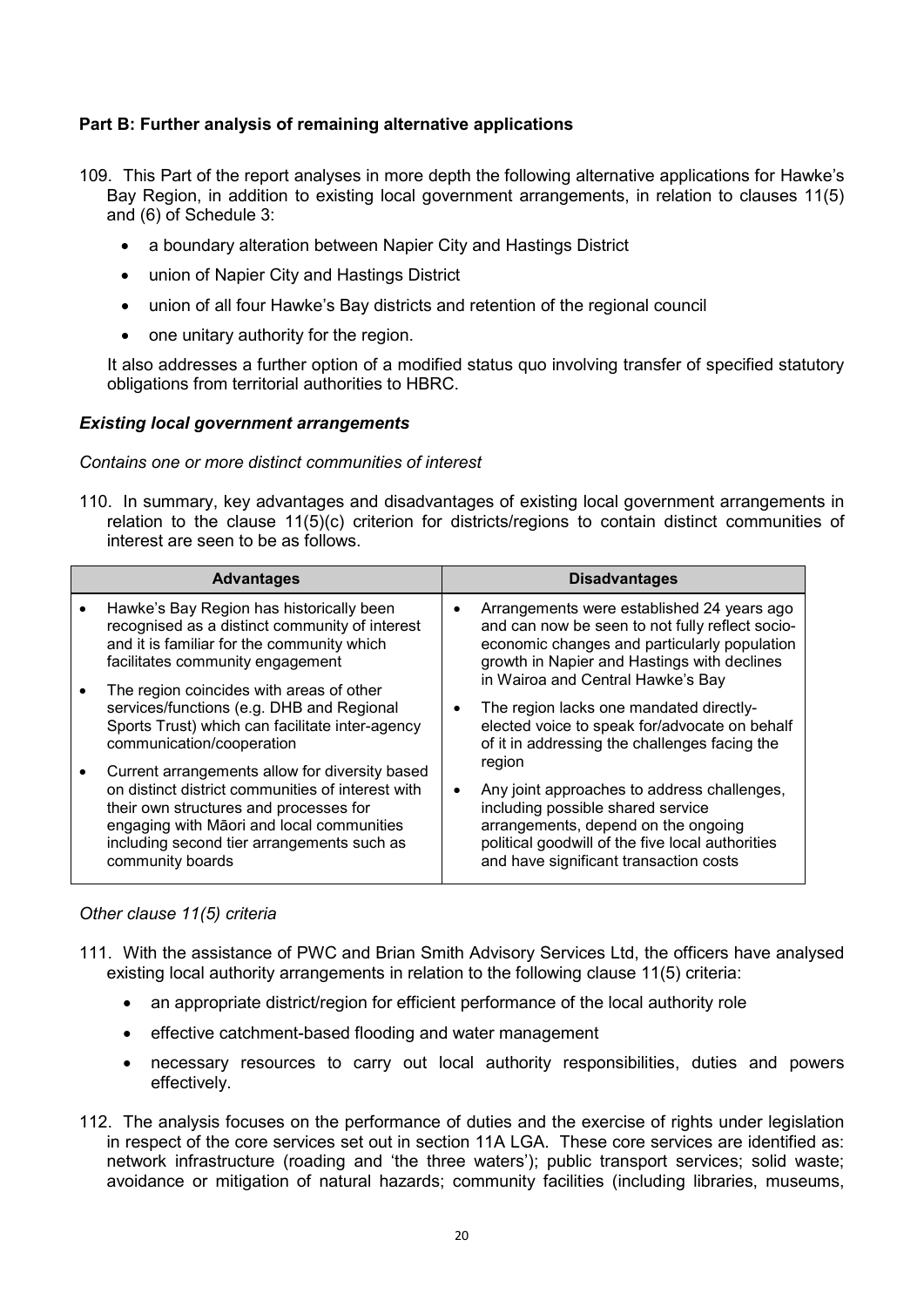### Part B: Further analysis of remaining alternative applications

109. This Part of the report analyses in more depth the following alternative applications for Hawke's Bay Region, in addition to existing local government arrangements, in relation to clauses 11(5) and (6) of Schedule 3:

   - a boundary alteration between Napier City and Hastings District
   - union of Napier City and Hastings District
   - union of all four Hawke's Bay districts and retention of the regional council
   - one unitary authority for the region.

   It also addresses a further option of a modified status quo involving transfer of specified statutory obligations from territorial authorities to HBRC.

#### *Existing local government arrangements*

*Contains one or more distinct communities of interest*

110. In summary, key advantages and disadvantages of existing local government arrangements in relation to the clause 11(5)(c) criterion for districts/regions to contain distinct communities of interest are seen to be as follows.

| Advantages | Disadvantages |
|---|---|
| • Hawke's Bay Region has historically been recognised as a distinct community of interest and it is familiar for the community which facilitates community engagement<br>• The region coincides with areas of other services/functions (e.g. DHB and Regional Sports Trust) which can facilitate inter-agency communication/cooperation<br>• Current arrangements allow for diversity based on distinct district communities of interest with their own structures and processes for engaging with Māori and local communities including second tier arrangements such as community boards | • Arrangements were established 24 years ago and can now be seen to not fully reflect socio-economic changes and particularly population growth in Napier and Hastings with declines in Wairoa and Central Hawke's Bay<br>• The region lacks one mandated directly-elected voice to speak for/advocate on behalf of it in addressing the challenges facing the region<br>• Any joint approaches to address challenges, including possible shared service arrangements, depend on the ongoing political goodwill of the five local authorities and have significant transaction costs |

*Other clause 11(5) criteria*

111. With the assistance of PWC and Brian Smith Advisory Services Ltd, the officers have analysed existing local authority arrangements in relation to the following clause 11(5) criteria:

   - an appropriate district/region for efficient performance of the local authority role
   - effective catchment-based flooding and water management
   - necessary resources to carry out local authority responsibilities, duties and powers effectively.

112. The analysis focuses on the performance of duties and the exercise of rights under legislation in respect of the core services set out in section 11A LGA. These core services are identified as: network infrastructure (roading and 'the three waters'); public transport services; solid waste; avoidance or mitigation of natural hazards; community facilities (including libraries, museums,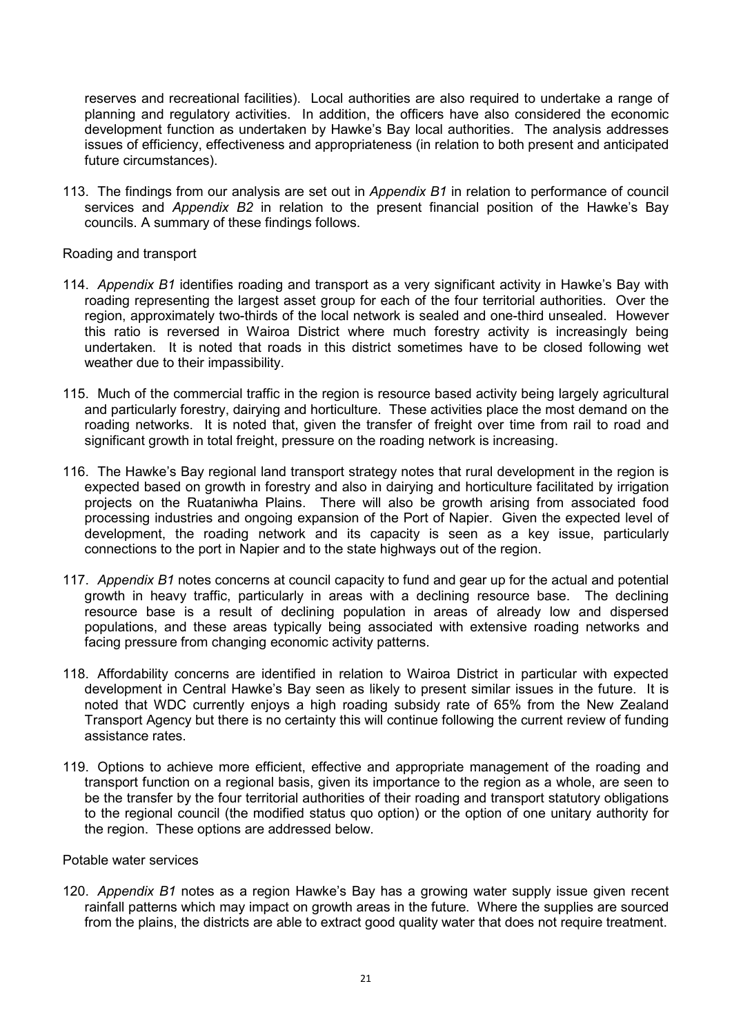reserves and recreational facilities). Local authorities are also required to undertake a range of planning and regulatory activities. In addition, the officers have also considered the economic development function as undertaken by Hawke's Bay local authorities. The analysis addresses issues of efficiency, effectiveness and appropriateness (in relation to both present and anticipated future circumstances).

113. The findings from our analysis are set out in *Appendix B1* in relation to performance of council services and *Appendix B2* in relation to the present financial position of the Hawke's Bay councils. A summary of these findings follows.

Roading and transport

114. *Appendix B1* identifies roading and transport as a very significant activity in Hawke's Bay with roading representing the largest asset group for each of the four territorial authorities. Over the region, approximately two-thirds of the local network is sealed and one-third unsealed. However this ratio is reversed in Wairoa District where much forestry activity is increasingly being undertaken. It is noted that roads in this district sometimes have to be closed following wet weather due to their impassibility.

115. Much of the commercial traffic in the region is resource based activity being largely agricultural and particularly forestry, dairying and horticulture. These activities place the most demand on the roading networks. It is noted that, given the transfer of freight over time from rail to road and significant growth in total freight, pressure on the roading network is increasing.

116. The Hawke's Bay regional land transport strategy notes that rural development in the region is expected based on growth in forestry and also in dairying and horticulture facilitated by irrigation projects on the Ruataniwha Plains. There will also be growth arising from associated food processing industries and ongoing expansion of the Port of Napier. Given the expected level of development, the roading network and its capacity is seen as a key issue, particularly connections to the port in Napier and to the state highways out of the region.

117. *Appendix B1* notes concerns at council capacity to fund and gear up for the actual and potential growth in heavy traffic, particularly in areas with a declining resource base. The declining resource base is a result of declining population in areas of already low and dispersed populations, and these areas typically being associated with extensive roading networks and facing pressure from changing economic activity patterns.

118. Affordability concerns are identified in relation to Wairoa District in particular with expected development in Central Hawke's Bay seen as likely to present similar issues in the future. It is noted that WDC currently enjoys a high roading subsidy rate of 65% from the New Zealand Transport Agency but there is no certainty this will continue following the current review of funding assistance rates.

119. Options to achieve more efficient, effective and appropriate management of the roading and transport function on a regional basis, given its importance to the region as a whole, are seen to be the transfer by the four territorial authorities of their roading and transport statutory obligations to the regional council (the modified status quo option) or the option of one unitary authority for the region. These options are addressed below.

Potable water services

120. *Appendix B1* notes as a region Hawke's Bay has a growing water supply issue given recent rainfall patterns which may impact on growth areas in the future. Where the supplies are sourced from the plains, the districts are able to extract good quality water that does not require treatment.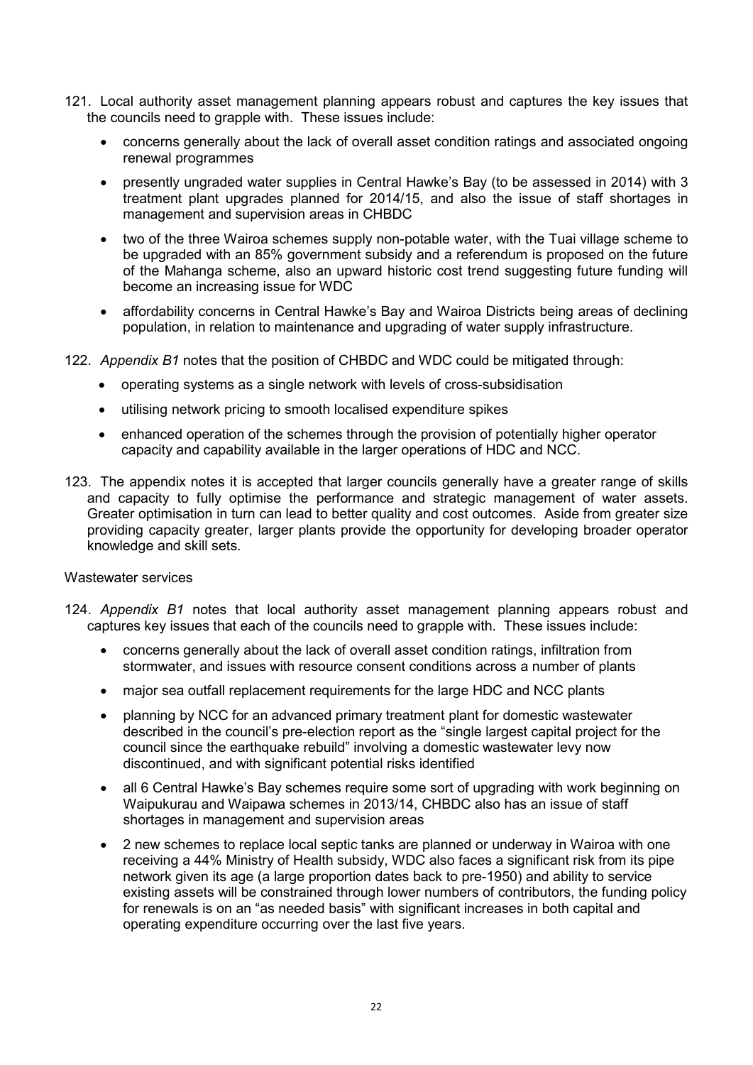121. Local authority asset management planning appears robust and captures the key issues that the councils need to grapple with. These issues include:

    - concerns generally about the lack of overall asset condition ratings and associated ongoing renewal programmes
    - presently ungraded water supplies in Central Hawke's Bay (to be assessed in 2014) with 3 treatment plant upgrades planned for 2014/15, and also the issue of staff shortages in management and supervision areas in CHBDC
    - two of the three Wairoa schemes supply non-potable water, with the Tuai village scheme to be upgraded with an 85% government subsidy and a referendum is proposed on the future of the Mahanga scheme, also an upward historic cost trend suggesting future funding will become an increasing issue for WDC
    - affordability concerns in Central Hawke's Bay and Wairoa Districts being areas of declining population, in relation to maintenance and upgrading of water supply infrastructure.

122. *Appendix B1* notes that the position of CHBDC and WDC could be mitigated through:

    - operating systems as a single network with levels of cross-subsidisation
    - utilising network pricing to smooth localised expenditure spikes
    - enhanced operation of the schemes through the provision of potentially higher operator capacity and capability available in the larger operations of HDC and NCC.

123. The appendix notes it is accepted that larger councils generally have a greater range of skills and capacity to fully optimise the performance and strategic management of water assets. Greater optimisation in turn can lead to better quality and cost outcomes. Aside from greater size providing capacity greater, larger plants provide the opportunity for developing broader operator knowledge and skill sets.

Wastewater services

124. *Appendix B1* notes that local authority asset management planning appears robust and captures key issues that each of the councils need to grapple with. These issues include:

    - concerns generally about the lack of overall asset condition ratings, infiltration from stormwater, and issues with resource consent conditions across a number of plants
    - major sea outfall replacement requirements for the large HDC and NCC plants
    - planning by NCC for an advanced primary treatment plant for domestic wastewater described in the council's pre-election report as the "single largest capital project for the council since the earthquake rebuild" involving a domestic wastewater levy now discontinued, and with significant potential risks identified
    - all 6 Central Hawke's Bay schemes require some sort of upgrading with work beginning on Waipukurau and Waipawa schemes in 2013/14, CHBDC also has an issue of staff shortages in management and supervision areas
    - 2 new schemes to replace local septic tanks are planned or underway in Wairoa with one receiving a 44% Ministry of Health subsidy, WDC also faces a significant risk from its pipe network given its age (a large proportion dates back to pre-1950) and ability to service existing assets will be constrained through lower numbers of contributors, the funding policy for renewals is on an "as needed basis" with significant increases in both capital and operating expenditure occurring over the last five years.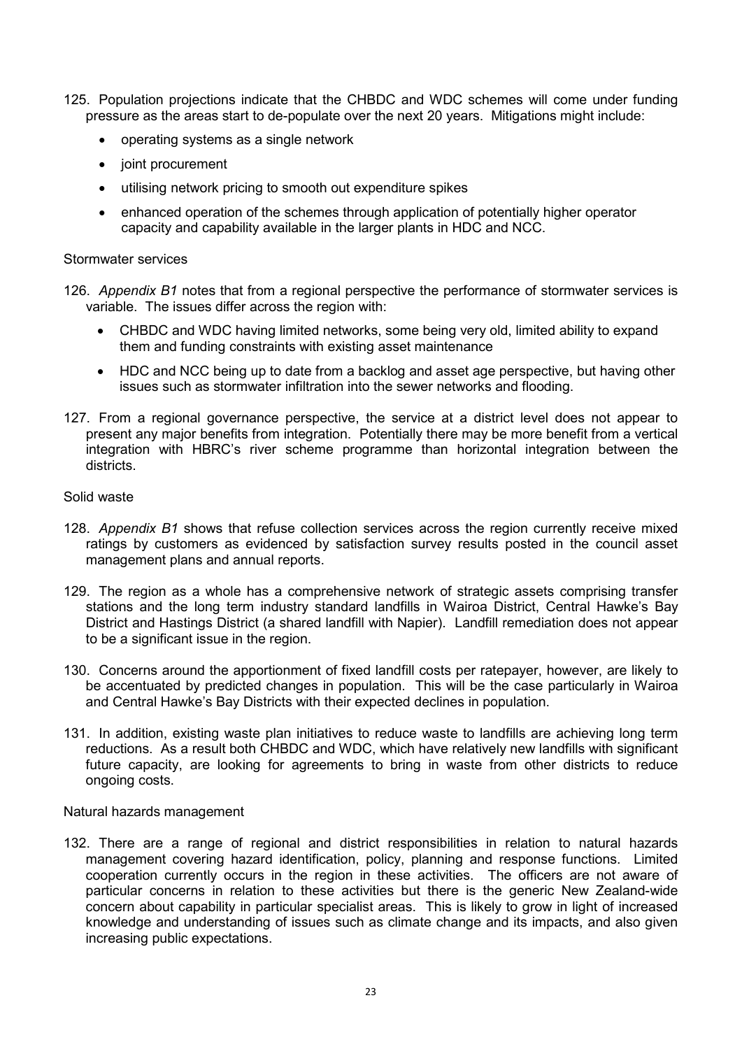125. Population projections indicate that the CHBDC and WDC schemes will come under funding pressure as the areas start to de-populate over the next 20 years. Mitigations might include:

    - operating systems as a single network
    - joint procurement
    - utilising network pricing to smooth out expenditure spikes
    - enhanced operation of the schemes through application of potentially higher operator capacity and capability available in the larger plants in HDC and NCC.

Stormwater services

126. *Appendix B1* notes that from a regional perspective the performance of stormwater services is variable. The issues differ across the region with:

    - CHBDC and WDC having limited networks, some being very old, limited ability to expand them and funding constraints with existing asset maintenance
    - HDC and NCC being up to date from a backlog and asset age perspective, but having other issues such as stormwater infiltration into the sewer networks and flooding.

127. From a regional governance perspective, the service at a district level does not appear to present any major benefits from integration. Potentially there may be more benefit from a vertical integration with HBRC's river scheme programme than horizontal integration between the districts.

Solid waste

128. *Appendix B1* shows that refuse collection services across the region currently receive mixed ratings by customers as evidenced by satisfaction survey results posted in the council asset management plans and annual reports.

129. The region as a whole has a comprehensive network of strategic assets comprising transfer stations and the long term industry standard landfills in Wairoa District, Central Hawke's Bay District and Hastings District (a shared landfill with Napier). Landfill remediation does not appear to be a significant issue in the region.

130. Concerns around the apportionment of fixed landfill costs per ratepayer, however, are likely to be accentuated by predicted changes in population. This will be the case particularly in Wairoa and Central Hawke's Bay Districts with their expected declines in population.

131. In addition, existing waste plan initiatives to reduce waste to landfills are achieving long term reductions. As a result both CHBDC and WDC, which have relatively new landfills with significant future capacity, are looking for agreements to bring in waste from other districts to reduce ongoing costs.

Natural hazards management

132. There are a range of regional and district responsibilities in relation to natural hazards management covering hazard identification, policy, planning and response functions. Limited cooperation currently occurs in the region in these activities. The officers are not aware of particular concerns in relation to these activities but there is the generic New Zealand-wide concern about capability in particular specialist areas. This is likely to grow in light of increased knowledge and understanding of issues such as climate change and its impacts, and also given increasing public expectations.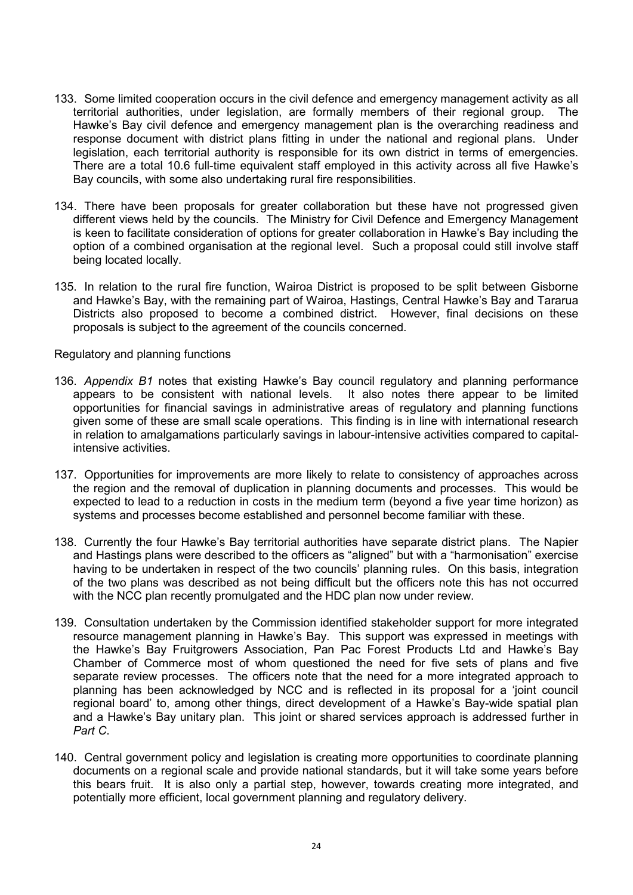133. Some limited cooperation occurs in the civil defence and emergency management activity as all territorial authorities, under legislation, are formally members of their regional group. The Hawke's Bay civil defence and emergency management plan is the overarching readiness and response document with district plans fitting in under the national and regional plans. Under legislation, each territorial authority is responsible for its own district in terms of emergencies. There are a total 10.6 full-time equivalent staff employed in this activity across all five Hawke's Bay councils, with some also undertaking rural fire responsibilities.

134. There have been proposals for greater collaboration but these have not progressed given different views held by the councils. The Ministry for Civil Defence and Emergency Management is keen to facilitate consideration of options for greater collaboration in Hawke's Bay including the option of a combined organisation at the regional level. Such a proposal could still involve staff being located locally.

135. In relation to the rural fire function, Wairoa District is proposed to be split between Gisborne and Hawke's Bay, with the remaining part of Wairoa, Hastings, Central Hawke's Bay and Tararua Districts also proposed to become a combined district. However, final decisions on these proposals is subject to the agreement of the councils concerned.

Regulatory and planning functions

136. *Appendix B1* notes that existing Hawke's Bay council regulatory and planning performance appears to be consistent with national levels. It also notes there appear to be limited opportunities for financial savings in administrative areas of regulatory and planning functions given some of these are small scale operations. This finding is in line with international research in relation to amalgamations particularly savings in labour-intensive activities compared to capital-intensive activities.

137. Opportunities for improvements are more likely to relate to consistency of approaches across the region and the removal of duplication in planning documents and processes. This would be expected to lead to a reduction in costs in the medium term (beyond a five year time horizon) as systems and processes become established and personnel become familiar with these.

138. Currently the four Hawke's Bay territorial authorities have separate district plans. The Napier and Hastings plans were described to the officers as "aligned" but with a "harmonisation" exercise having to be undertaken in respect of the two councils' planning rules. On this basis, integration of the two plans was described as not being difficult but the officers note this has not occurred with the NCC plan recently promulgated and the HDC plan now under review.

139. Consultation undertaken by the Commission identified stakeholder support for more integrated resource management planning in Hawke's Bay. This support was expressed in meetings with the Hawke's Bay Fruitgrowers Association, Pan Pac Forest Products Ltd and Hawke's Bay Chamber of Commerce most of whom questioned the need for five sets of plans and five separate review processes. The officers note that the need for a more integrated approach to planning has been acknowledged by NCC and is reflected in its proposal for a 'joint council regional board' to, among other things, direct development of a Hawke's Bay-wide spatial plan and a Hawke's Bay unitary plan. This joint or shared services approach is addressed further in *Part C*.

140. Central government policy and legislation is creating more opportunities to coordinate planning documents on a regional scale and provide national standards, but it will take some years before this bears fruit. It is also only a partial step, however, towards creating more integrated, and potentially more efficient, local government planning and regulatory delivery.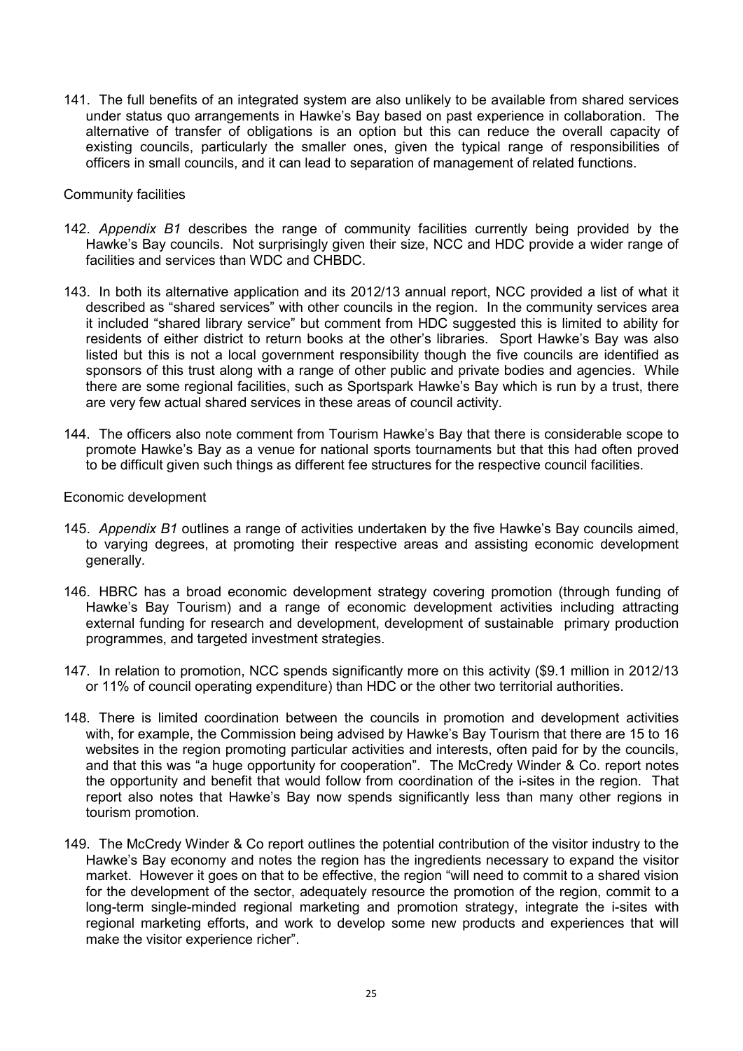141. The full benefits of an integrated system are also unlikely to be available from shared services under status quo arrangements in Hawke's Bay based on past experience in collaboration. The alternative of transfer of obligations is an option but this can reduce the overall capacity of existing councils, particularly the smaller ones, given the typical range of responsibilities of officers in small councils, and it can lead to separation of management of related functions.

Community facilities

142. *Appendix B1* describes the range of community facilities currently being provided by the Hawke's Bay councils. Not surprisingly given their size, NCC and HDC provide a wider range of facilities and services than WDC and CHBDC.

143. In both its alternative application and its 2012/13 annual report, NCC provided a list of what it described as "shared services" with other councils in the region. In the community services area it included "shared library service" but comment from HDC suggested this is limited to ability for residents of either district to return books at the other's libraries. Sport Hawke's Bay was also listed but this is not a local government responsibility though the five councils are identified as sponsors of this trust along with a range of other public and private bodies and agencies. While there are some regional facilities, such as Sportspark Hawke's Bay which is run by a trust, there are very few actual shared services in these areas of council activity.

144. The officers also note comment from Tourism Hawke's Bay that there is considerable scope to promote Hawke's Bay as a venue for national sports tournaments but that this had often proved to be difficult given such things as different fee structures for the respective council facilities.

Economic development

145. *Appendix B1* outlines a range of activities undertaken by the five Hawke's Bay councils aimed, to varying degrees, at promoting their respective areas and assisting economic development generally.

146. HBRC has a broad economic development strategy covering promotion (through funding of Hawke's Bay Tourism) and a range of economic development activities including attracting external funding for research and development, development of sustainable primary production programmes, and targeted investment strategies.

147. In relation to promotion, NCC spends significantly more on this activity ($9.1 million in 2012/13 or 11% of council operating expenditure) than HDC or the other two territorial authorities.

148. There is limited coordination between the councils in promotion and development activities with, for example, the Commission being advised by Hawke's Bay Tourism that there are 15 to 16 websites in the region promoting particular activities and interests, often paid for by the councils, and that this was "a huge opportunity for cooperation". The McCredy Winder & Co. report notes the opportunity and benefit that would follow from coordination of the i-sites in the region. That report also notes that Hawke's Bay now spends significantly less than many other regions in tourism promotion.

149. The McCredy Winder & Co report outlines the potential contribution of the visitor industry to the Hawke's Bay economy and notes the region has the ingredients necessary to expand the visitor market. However it goes on that to be effective, the region "will need to commit to a shared vision for the development of the sector, adequately resource the promotion of the region, commit to a long-term single-minded regional marketing and promotion strategy, integrate the i-sites with regional marketing efforts, and work to develop some new products and experiences that will make the visitor experience richer".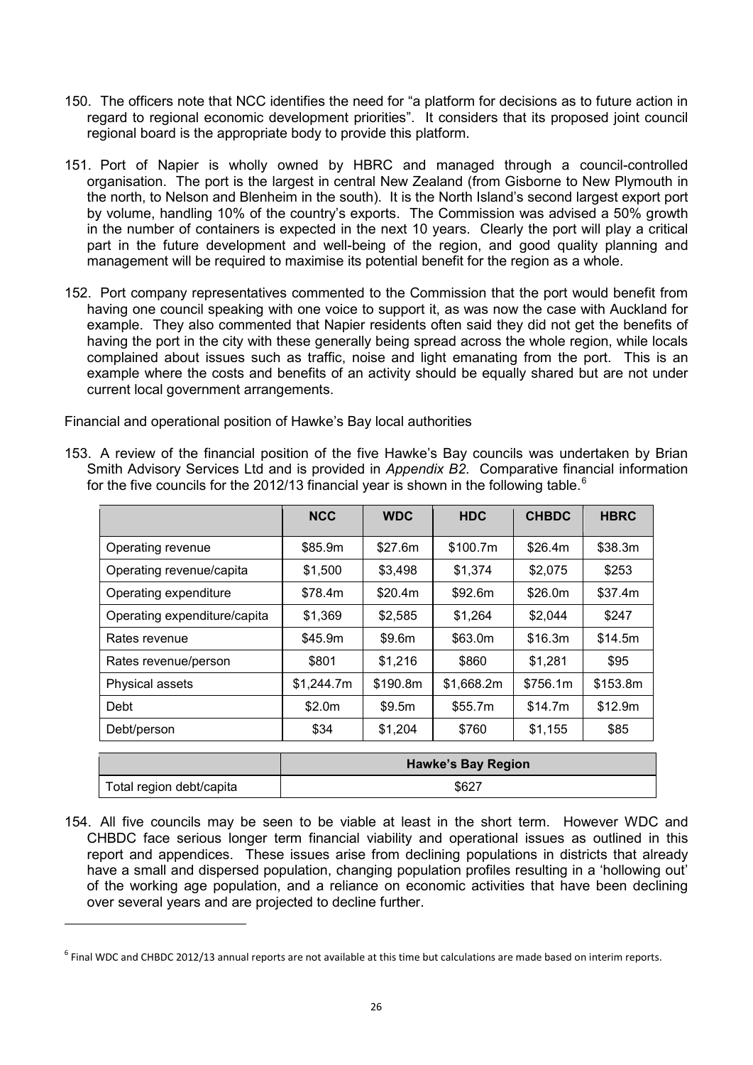150. The officers note that NCC identifies the need for "a platform for decisions as to future action in regard to regional economic development priorities". It considers that its proposed joint council regional board is the appropriate body to provide this platform.

151. Port of Napier is wholly owned by HBRC and managed through a council-controlled organisation. The port is the largest in central New Zealand (from Gisborne to New Plymouth in the north, to Nelson and Blenheim in the south). It is the North Island's second largest export port by volume, handling 10% of the country's exports. The Commission was advised a 50% growth in the number of containers is expected in the next 10 years. Clearly the port will play a critical part in the future development and well-being of the region, and good quality planning and management will be required to maximise its potential benefit for the region as a whole.

152. Port company representatives commented to the Commission that the port would benefit from having one council speaking with one voice to support it, as was now the case with Auckland for example. They also commented that Napier residents often said they did not get the benefits of having the port in the city with these generally being spread across the whole region, while locals complained about issues such as traffic, noise and light emanating from the port. This is an example where the costs and benefits of an activity should be equally shared but are not under current local government arrangements.

Financial and operational position of Hawke's Bay local authorities

153. A review of the financial position of the five Hawke's Bay councils was undertaken by Brian Smith Advisory Services Ltd and is provided in *Appendix B2.* Comparative financial information for the five councils for the 2012/13 financial year is shown in the following table.[6]

| | NCC | WDC | HDC | CHBDC | HBRC |
|---|---|---|---|---|---|
| Operating revenue | $85.9m | $27.6m | $100.7m | $26.4m | $38.3m |
| Operating revenue/capita | $1,500 | $3,498 | $1,374 | $2,075 | $253 |
| Operating expenditure | $78.4m | $20.4m | $92.6m | $26.0m | $37.4m |
| Operating expenditure/capita | $1,369 | $2,585 | $1,264 | $2,044 | $247 |
| Rates revenue | $45.9m | $9.6m | $63.0m | $16.3m | $14.5m |
| Rates revenue/person | $801 | $1,216 | $860 | $1,281 | $95 |
| Physical assets | $1,244.7m | $190.8m | $1,668.2m | $756.1m | $153.8m |
| Debt | $2.0m | $9.5m | $55.7m | $14.7m | $12.9m |
| Debt/person | $34 | $1,204 | $760 | $1,155 | $85 |

| | Hawke's Bay Region |
|---|---|
| Total region debt/capita | $627 |

154. All five councils may be seen to be viable at least in the short term. However WDC and CHBDC face serious longer term financial viability and operational issues as outlined in this report and appendices. These issues arise from declining populations in districts that already have a small and dispersed population, changing population profiles resulting in a 'hollowing out' of the working age population, and a reliance on economic activities that have been declining over several years and are projected to decline further.

[6] Final WDC and CHBDC 2012/13 annual reports are not available at this time but calculations are made based on interim reports.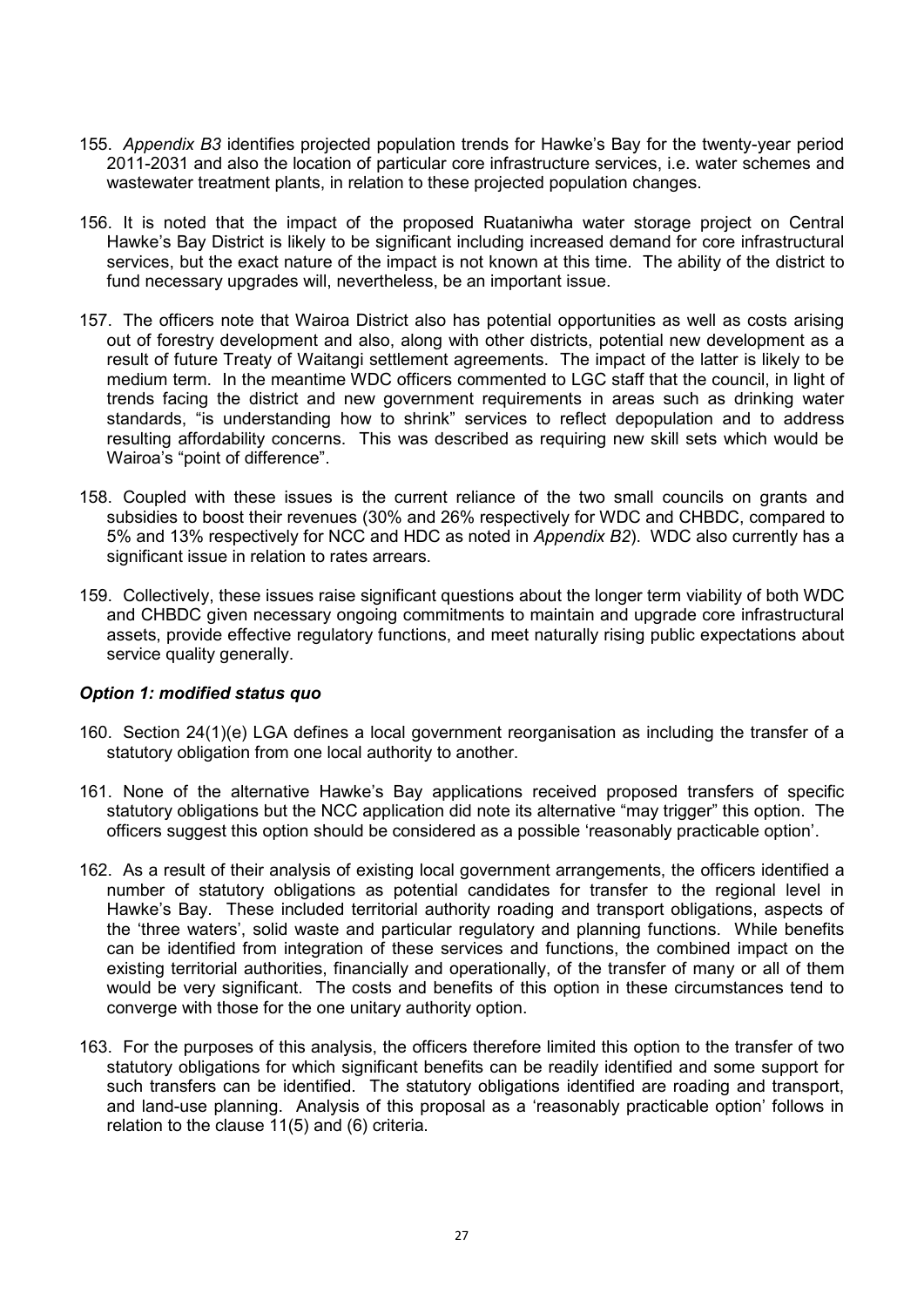155. *Appendix B3* identifies projected population trends for Hawke's Bay for the twenty-year period 2011-2031 and also the location of particular core infrastructure services, i.e. water schemes and wastewater treatment plants, in relation to these projected population changes.

156. It is noted that the impact of the proposed Ruataniwha water storage project on Central Hawke's Bay District is likely to be significant including increased demand for core infrastructural services, but the exact nature of the impact is not known at this time. The ability of the district to fund necessary upgrades will, nevertheless, be an important issue.

157. The officers note that Wairoa District also has potential opportunities as well as costs arising out of forestry development and also, along with other districts, potential new development as a result of future Treaty of Waitangi settlement agreements. The impact of the latter is likely to be medium term. In the meantime WDC officers commented to LGC staff that the council, in light of trends facing the district and new government requirements in areas such as drinking water standards, "is understanding how to shrink" services to reflect depopulation and to address resulting affordability concerns. This was described as requiring new skill sets which would be Wairoa's "point of difference".

158. Coupled with these issues is the current reliance of the two small councils on grants and subsidies to boost their revenues (30% and 26% respectively for WDC and CHBDC, compared to 5% and 13% respectively for NCC and HDC as noted in *Appendix B2*). WDC also currently has a significant issue in relation to rates arrears.

159. Collectively, these issues raise significant questions about the longer term viability of both WDC and CHBDC given necessary ongoing commitments to maintain and upgrade core infrastructural assets, provide effective regulatory functions, and meet naturally rising public expectations about service quality generally.

### *Option 1: modified status quo*

160. Section 24(1)(e) LGA defines a local government reorganisation as including the transfer of a statutory obligation from one local authority to another.

161. None of the alternative Hawke's Bay applications received proposed transfers of specific statutory obligations but the NCC application did note its alternative "may trigger" this option. The officers suggest this option should be considered as a possible 'reasonably practicable option'.

162. As a result of their analysis of existing local government arrangements, the officers identified a number of statutory obligations as potential candidates for transfer to the regional level in Hawke's Bay. These included territorial authority roading and transport obligations, aspects of the 'three waters', solid waste and particular regulatory and planning functions. While benefits can be identified from integration of these services and functions, the combined impact on the existing territorial authorities, financially and operationally, of the transfer of many or all of them would be very significant. The costs and benefits of this option in these circumstances tend to converge with those for the one unitary authority option.

163. For the purposes of this analysis, the officers therefore limited this option to the transfer of two statutory obligations for which significant benefits can be readily identified and some support for such transfers can be identified. The statutory obligations identified are roading and transport, and land-use planning. Analysis of this proposal as a 'reasonably practicable option' follows in relation to the clause 11(5) and (6) criteria.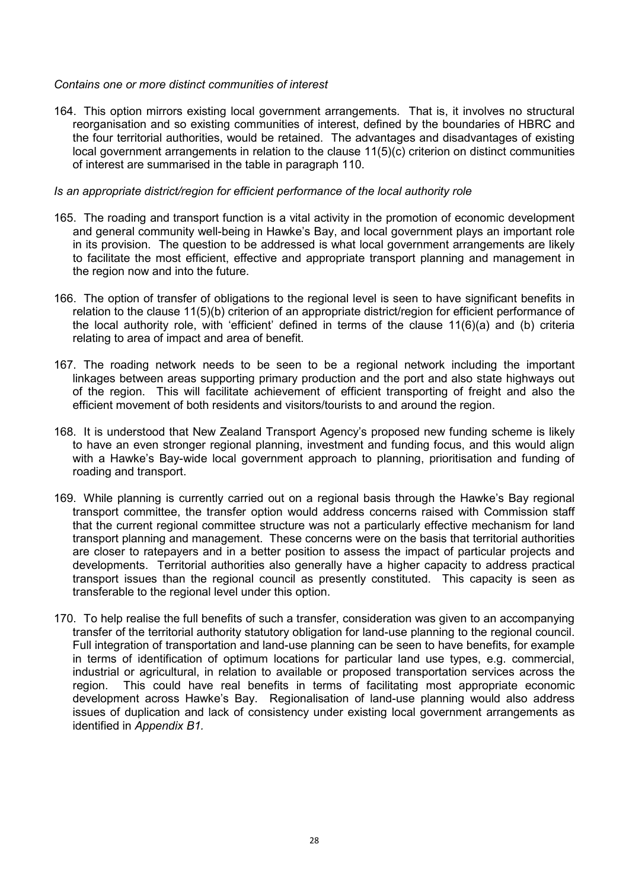*Contains one or more distinct communities of interest*

164. This option mirrors existing local government arrangements. That is, it involves no structural reorganisation and so existing communities of interest, defined by the boundaries of HBRC and the four territorial authorities, would be retained. The advantages and disadvantages of existing local government arrangements in relation to the clause 11(5)(c) criterion on distinct communities of interest are summarised in the table in paragraph 110.

*Is an appropriate district/region for efficient performance of the local authority role*

165. The roading and transport function is a vital activity in the promotion of economic development and general community well-being in Hawke's Bay, and local government plays an important role in its provision. The question to be addressed is what local government arrangements are likely to facilitate the most efficient, effective and appropriate transport planning and management in the region now and into the future.

166. The option of transfer of obligations to the regional level is seen to have significant benefits in relation to the clause 11(5)(b) criterion of an appropriate district/region for efficient performance of the local authority role, with 'efficient' defined in terms of the clause 11(6)(a) and (b) criteria relating to area of impact and area of benefit.

167. The roading network needs to be seen to be a regional network including the important linkages between areas supporting primary production and the port and also state highways out of the region. This will facilitate achievement of efficient transporting of freight and also the efficient movement of both residents and visitors/tourists to and around the region.

168. It is understood that New Zealand Transport Agency's proposed new funding scheme is likely to have an even stronger regional planning, investment and funding focus, and this would align with a Hawke's Bay-wide local government approach to planning, prioritisation and funding of roading and transport.

169. While planning is currently carried out on a regional basis through the Hawke's Bay regional transport committee, the transfer option would address concerns raised with Commission staff that the current regional committee structure was not a particularly effective mechanism for land transport planning and management. These concerns were on the basis that territorial authorities are closer to ratepayers and in a better position to assess the impact of particular projects and developments. Territorial authorities also generally have a higher capacity to address practical transport issues than the regional council as presently constituted. This capacity is seen as transferable to the regional level under this option.

170. To help realise the full benefits of such a transfer, consideration was given to an accompanying transfer of the territorial authority statutory obligation for land-use planning to the regional council. Full integration of transportation and land-use planning can be seen to have benefits, for example in terms of identification of optimum locations for particular land use types, e.g. commercial, industrial or agricultural, in relation to available or proposed transportation services across the region. This could have real benefits in terms of facilitating most appropriate economic development across Hawke's Bay. Regionalisation of land-use planning would also address issues of duplication and lack of consistency under existing local government arrangements as identified in *Appendix B1.*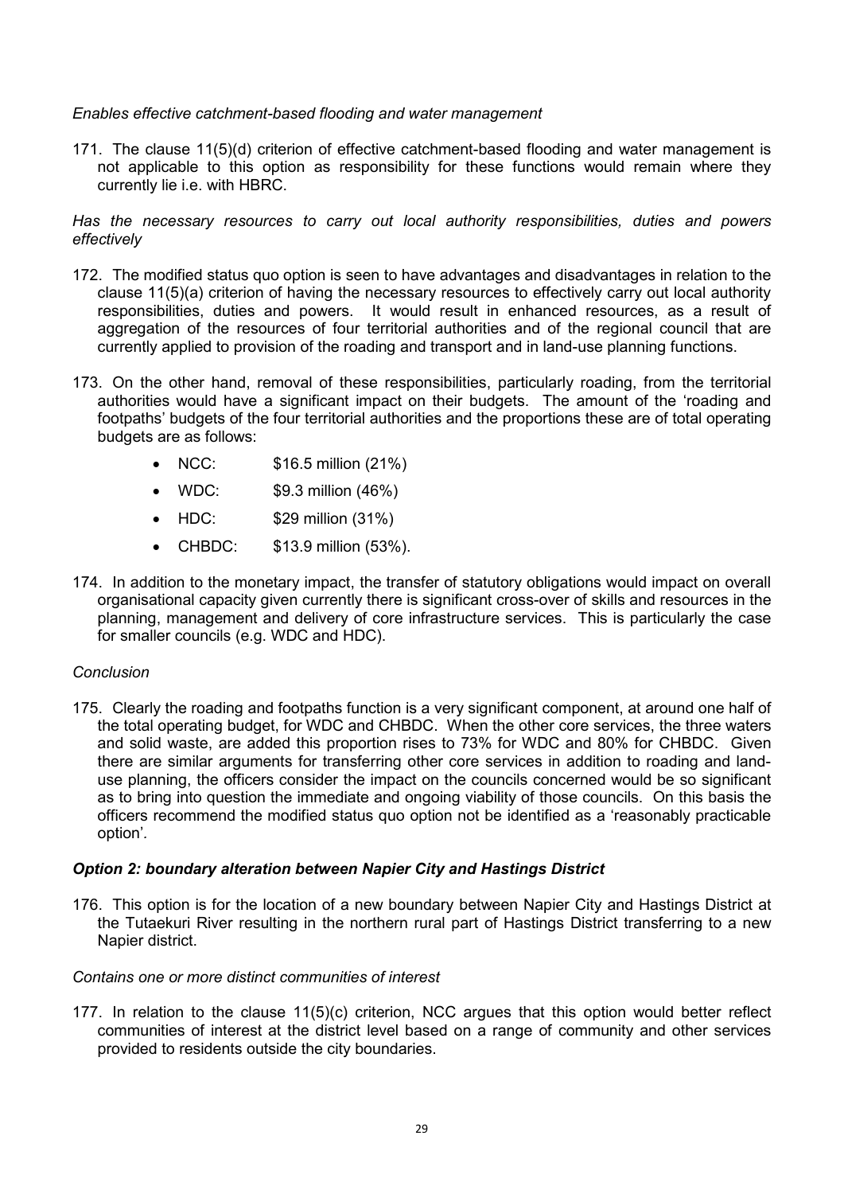*Enables effective catchment-based flooding and water management*

171. The clause 11(5)(d) criterion of effective catchment-based flooding and water management is not applicable to this option as responsibility for these functions would remain where they currently lie i.e. with HBRC.

*Has the necessary resources to carry out local authority responsibilities, duties and powers effectively*

172. The modified status quo option is seen to have advantages and disadvantages in relation to the clause 11(5)(a) criterion of having the necessary resources to effectively carry out local authority responsibilities, duties and powers. It would result in enhanced resources, as a result of aggregation of the resources of four territorial authorities and of the regional council that are currently applied to provision of the roading and transport and in land-use planning functions.

173. On the other hand, removal of these responsibilities, particularly roading, from the territorial authorities would have a significant impact on their budgets. The amount of the 'roading and footpaths' budgets of the four territorial authorities and the proportions these are of total operating budgets are as follows:

   - NCC: $16.5 million (21%)
   - WDC: $9.3 million (46%)
   - HDC: $29 million (31%)
   - CHBDC: $13.9 million (53%).

174. In addition to the monetary impact, the transfer of statutory obligations would impact on overall organisational capacity given currently there is significant cross-over of skills and resources in the planning, management and delivery of core infrastructure services. This is particularly the case for smaller councils (e.g. WDC and HDC).

*Conclusion*

175. Clearly the roading and footpaths function is a very significant component, at around one half of the total operating budget, for WDC and CHBDC. When the other core services, the three waters and solid waste, are added this proportion rises to 73% for WDC and 80% for CHBDC. Given there are similar arguments for transferring other core services in addition to roading and land-use planning, the officers consider the impact on the councils concerned would be so significant as to bring into question the immediate and ongoing viability of those councils. On this basis the officers recommend the modified status quo option not be identified as a 'reasonably practicable option'.

### *Option 2: boundary alteration between Napier City and Hastings District*

176. This option is for the location of a new boundary between Napier City and Hastings District at the Tutaekuri River resulting in the northern rural part of Hastings District transferring to a new Napier district.

*Contains one or more distinct communities of interest*

177. In relation to the clause 11(5)(c) criterion, NCC argues that this option would better reflect communities of interest at the district level based on a range of community and other services provided to residents outside the city boundaries.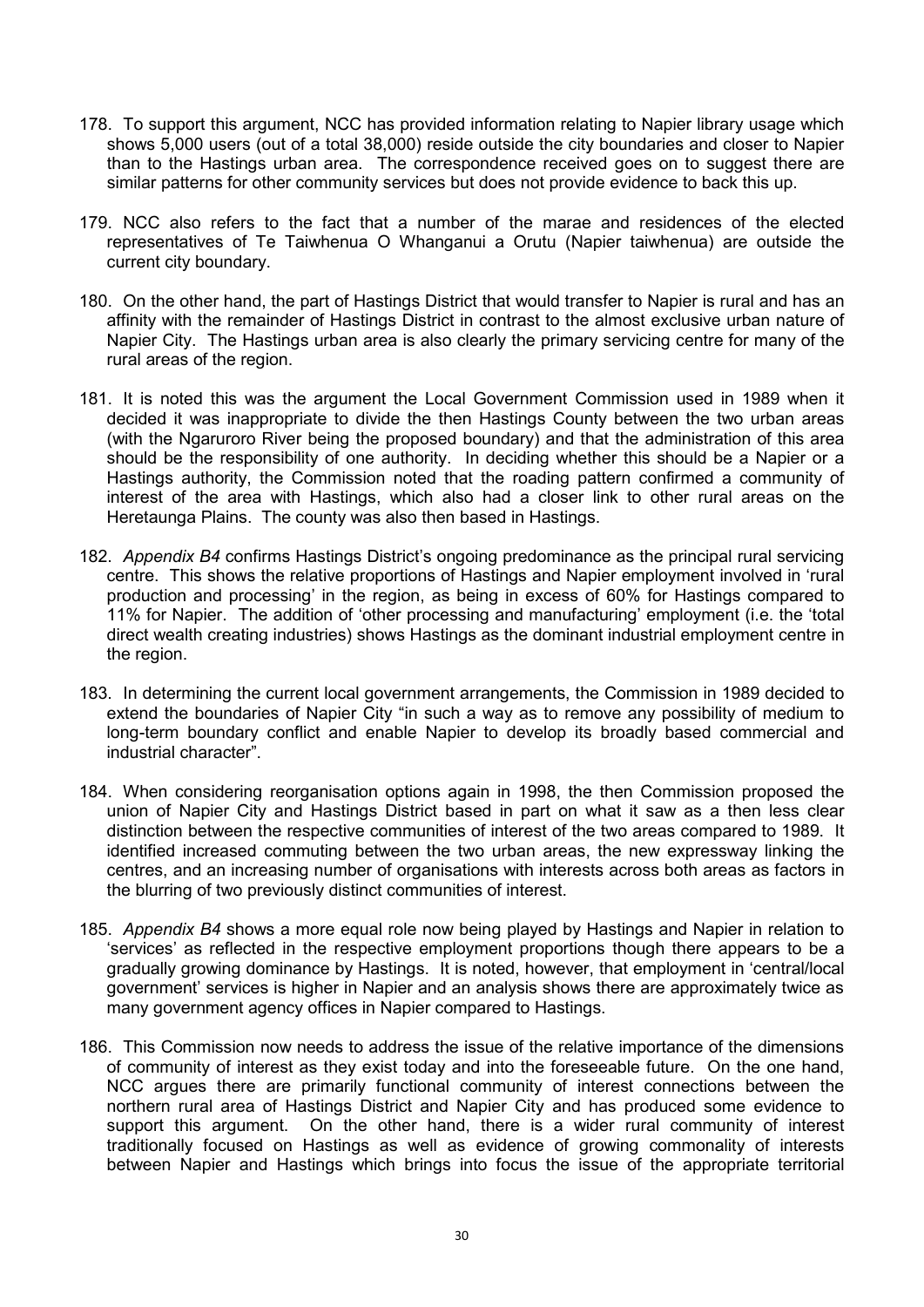178. To support this argument, NCC has provided information relating to Napier library usage which shows 5,000 users (out of a total 38,000) reside outside the city boundaries and closer to Napier than to the Hastings urban area. The correspondence received goes on to suggest there are similar patterns for other community services but does not provide evidence to back this up.

179. NCC also refers to the fact that a number of the marae and residences of the elected representatives of Te Taiwhenua O Whanganui a Orutu (Napier taiwhenua) are outside the current city boundary.

180. On the other hand, the part of Hastings District that would transfer to Napier is rural and has an affinity with the remainder of Hastings District in contrast to the almost exclusive urban nature of Napier City. The Hastings urban area is also clearly the primary servicing centre for many of the rural areas of the region.

181. It is noted this was the argument the Local Government Commission used in 1989 when it decided it was inappropriate to divide the then Hastings County between the two urban areas (with the Ngaruroro River being the proposed boundary) and that the administration of this area should be the responsibility of one authority. In deciding whether this should be a Napier or a Hastings authority, the Commission noted that the roading pattern confirmed a community of interest of the area with Hastings, which also had a closer link to other rural areas on the Heretaunga Plains. The county was also then based in Hastings.

182. *Appendix B4* confirms Hastings District's ongoing predominance as the principal rural servicing centre. This shows the relative proportions of Hastings and Napier employment involved in 'rural production and processing' in the region, as being in excess of 60% for Hastings compared to 11% for Napier. The addition of 'other processing and manufacturing' employment (i.e. the 'total direct wealth creating industries) shows Hastings as the dominant industrial employment centre in the region.

183. In determining the current local government arrangements, the Commission in 1989 decided to extend the boundaries of Napier City "in such a way as to remove any possibility of medium to long-term boundary conflict and enable Napier to develop its broadly based commercial and industrial character".

184. When considering reorganisation options again in 1998, the then Commission proposed the union of Napier City and Hastings District based in part on what it saw as a then less clear distinction between the respective communities of interest of the two areas compared to 1989. It identified increased commuting between the two urban areas, the new expressway linking the centres, and an increasing number of organisations with interests across both areas as factors in the blurring of two previously distinct communities of interest.

185. *Appendix B4* shows a more equal role now being played by Hastings and Napier in relation to 'services' as reflected in the respective employment proportions though there appears to be a gradually growing dominance by Hastings. It is noted, however, that employment in 'central/local government' services is higher in Napier and an analysis shows there are approximately twice as many government agency offices in Napier compared to Hastings.

186. This Commission now needs to address the issue of the relative importance of the dimensions of community of interest as they exist today and into the foreseeable future. On the one hand, NCC argues there are primarily functional community of interest connections between the northern rural area of Hastings District and Napier City and has produced some evidence to support this argument. On the other hand, there is a wider rural community of interest traditionally focused on Hastings as well as evidence of growing commonality of interests between Napier and Hastings which brings into focus the issue of the appropriate territorial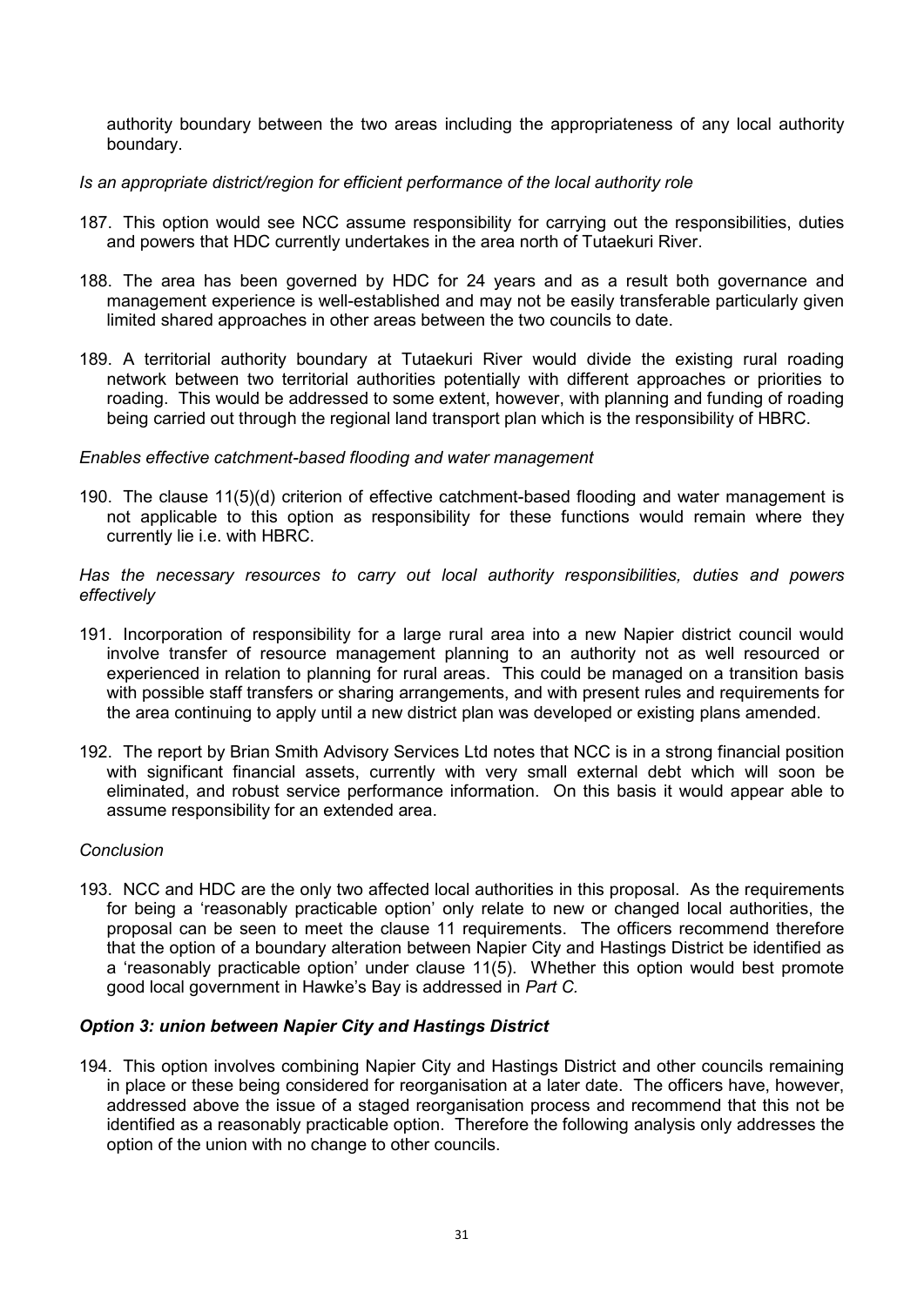authority boundary between the two areas including the appropriateness of any local authority boundary.

*Is an appropriate district/region for efficient performance of the local authority role*

187. This option would see NCC assume responsibility for carrying out the responsibilities, duties and powers that HDC currently undertakes in the area north of Tutaekuri River.

188. The area has been governed by HDC for 24 years and as a result both governance and management experience is well-established and may not be easily transferable particularly given limited shared approaches in other areas between the two councils to date.

189. A territorial authority boundary at Tutaekuri River would divide the existing rural roading network between two territorial authorities potentially with different approaches or priorities to roading. This would be addressed to some extent, however, with planning and funding of roading being carried out through the regional land transport plan which is the responsibility of HBRC.

*Enables effective catchment-based flooding and water management*

190. The clause 11(5)(d) criterion of effective catchment-based flooding and water management is not applicable to this option as responsibility for these functions would remain where they currently lie i.e. with HBRC.

*Has the necessary resources to carry out local authority responsibilities, duties and powers effectively*

191. Incorporation of responsibility for a large rural area into a new Napier district council would involve transfer of resource management planning to an authority not as well resourced or experienced in relation to planning for rural areas. This could be managed on a transition basis with possible staff transfers or sharing arrangements, and with present rules and requirements for the area continuing to apply until a new district plan was developed or existing plans amended.

192. The report by Brian Smith Advisory Services Ltd notes that NCC is in a strong financial position with significant financial assets, currently with very small external debt which will soon be eliminated, and robust service performance information. On this basis it would appear able to assume responsibility for an extended area.

*Conclusion*

193. NCC and HDC are the only two affected local authorities in this proposal. As the requirements for being a 'reasonably practicable option' only relate to new or changed local authorities, the proposal can be seen to meet the clause 11 requirements. The officers recommend therefore that the option of a boundary alteration between Napier City and Hastings District be identified as a 'reasonably practicable option' under clause 11(5). Whether this option would best promote good local government in Hawke's Bay is addressed in *Part C.*

***Option 3: union between Napier City and Hastings District***

194. This option involves combining Napier City and Hastings District and other councils remaining in place or these being considered for reorganisation at a later date. The officers have, however, addressed above the issue of a staged reorganisation process and recommend that this not be identified as a reasonably practicable option. Therefore the following analysis only addresses the option of the union with no change to other councils.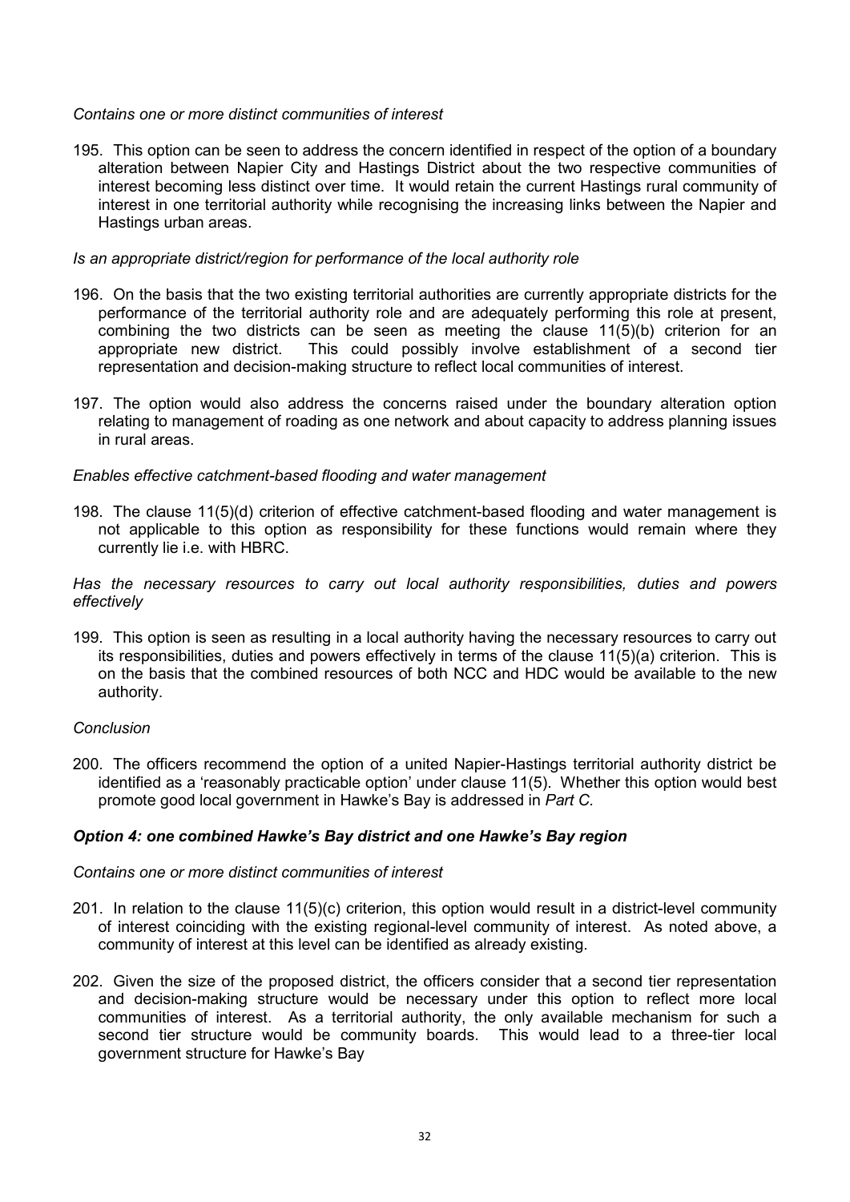*Contains one or more distinct communities of interest*

195. This option can be seen to address the concern identified in respect of the option of a boundary alteration between Napier City and Hastings District about the two respective communities of interest becoming less distinct over time. It would retain the current Hastings rural community of interest in one territorial authority while recognising the increasing links between the Napier and Hastings urban areas.

*Is an appropriate district/region for performance of the local authority role*

196. On the basis that the two existing territorial authorities are currently appropriate districts for the performance of the territorial authority role and are adequately performing this role at present, combining the two districts can be seen as meeting the clause 11(5)(b) criterion for an appropriate new district. This could possibly involve establishment of a second tier representation and decision-making structure to reflect local communities of interest.

197. The option would also address the concerns raised under the boundary alteration option relating to management of roading as one network and about capacity to address planning issues in rural areas.

*Enables effective catchment-based flooding and water management*

198. The clause 11(5)(d) criterion of effective catchment-based flooding and water management is not applicable to this option as responsibility for these functions would remain where they currently lie i.e. with HBRC.

*Has the necessary resources to carry out local authority responsibilities, duties and powers effectively*

199. This option is seen as resulting in a local authority having the necessary resources to carry out its responsibilities, duties and powers effectively in terms of the clause 11(5)(a) criterion. This is on the basis that the combined resources of both NCC and HDC would be available to the new authority.

*Conclusion*

200. The officers recommend the option of a united Napier-Hastings territorial authority district be identified as a 'reasonably practicable option' under clause 11(5). Whether this option would best promote good local government in Hawke's Bay is addressed in *Part C*.

***Option 4: one combined Hawke's Bay district and one Hawke's Bay region***

*Contains one or more distinct communities of interest*

201. In relation to the clause 11(5)(c) criterion, this option would result in a district-level community of interest coinciding with the existing regional-level community of interest. As noted above, a community of interest at this level can be identified as already existing.

202. Given the size of the proposed district, the officers consider that a second tier representation and decision-making structure would be necessary under this option to reflect more local communities of interest. As a territorial authority, the only available mechanism for such a second tier structure would be community boards. This would lead to a three-tier local government structure for Hawke's Bay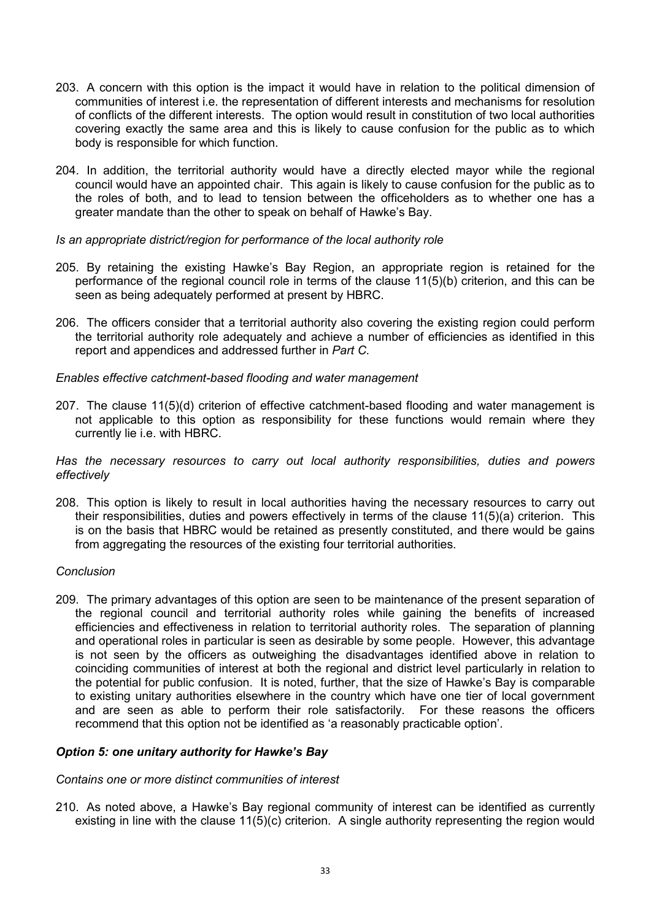203. A concern with this option is the impact it would have in relation to the political dimension of communities of interest i.e. the representation of different interests and mechanisms for resolution of conflicts of the different interests. The option would result in constitution of two local authorities covering exactly the same area and this is likely to cause confusion for the public as to which body is responsible for which function.

204. In addition, the territorial authority would have a directly elected mayor while the regional council would have an appointed chair. This again is likely to cause confusion for the public as to the roles of both, and to lead to tension between the officeholders as to whether one has a greater mandate than the other to speak on behalf of Hawke's Bay.

*Is an appropriate district/region for performance of the local authority role*

205. By retaining the existing Hawke's Bay Region, an appropriate region is retained for the performance of the regional council role in terms of the clause 11(5)(b) criterion, and this can be seen as being adequately performed at present by HBRC.

206. The officers consider that a territorial authority also covering the existing region could perform the territorial authority role adequately and achieve a number of efficiencies as identified in this report and appendices and addressed further in *Part C*.

*Enables effective catchment-based flooding and water management*

207. The clause 11(5)(d) criterion of effective catchment-based flooding and water management is not applicable to this option as responsibility for these functions would remain where they currently lie i.e. with HBRC.

*Has the necessary resources to carry out local authority responsibilities, duties and powers effectively*

208. This option is likely to result in local authorities having the necessary resources to carry out their responsibilities, duties and powers effectively in terms of the clause 11(5)(a) criterion. This is on the basis that HBRC would be retained as presently constituted, and there would be gains from aggregating the resources of the existing four territorial authorities.

*Conclusion*

209. The primary advantages of this option are seen to be maintenance of the present separation of the regional council and territorial authority roles while gaining the benefits of increased efficiencies and effectiveness in relation to territorial authority roles. The separation of planning and operational roles in particular is seen as desirable by some people. However, this advantage is not seen by the officers as outweighing the disadvantages identified above in relation to coinciding communities of interest at both the regional and district level particularly in relation to the potential for public confusion. It is noted, further, that the size of Hawke's Bay is comparable to existing unitary authorities elsewhere in the country which have one tier of local government and are seen as able to perform their role satisfactorily. For these reasons the officers recommend that this option not be identified as 'a reasonably practicable option'.

***Option 5: one unitary authority for Hawke's Bay***

*Contains one or more distinct communities of interest*

210. As noted above, a Hawke's Bay regional community of interest can be identified as currently existing in line with the clause 11(5)(c) criterion. A single authority representing the region would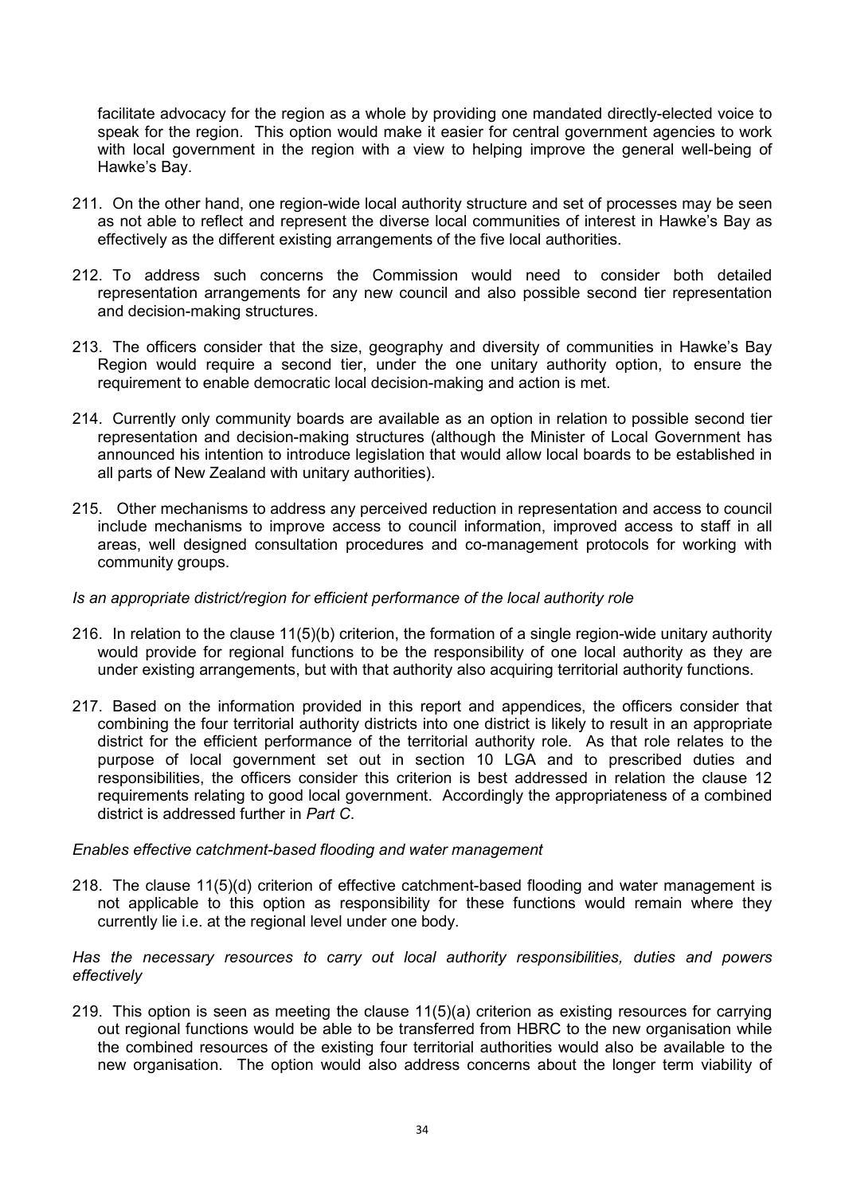facilitate advocacy for the region as a whole by providing one mandated directly-elected voice to speak for the region. This option would make it easier for central government agencies to work with local government in the region with a view to helping improve the general well-being of Hawke's Bay.

211. On the other hand, one region-wide local authority structure and set of processes may be seen as not able to reflect and represent the diverse local communities of interest in Hawke's Bay as effectively as the different existing arrangements of the five local authorities.

212. To address such concerns the Commission would need to consider both detailed representation arrangements for any new council and also possible second tier representation and decision-making structures.

213. The officers consider that the size, geography and diversity of communities in Hawke's Bay Region would require a second tier, under the one unitary authority option, to ensure the requirement to enable democratic local decision-making and action is met.

214. Currently only community boards are available as an option in relation to possible second tier representation and decision-making structures (although the Minister of Local Government has announced his intention to introduce legislation that would allow local boards to be established in all parts of New Zealand with unitary authorities).

215. Other mechanisms to address any perceived reduction in representation and access to council include mechanisms to improve access to council information, improved access to staff in all areas, well designed consultation procedures and co-management protocols for working with community groups.

*Is an appropriate district/region for efficient performance of the local authority role*

216. In relation to the clause 11(5)(b) criterion, the formation of a single region-wide unitary authority would provide for regional functions to be the responsibility of one local authority as they are under existing arrangements, but with that authority also acquiring territorial authority functions.

217. Based on the information provided in this report and appendices, the officers consider that combining the four territorial authority districts into one district is likely to result in an appropriate district for the efficient performance of the territorial authority role. As that role relates to the purpose of local government set out in section 10 LGA and to prescribed duties and responsibilities, the officers consider this criterion is best addressed in relation the clause 12 requirements relating to good local government. Accordingly the appropriateness of a combined district is addressed further in *Part C*.

*Enables effective catchment-based flooding and water management*

218. The clause 11(5)(d) criterion of effective catchment-based flooding and water management is not applicable to this option as responsibility for these functions would remain where they currently lie i.e. at the regional level under one body.

*Has the necessary resources to carry out local authority responsibilities, duties and powers effectively*

219. This option is seen as meeting the clause 11(5)(a) criterion as existing resources for carrying out regional functions would be able to be transferred from HBRC to the new organisation while the combined resources of the existing four territorial authorities would also be available to the new organisation. The option would also address concerns about the longer term viability of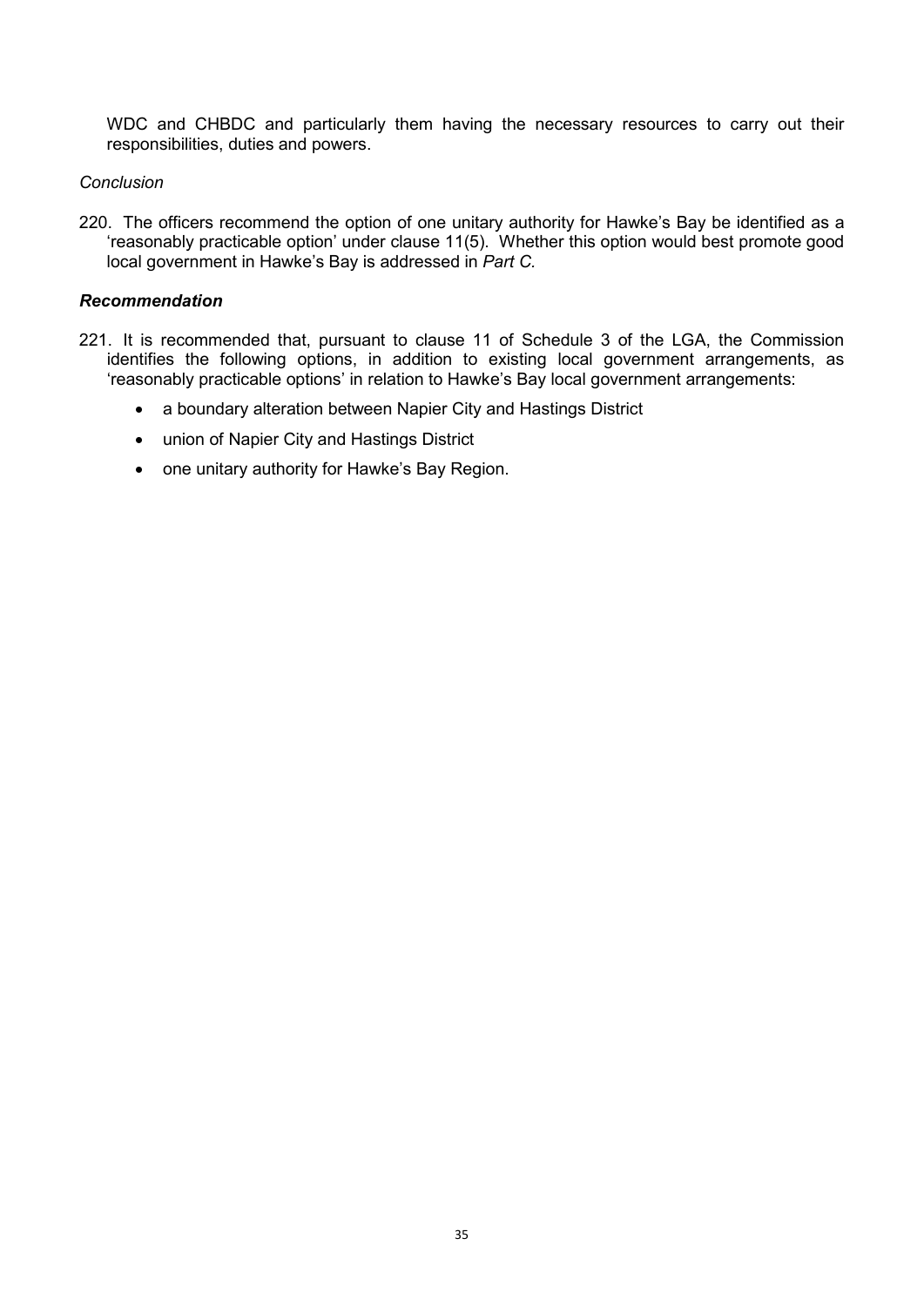WDC and CHBDC and particularly them having the necessary resources to carry out their responsibilities, duties and powers.

*Conclusion*

220. The officers recommend the option of one unitary authority for Hawke's Bay be identified as a 'reasonably practicable option' under clause 11(5). Whether this option would best promote good local government in Hawke's Bay is addressed in *Part C*.

***Recommendation***

221. It is recommended that, pursuant to clause 11 of Schedule 3 of the LGA, the Commission identifies the following options, in addition to existing local government arrangements, as 'reasonably practicable options' in relation to Hawke's Bay local government arrangements:

- a boundary alteration between Napier City and Hastings District
- union of Napier City and Hastings District
- one unitary authority for Hawke's Bay Region.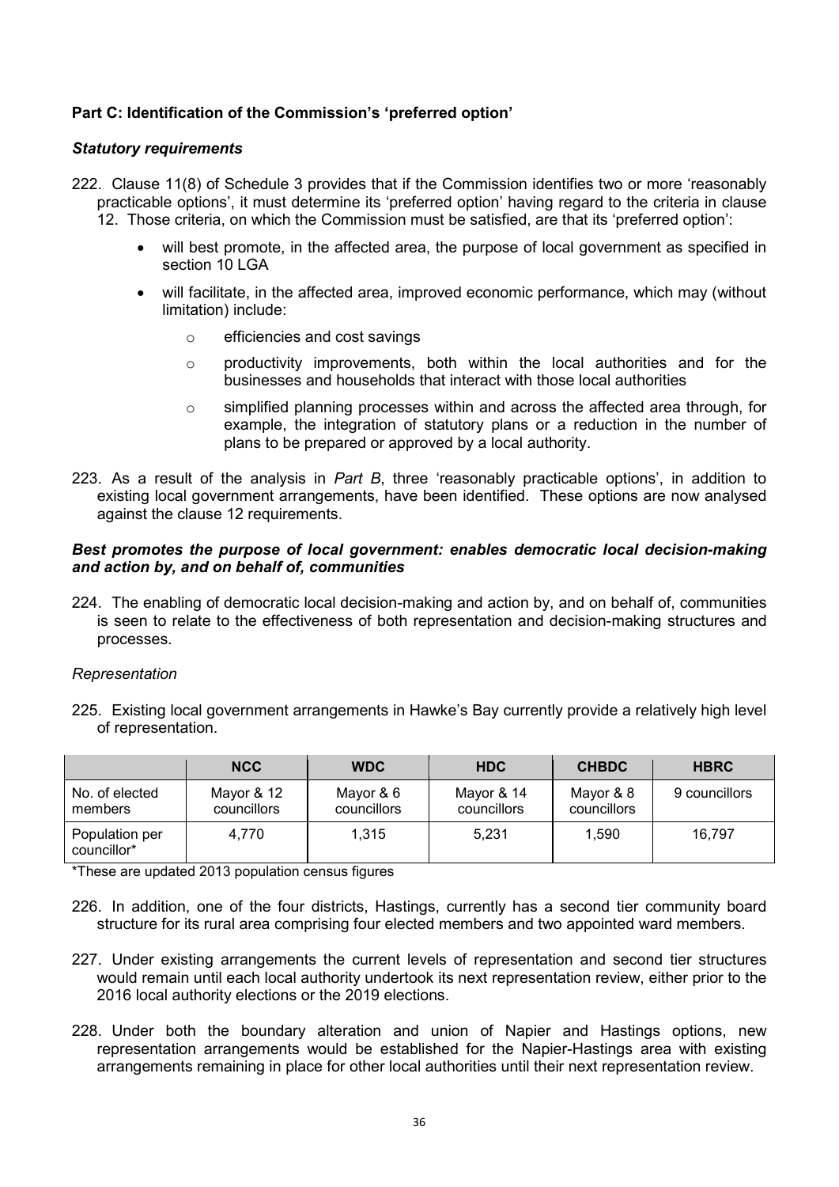**Part C: Identification of the Commission's 'preferred option'**

***Statutory requirements***

222. Clause 11(8) of Schedule 3 provides that if the Commission identifies two or more 'reasonably practicable options', it must determine its 'preferred option' having regard to the criteria in clause 12. Those criteria, on which the Commission must be satisfied, are that its 'preferred option':

- will best promote, in the affected area, the purpose of local government as specified in section 10 LGA
- will facilitate, in the affected area, improved economic performance, which may (without limitation) include:
  - efficiencies and cost savings
  - productivity improvements, both within the local authorities and for the businesses and households that interact with those local authorities
  - simplified planning processes within and across the affected area through, for example, the integration of statutory plans or a reduction in the number of plans to be prepared or approved by a local authority.

223. As a result of the analysis in *Part B*, three 'reasonably practicable options', in addition to existing local government arrangements, have been identified. These options are now analysed against the clause 12 requirements.

***Best promotes the purpose of local government: enables democratic local decision-making and action by, and on behalf of, communities***

224. The enabling of democratic local decision-making and action by, and on behalf of, communities is seen to relate to the effectiveness of both representation and decision-making structures and processes.

*Representation*

225. Existing local government arrangements in Hawke's Bay currently provide a relatively high level of representation.

| | NCC | WDC | HDC | CHBDC | HBRC |
|---|---|---|---|---|---|
| No. of elected members | Mayor & 12 councillors | Mayor & 6 councillors | Mayor & 14 councillors | Mayor & 8 councillors | 9 councillors |
| Population per councillor* | 4,770 | 1,315 | 5,231 | 1,590 | 16,797 |

*These are updated 2013 population census figures

226. In addition, one of the four districts, Hastings, currently has a second tier community board structure for its rural area comprising four elected members and two appointed ward members.

227. Under existing arrangements the current levels of representation and second tier structures would remain until each local authority undertook its next representation review, either prior to the 2016 local authority elections or the 2019 elections.

228. Under both the boundary alteration and union of Napier and Hastings options, new representation arrangements would be established for the Napier-Hastings area with existing arrangements remaining in place for other local authorities until their next representation review.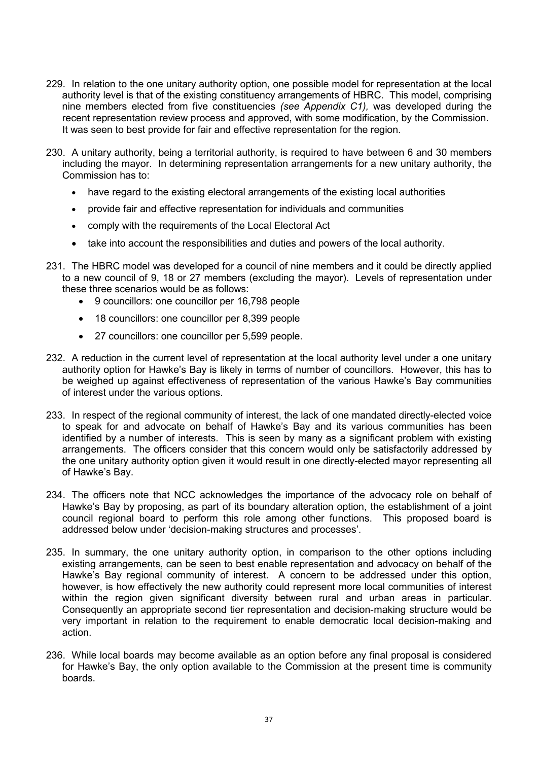229. In relation to the one unitary authority option, one possible model for representation at the local authority level is that of the existing constituency arrangements of HBRC. This model, comprising nine members elected from five constituencies *(see Appendix C1),* was developed during the recent representation review process and approved, with some modification, by the Commission. It was seen to best provide for fair and effective representation for the region.

230. A unitary authority, being a territorial authority, is required to have between 6 and 30 members including the mayor. In determining representation arrangements for a new unitary authority, the Commission has to:

   - have regard to the existing electoral arrangements of the existing local authorities
   - provide fair and effective representation for individuals and communities
   - comply with the requirements of the Local Electoral Act
   - take into account the responsibilities and duties and powers of the local authority.

231. The HBRC model was developed for a council of nine members and it could be directly applied to a new council of 9, 18 or 27 members (excluding the mayor). Levels of representation under these three scenarios would be as follows:
   - 9 councillors: one councillor per 16,798 people
   - 18 councillors: one councillor per 8,399 people
   - 27 councillors: one councillor per 5,599 people.

232. A reduction in the current level of representation at the local authority level under a one unitary authority option for Hawke's Bay is likely in terms of number of councillors. However, this has to be weighed up against effectiveness of representation of the various Hawke's Bay communities of interest under the various options.

233. In respect of the regional community of interest, the lack of one mandated directly-elected voice to speak for and advocate on behalf of Hawke's Bay and its various communities has been identified by a number of interests. This is seen by many as a significant problem with existing arrangements. The officers consider that this concern would only be satisfactorily addressed by the one unitary authority option given it would result in one directly-elected mayor representing all of Hawke's Bay.

234. The officers note that NCC acknowledges the importance of the advocacy role on behalf of Hawke's Bay by proposing, as part of its boundary alteration option, the establishment of a joint council regional board to perform this role among other functions. This proposed board is addressed below under 'decision-making structures and processes'.

235. In summary, the one unitary authority option, in comparison to the other options including existing arrangements, can be seen to best enable representation and advocacy on behalf of the Hawke's Bay regional community of interest. A concern to be addressed under this option, however, is how effectively the new authority could represent more local communities of interest within the region given significant diversity between rural and urban areas in particular. Consequently an appropriate second tier representation and decision-making structure would be very important in relation to the requirement to enable democratic local decision-making and action.

236. While local boards may become available as an option before any final proposal is considered for Hawke's Bay, the only option available to the Commission at the present time is community boards.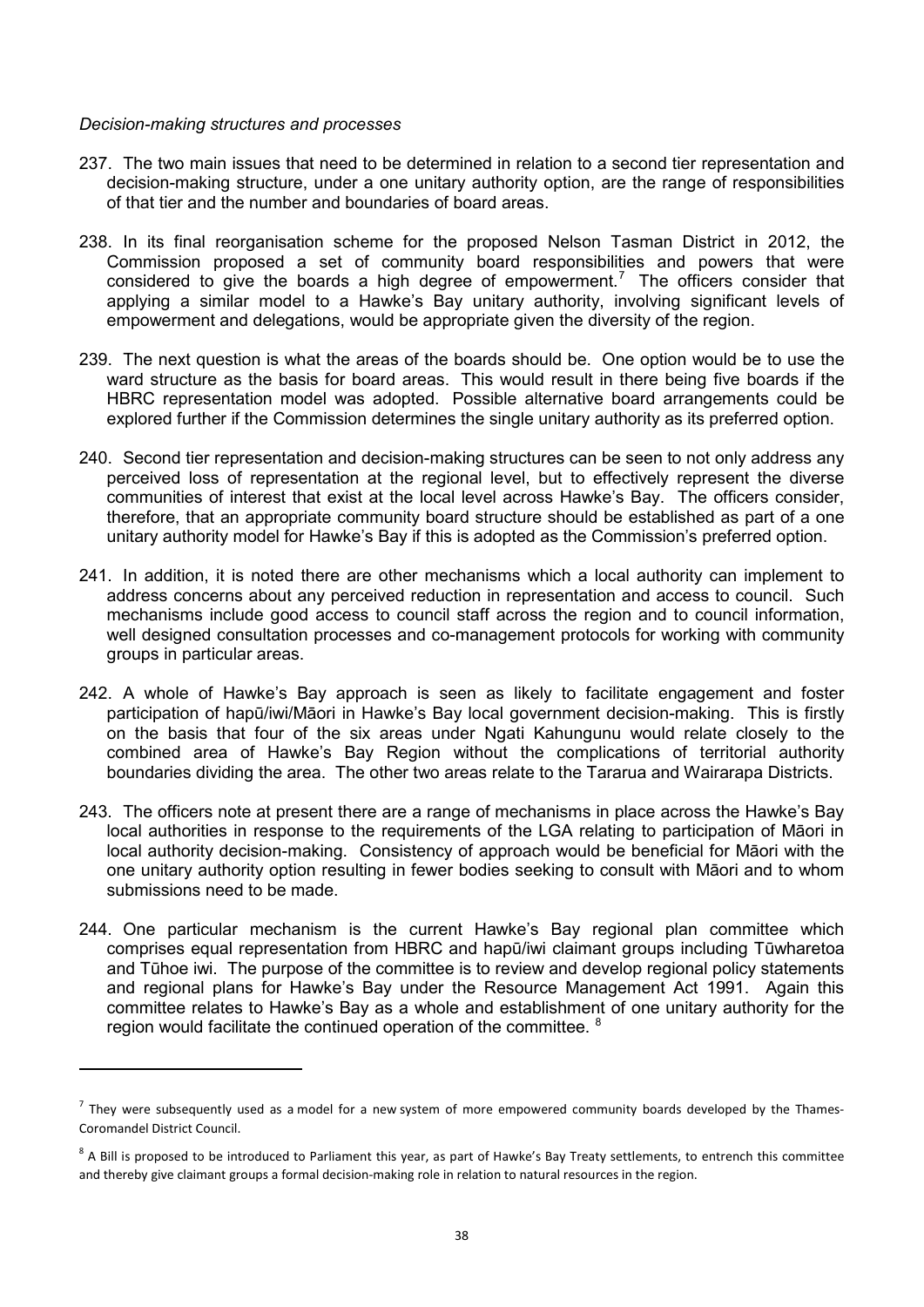*Decision-making structures and processes*

237. The two main issues that need to be determined in relation to a second tier representation and decision-making structure, under a one unitary authority option, are the range of responsibilities of that tier and the number and boundaries of board areas.

238. In its final reorganisation scheme for the proposed Nelson Tasman District in 2012, the Commission proposed a set of community board responsibilities and powers that were considered to give the boards a high degree of empowerment.[7] The officers consider that applying a similar model to a Hawke's Bay unitary authority, involving significant levels of empowerment and delegations, would be appropriate given the diversity of the region.

239. The next question is what the areas of the boards should be. One option would be to use the ward structure as the basis for board areas. This would result in there being five boards if the HBRC representation model was adopted. Possible alternative board arrangements could be explored further if the Commission determines the single unitary authority as its preferred option.

240. Second tier representation and decision-making structures can be seen to not only address any perceived loss of representation at the regional level, but to effectively represent the diverse communities of interest that exist at the local level across Hawke's Bay. The officers consider, therefore, that an appropriate community board structure should be established as part of a one unitary authority model for Hawke's Bay if this is adopted as the Commission's preferred option.

241. In addition, it is noted there are other mechanisms which a local authority can implement to address concerns about any perceived reduction in representation and access to council. Such mechanisms include good access to council staff across the region and to council information, well designed consultation processes and co-management protocols for working with community groups in particular areas.

242. A whole of Hawke's Bay approach is seen as likely to facilitate engagement and foster participation of hapū/iwi/Māori in Hawke's Bay local government decision-making. This is firstly on the basis that four of the six areas under Ngati Kahungunu would relate closely to the combined area of Hawke's Bay Region without the complications of territorial authority boundaries dividing the area. The other two areas relate to the Tararua and Wairarapa Districts.

243. The officers note at present there are a range of mechanisms in place across the Hawke's Bay local authorities in response to the requirements of the LGA relating to participation of Māori in local authority decision-making. Consistency of approach would be beneficial for Māori with the one unitary authority option resulting in fewer bodies seeking to consult with Māori and to whom submissions need to be made.

244. One particular mechanism is the current Hawke's Bay regional plan committee which comprises equal representation from HBRC and hapū/iwi claimant groups including Tūwharetoa and Tūhoe iwi. The purpose of the committee is to review and develop regional policy statements and regional plans for Hawke's Bay under the Resource Management Act 1991. Again this committee relates to Hawke's Bay as a whole and establishment of one unitary authority for the region would facilitate the continued operation of the committee.[8]

---

[7] They were subsequently used as a model for a new system of more empowered community boards developed by the Thames-Coromandel District Council.

[8] A Bill is proposed to be introduced to Parliament this year, as part of Hawke's Bay Treaty settlements, to entrench this committee and thereby give claimant groups a formal decision-making role in relation to natural resources in the region.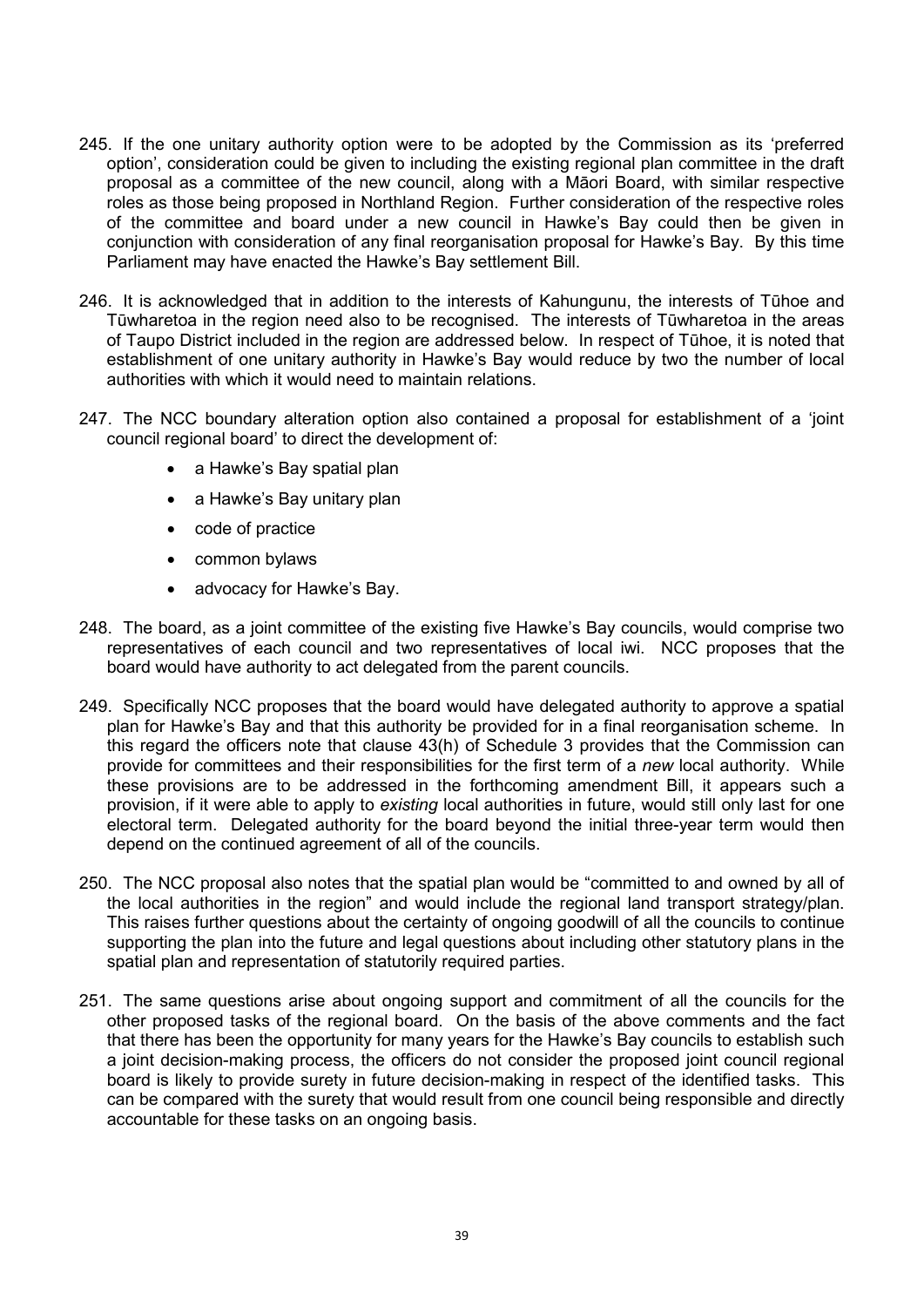245. If the one unitary authority option were to be adopted by the Commission as its 'preferred option', consideration could be given to including the existing regional plan committee in the draft proposal as a committee of the new council, along with a Māori Board, with similar respective roles as those being proposed in Northland Region. Further consideration of the respective roles of the committee and board under a new council in Hawke's Bay could then be given in conjunction with consideration of any final reorganisation proposal for Hawke's Bay. By this time Parliament may have enacted the Hawke's Bay settlement Bill.

246. It is acknowledged that in addition to the interests of Kahungunu, the interests of Tūhoe and Tūwharetoa in the region need also to be recognised. The interests of Tūwharetoa in the areas of Taupo District included in the region are addressed below. In respect of Tūhoe, it is noted that establishment of one unitary authority in Hawke's Bay would reduce by two the number of local authorities with which it would need to maintain relations.

247. The NCC boundary alteration option also contained a proposal for establishment of a 'joint council regional board' to direct the development of:

- a Hawke's Bay spatial plan
- a Hawke's Bay unitary plan
- code of practice
- common bylaws
- advocacy for Hawke's Bay.

248. The board, as a joint committee of the existing five Hawke's Bay councils, would comprise two representatives of each council and two representatives of local iwi. NCC proposes that the board would have authority to act delegated from the parent councils.

249. Specifically NCC proposes that the board would have delegated authority to approve a spatial plan for Hawke's Bay and that this authority be provided for in a final reorganisation scheme. In this regard the officers note that clause 43(h) of Schedule 3 provides that the Commission can provide for committees and their responsibilities for the first term of a *new* local authority. While these provisions are to be addressed in the forthcoming amendment Bill, it appears such a provision, if it were able to apply to *existing* local authorities in future, would still only last for one electoral term. Delegated authority for the board beyond the initial three-year term would then depend on the continued agreement of all of the councils.

250. The NCC proposal also notes that the spatial plan would be "committed to and owned by all of the local authorities in the region" and would include the regional land transport strategy/plan. This raises further questions about the certainty of ongoing goodwill of all the councils to continue supporting the plan into the future and legal questions about including other statutory plans in the spatial plan and representation of statutorily required parties.

251. The same questions arise about ongoing support and commitment of all the councils for the other proposed tasks of the regional board. On the basis of the above comments and the fact that there has been the opportunity for many years for the Hawke's Bay councils to establish such a joint decision-making process, the officers do not consider the proposed joint council regional board is likely to provide surety in future decision-making in respect of the identified tasks. This can be compared with the surety that would result from one council being responsible and directly accountable for these tasks on an ongoing basis.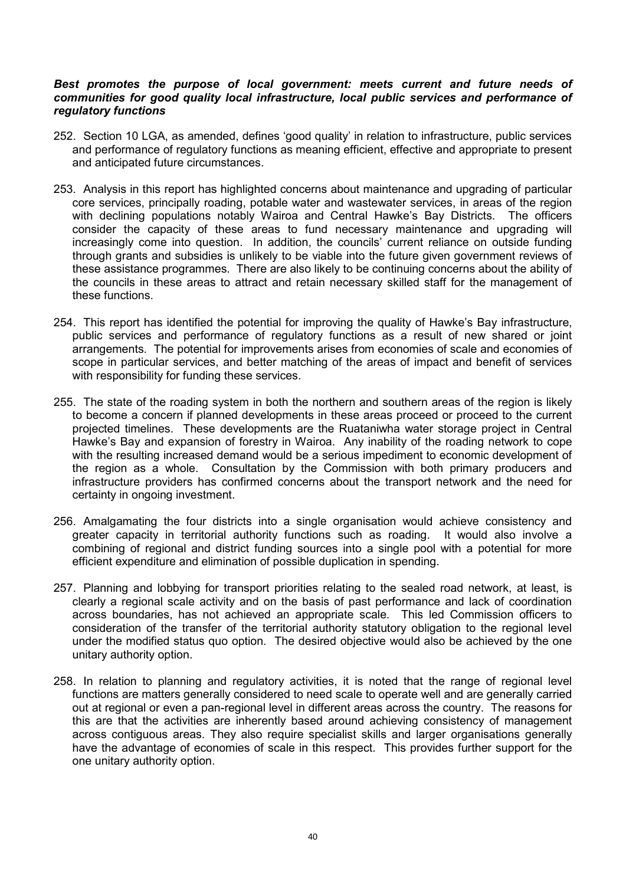***Best promotes the purpose of local government: meets current and future needs of communities for good quality local infrastructure, local public services and performance of regulatory functions***

252. Section 10 LGA, as amended, defines 'good quality' in relation to infrastructure, public services and performance of regulatory functions as meaning efficient, effective and appropriate to present and anticipated future circumstances.

253. Analysis in this report has highlighted concerns about maintenance and upgrading of particular core services, principally roading, potable water and wastewater services, in areas of the region with declining populations notably Wairoa and Central Hawke's Bay Districts. The officers consider the capacity of these areas to fund necessary maintenance and upgrading will increasingly come into question. In addition, the councils' current reliance on outside funding through grants and subsidies is unlikely to be viable into the future given government reviews of these assistance programmes. There are also likely to be continuing concerns about the ability of the councils in these areas to attract and retain necessary skilled staff for the management of these functions.

254. This report has identified the potential for improving the quality of Hawke's Bay infrastructure, public services and performance of regulatory functions as a result of new shared or joint arrangements. The potential for improvements arises from economies of scale and economies of scope in particular services, and better matching of the areas of impact and benefit of services with responsibility for funding these services.

255. The state of the roading system in both the northern and southern areas of the region is likely to become a concern if planned developments in these areas proceed or proceed to the current projected timelines. These developments are the Ruataniwha water storage project in Central Hawke's Bay and expansion of forestry in Wairoa. Any inability of the roading network to cope with the resulting increased demand would be a serious impediment to economic development of the region as a whole. Consultation by the Commission with both primary producers and infrastructure providers has confirmed concerns about the transport network and the need for certainty in ongoing investment.

256. Amalgamating the four districts into a single organisation would achieve consistency and greater capacity in territorial authority functions such as roading. It would also involve a combining of regional and district funding sources into a single pool with a potential for more efficient expenditure and elimination of possible duplication in spending.

257. Planning and lobbying for transport priorities relating to the sealed road network, at least, is clearly a regional scale activity and on the basis of past performance and lack of coordination across boundaries, has not achieved an appropriate scale. This led Commission officers to consideration of the transfer of the territorial authority statutory obligation to the regional level under the modified status quo option. The desired objective would also be achieved by the one unitary authority option.

258. In relation to planning and regulatory activities, it is noted that the range of regional level functions are matters generally considered to need scale to operate well and are generally carried out at regional or even a pan-regional level in different areas across the country. The reasons for this are that the activities are inherently based around achieving consistency of management across contiguous areas. They also require specialist skills and larger organisations generally have the advantage of economies of scale in this respect. This provides further support for the one unitary authority option.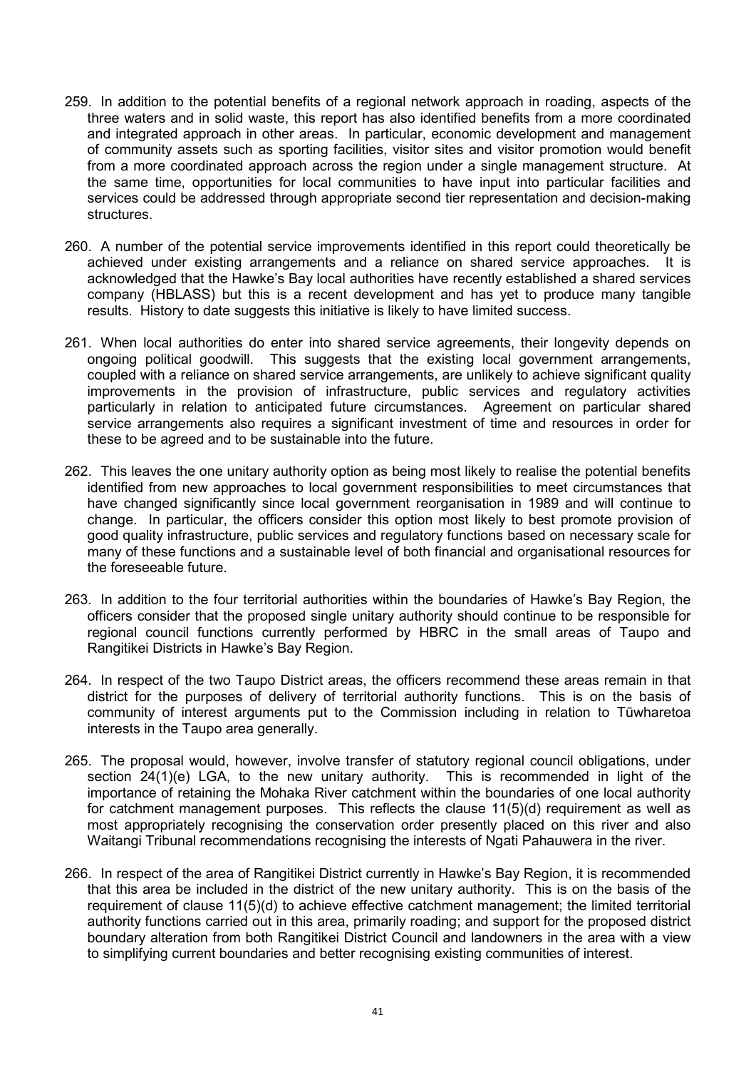259. In addition to the potential benefits of a regional network approach in roading, aspects of the three waters and in solid waste, this report has also identified benefits from a more coordinated and integrated approach in other areas. In particular, economic development and management of community assets such as sporting facilities, visitor sites and visitor promotion would benefit from a more coordinated approach across the region under a single management structure. At the same time, opportunities for local communities to have input into particular facilities and services could be addressed through appropriate second tier representation and decision-making structures.

260. A number of the potential service improvements identified in this report could theoretically be achieved under existing arrangements and a reliance on shared service approaches. It is acknowledged that the Hawke's Bay local authorities have recently established a shared services company (HBLASS) but this is a recent development and has yet to produce many tangible results. History to date suggests this initiative is likely to have limited success.

261. When local authorities do enter into shared service agreements, their longevity depends on ongoing political goodwill. This suggests that the existing local government arrangements, coupled with a reliance on shared service arrangements, are unlikely to achieve significant quality improvements in the provision of infrastructure, public services and regulatory activities particularly in relation to anticipated future circumstances. Agreement on particular shared service arrangements also requires a significant investment of time and resources in order for these to be agreed and to be sustainable into the future.

262. This leaves the one unitary authority option as being most likely to realise the potential benefits identified from new approaches to local government responsibilities to meet circumstances that have changed significantly since local government reorganisation in 1989 and will continue to change. In particular, the officers consider this option most likely to best promote provision of good quality infrastructure, public services and regulatory functions based on necessary scale for many of these functions and a sustainable level of both financial and organisational resources for the foreseeable future.

263. In addition to the four territorial authorities within the boundaries of Hawke's Bay Region, the officers consider that the proposed single unitary authority should continue to be responsible for regional council functions currently performed by HBRC in the small areas of Taupo and Rangitikei Districts in Hawke's Bay Region.

264. In respect of the two Taupo District areas, the officers recommend these areas remain in that district for the purposes of delivery of territorial authority functions. This is on the basis of community of interest arguments put to the Commission including in relation to Tūwharetoa interests in the Taupo area generally.

265. The proposal would, however, involve transfer of statutory regional council obligations, under section 24(1)(e) LGA, to the new unitary authority. This is recommended in light of the importance of retaining the Mohaka River catchment within the boundaries of one local authority for catchment management purposes. This reflects the clause 11(5)(d) requirement as well as most appropriately recognising the conservation order presently placed on this river and also Waitangi Tribunal recommendations recognising the interests of Ngati Pahauwera in the river.

266. In respect of the area of Rangitikei District currently in Hawke's Bay Region, it is recommended that this area be included in the district of the new unitary authority. This is on the basis of the requirement of clause 11(5)(d) to achieve effective catchment management; the limited territorial authority functions carried out in this area, primarily roading; and support for the proposed district boundary alteration from both Rangitikei District Council and landowners in the area with a view to simplifying current boundaries and better recognising existing communities of interest.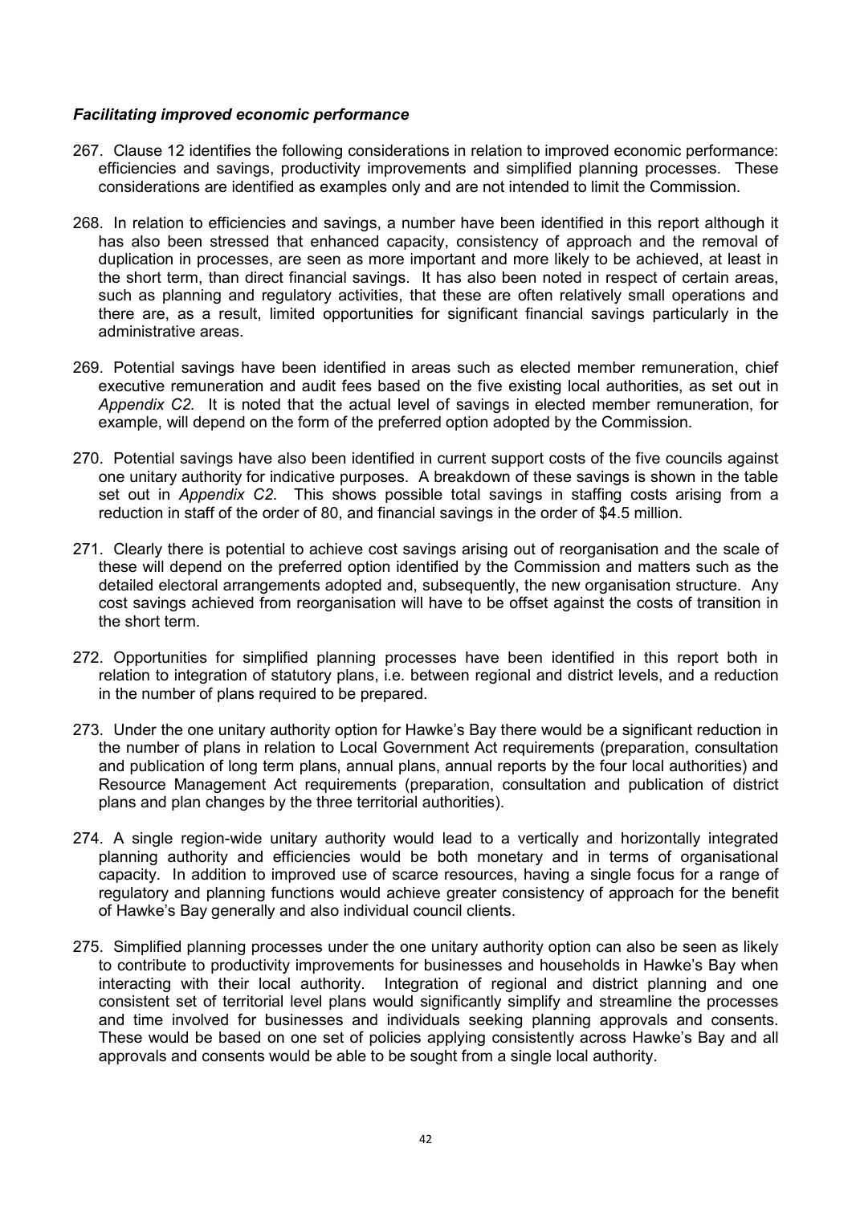***Facilitating improved economic performance***

267. Clause 12 identifies the following considerations in relation to improved economic performance: efficiencies and savings, productivity improvements and simplified planning processes. These considerations are identified as examples only and are not intended to limit the Commission.

268. In relation to efficiencies and savings, a number have been identified in this report although it has also been stressed that enhanced capacity, consistency of approach and the removal of duplication in processes, are seen as more important and more likely to be achieved, at least in the short term, than direct financial savings. It has also been noted in respect of certain areas, such as planning and regulatory activities, that these are often relatively small operations and there are, as a result, limited opportunities for significant financial savings particularly in the administrative areas.

269. Potential savings have been identified in areas such as elected member remuneration, chief executive remuneration and audit fees based on the five existing local authorities, as set out in *Appendix C2.* It is noted that the actual level of savings in elected member remuneration, for example, will depend on the form of the preferred option adopted by the Commission.

270. Potential savings have also been identified in current support costs of the five councils against one unitary authority for indicative purposes. A breakdown of these savings is shown in the table set out in *Appendix C2*. This shows possible total savings in staffing costs arising from a reduction in staff of the order of 80, and financial savings in the order of $4.5 million.

271. Clearly there is potential to achieve cost savings arising out of reorganisation and the scale of these will depend on the preferred option identified by the Commission and matters such as the detailed electoral arrangements adopted and, subsequently, the new organisation structure. Any cost savings achieved from reorganisation will have to be offset against the costs of transition in the short term.

272. Opportunities for simplified planning processes have been identified in this report both in relation to integration of statutory plans, i.e. between regional and district levels, and a reduction in the number of plans required to be prepared.

273. Under the one unitary authority option for Hawke's Bay there would be a significant reduction in the number of plans in relation to Local Government Act requirements (preparation, consultation and publication of long term plans, annual plans, annual reports by the four local authorities) and Resource Management Act requirements (preparation, consultation and publication of district plans and plan changes by the three territorial authorities).

274. A single region-wide unitary authority would lead to a vertically and horizontally integrated planning authority and efficiencies would be both monetary and in terms of organisational capacity. In addition to improved use of scarce resources, having a single focus for a range of regulatory and planning functions would achieve greater consistency of approach for the benefit of Hawke's Bay generally and also individual council clients.

275. Simplified planning processes under the one unitary authority option can also be seen as likely to contribute to productivity improvements for businesses and households in Hawke's Bay when interacting with their local authority. Integration of regional and district planning and one consistent set of territorial level plans would significantly simplify and streamline the processes and time involved for businesses and individuals seeking planning approvals and consents. These would be based on one set of policies applying consistently across Hawke's Bay and all approvals and consents would be able to be sought from a single local authority.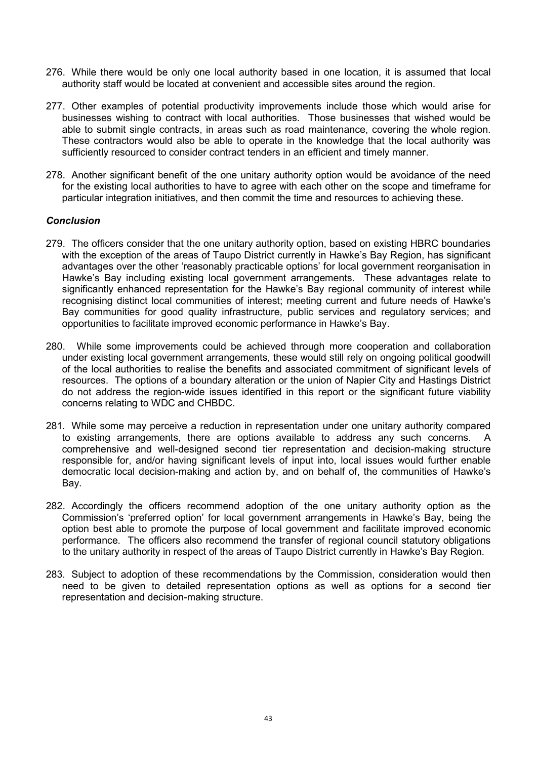276. While there would be only one local authority based in one location, it is assumed that local authority staff would be located at convenient and accessible sites around the region.

277. Other examples of potential productivity improvements include those which would arise for businesses wishing to contract with local authorities. Those businesses that wished would be able to submit single contracts, in areas such as road maintenance, covering the whole region. These contractors would also be able to operate in the knowledge that the local authority was sufficiently resourced to consider contract tenders in an efficient and timely manner.

278. Another significant benefit of the one unitary authority option would be avoidance of the need for the existing local authorities to have to agree with each other on the scope and timeframe for particular integration initiatives, and then commit the time and resources to achieving these.

### *Conclusion*

279. The officers consider that the one unitary authority option, based on existing HBRC boundaries with the exception of the areas of Taupo District currently in Hawke's Bay Region, has significant advantages over the other 'reasonably practicable options' for local government reorganisation in Hawke's Bay including existing local government arrangements. These advantages relate to significantly enhanced representation for the Hawke's Bay regional community of interest while recognising distinct local communities of interest; meeting current and future needs of Hawke's Bay communities for good quality infrastructure, public services and regulatory services; and opportunities to facilitate improved economic performance in Hawke's Bay.

280. While some improvements could be achieved through more cooperation and collaboration under existing local government arrangements, these would still rely on ongoing political goodwill of the local authorities to realise the benefits and associated commitment of significant levels of resources. The options of a boundary alteration or the union of Napier City and Hastings District do not address the region-wide issues identified in this report or the significant future viability concerns relating to WDC and CHBDC.

281. While some may perceive a reduction in representation under one unitary authority compared to existing arrangements, there are options available to address any such concerns. A comprehensive and well-designed second tier representation and decision-making structure responsible for, and/or having significant levels of input into, local issues would further enable democratic local decision-making and action by, and on behalf of, the communities of Hawke's Bay.

282. Accordingly the officers recommend adoption of the one unitary authority option as the Commission's 'preferred option' for local government arrangements in Hawke's Bay, being the option best able to promote the purpose of local government and facilitate improved economic performance. The officers also recommend the transfer of regional council statutory obligations to the unitary authority in respect of the areas of Taupo District currently in Hawke's Bay Region.

283. Subject to adoption of these recommendations by the Commission, consideration would then need to be given to detailed representation options as well as options for a second tier representation and decision-making structure.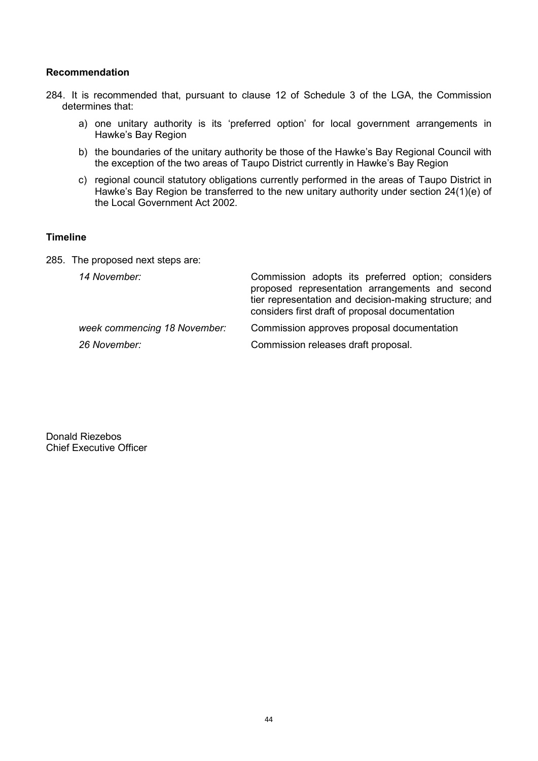### Recommendation

284. It is recommended that, pursuant to clause 12 of Schedule 3 of the LGA, the Commission determines that:

    a) one unitary authority is its 'preferred option' for local government arrangements in Hawke's Bay Region

    b) the boundaries of the unitary authority be those of the Hawke's Bay Regional Council with the exception of the two areas of Taupo District currently in Hawke's Bay Region

    c) regional council statutory obligations currently performed in the areas of Taupo District in Hawke's Bay Region be transferred to the new unitary authority under section 24(1)(e) of the Local Government Act 2002.

### Timeline

285. The proposed next steps are:

| | |
|---|---|
| *14 November:* | Commission adopts its preferred option; considers proposed representation arrangements and second tier representation and decision-making structure; and considers first draft of proposal documentation |
| *week commencing 18 November:* | Commission approves proposal documentation |
| *26 November:* | Commission releases draft proposal. |

Donald Riezebos
Chief Executive Officer